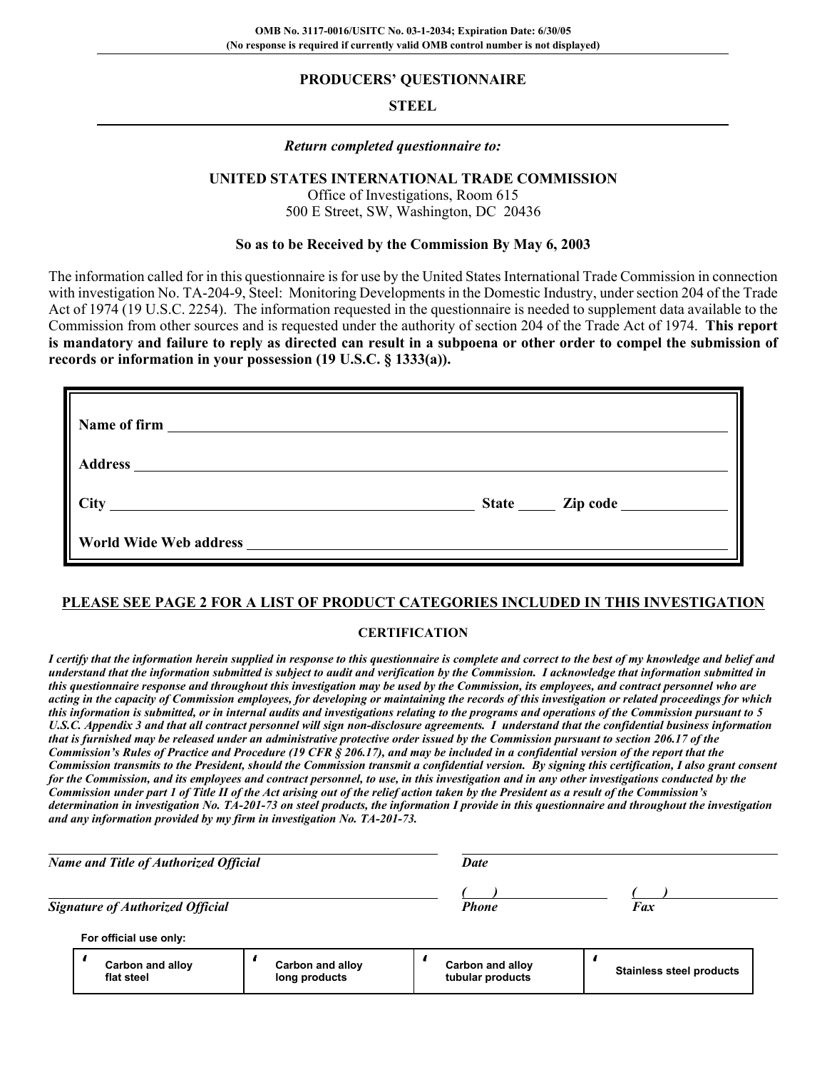OMB No. 3117-0016/USITC No. 03-1-2034; Expiration Date: 6/30/05
(No response is required if currently valid OMB control number is not displayed)

# PRODUCERS' QUESTIONNAIRE

## STEEL

*Return completed questionnaire to:*

**UNITED STATES INTERNATIONAL TRADE COMMISSION**
Office of Investigations, Room 615
500 E Street, SW, Washington, DC 20436

**So as to be Received by the Commission By May 6, 2003**

The information called for in this questionnaire is for use by the United States International Trade Commission in connection with investigation No. TA-204-9, Steel: Monitoring Developments in the Domestic Industry, under section 204 of the Trade Act of 1974 (19 U.S.C. 2254). The information requested in the questionnaire is needed to supplement data available to the Commission from other sources and is requested under the authority of section 204 of the Trade Act of 1974. **This report is mandatory and failure to reply as directed can result in a subpoena or other order to compel the submission of records or information in your possession (19 U.S.C. § 1333(a)).**

**Name of firm** ____________________

**Address** ____________________

**City** ____________________ **State** _____ **Zip code** __________

**World Wide Web address** ____________________

**PLEASE SEE PAGE 2 FOR A LIST OF PRODUCT CATEGORIES INCLUDED IN THIS INVESTIGATION**

**CERTIFICATION**

***I certify that the information herein supplied in response to this questionnaire is complete and correct to the best of my knowledge and belief and understand that the information submitted is subject to audit and verification by the Commission. I acknowledge that information submitted in this questionnaire response and throughout this investigation may be used by the Commission, its employees, and contract personnel who are acting in the capacity of Commission employees, for developing or maintaining the records of this investigation or related proceedings for which this information is submitted, or in internal audits and investigations relating to the programs and operations of the Commission pursuant to 5 U.S.C. Appendix 3 and that all contract personnel will sign non-disclosure agreements. I understand that the confidential business information that is furnished may be released under an administrative protective order issued by the Commission pursuant to section 206.17 of the Commission's Rules of Practice and Procedure (19 CFR § 206.17), and may be included in a confidential version of the report that the Commission transmits to the President, should the Commission transmit a confidential version. By signing this certification, I also grant consent for the Commission, and its employees and contract personnel, to use, in this investigation and in any other investigations conducted by the Commission under part 1 of Title II of the Act arising out of the relief action taken by the President as a result of the Commission's determination in investigation No. TA-201-73 on steel products, the information I provide in this questionnaire and throughout the investigation and any information provided by my firm in investigation No. TA-201-73.***

____________________ ____________________
***Name and Title of Authorized Official*** ***Date***

____________________ (   ) __________ (   ) __________
***Signature of Authorized Official*** ***Phone*** ***Fax***

**For official use only:**

| ☐ Carbon and alloy flat steel | ☐ Carbon and alloy long products | ☐ Carbon and alloy tubular products | ☐ Stainless steel products |
|---|---|---|---|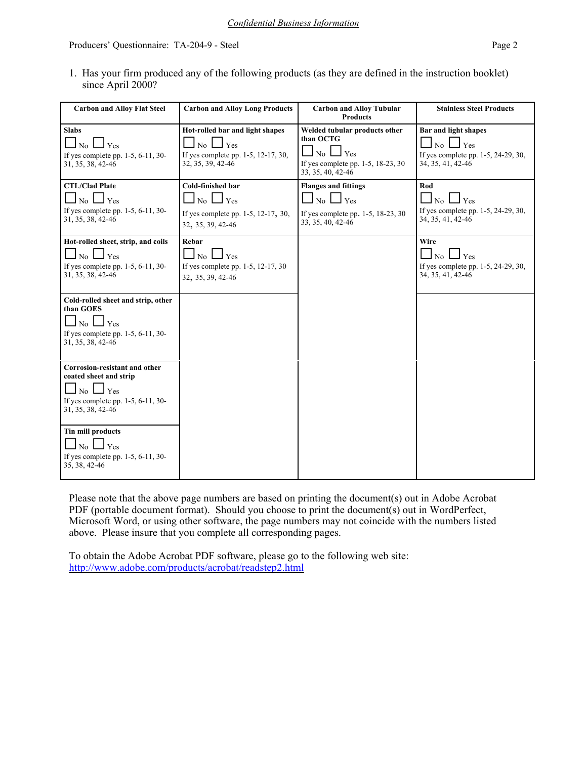*Confidential Business Information*

Producers' Questionnaire: TA-204-9 - Steel

1. Has your firm produced any of the following products (as they are defined in the instruction booklet) since April 2000?

| Carbon and Alloy Flat Steel | Carbon and Alloy Long Products | Carbon and Alloy Tubular Products | Stainless Steel Products |
|---|---|---|---|
| **Slabs** ☐ No ☐ Yes If yes complete pp. 1-5, 6-11, 30-31, 35, 38, 42-46 | **Hot-rolled bar and light shapes** ☐ No ☐ Yes If yes complete pp. 1-5, 12-17, 30, 32, 35, 39, 42-46 | **Welded tubular products other than OCTG** ☐ No ☐ Yes If yes complete pp. 1-5, 18-23, 30 33, 35, 40, 42-46 | **Bar and light shapes** ☐ No ☐ Yes If yes complete pp. 1-5, 24-29, 30, 34, 35, 41, 42-46 |
| **CTL/Clad Plate** ☐ No ☐ Yes If yes complete pp. 1-5, 6-11, 30-31, 35, 38, 42-46 | **Cold-finished bar** ☐ No ☐ Yes If yes complete pp. 1-5, 12-17, 30, 32, 35, 39, 42-46 | **Flanges and fittings** ☐ No ☐ Yes If yes complete pp. 1-5, 18-23, 30 33, 35, 40, 42-46 | **Rod** ☐ No ☐ Yes If yes complete pp. 1-5, 24-29, 30, 34, 35, 41, 42-46 |
| **Hot-rolled sheet, strip, and coils** ☐ No ☐ Yes If yes complete pp. 1-5, 6-11, 30-31, 35, 38, 42-46 | **Rebar** ☐ No ☐ Yes If yes complete pp. 1-5, 12-17, 30 32, 35, 39, 42-46 | | **Wire** ☐ No ☐ Yes If yes complete pp. 1-5, 24-29, 30, 34, 35, 41, 42-46 |
| **Cold-rolled sheet and strip, other than GOES** ☐ No ☐ Yes If yes complete pp. 1-5, 6-11, 30-31, 35, 38, 42-46 | | | |
| **Corrosion-resistant and other coated sheet and strip** ☐ No ☐ Yes If yes complete pp. 1-5, 6-11, 30-31, 35, 38, 42-46 | | | |
| **Tin mill products** ☐ No ☐ Yes If yes complete pp. 1-5, 6-11, 30-35, 38, 42-46 | | | |

Please note that the above page numbers are based on printing the document(s) out in Adobe Acrobat PDF (portable document format). Should you choose to print the document(s) out in WordPerfect, Microsoft Word, or using other software, the page numbers may not coincide with the numbers listed above. Please insure that you complete all corresponding pages.

To obtain the Adobe Acrobat PDF software, please go to the following web site: http://www.adobe.com/products/acrobat/readstep2.html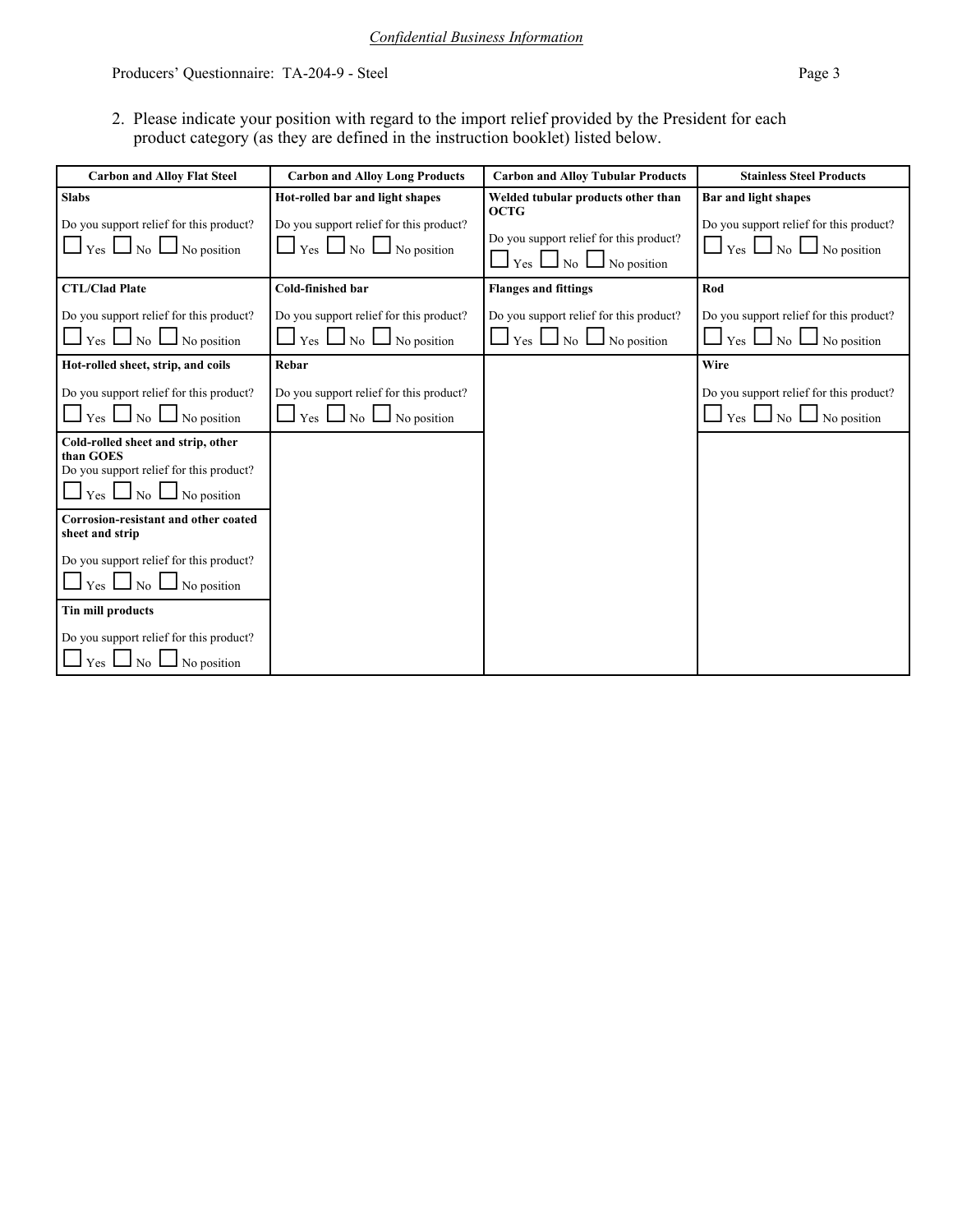*Confidential Business Information*

2. Please indicate your position with regard to the import relief provided by the President for each product category (as they are defined in the instruction booklet) listed below.

| Carbon and Alloy Flat Steel | Carbon and Alloy Long Products | Carbon and Alloy Tubular Products | Stainless Steel Products |
|---|---|---|---|
| **Slabs**<br>Do you support relief for this product?<br>☐ Yes ☐ No ☐ No position | **Hot-rolled bar and light shapes**<br>Do you support relief for this product?<br>☐ Yes ☐ No ☐ No position | **Welded tubular products other than OCTG**<br>Do you support relief for this product?<br>☐ Yes ☐ No ☐ No position | **Bar and light shapes**<br>Do you support relief for this product?<br>☐ Yes ☐ No ☐ No position |
| **CTL/Clad Plate**<br>Do you support relief for this product?<br>☐ Yes ☐ No ☐ No position | **Cold-finished bar**<br>Do you support relief for this product?<br>☐ Yes ☐ No ☐ No position | **Flanges and fittings**<br>Do you support relief for this product?<br>☐ Yes ☐ No ☐ No position | **Rod**<br>Do you support relief for this product?<br>☐ Yes ☐ No ☐ No position |
| **Hot-rolled sheet, strip, and coils**<br>Do you support relief for this product?<br>☐ Yes ☐ No ☐ No position | **Rebar**<br>Do you support relief for this product?<br>☐ Yes ☐ No ☐ No position | | **Wire**<br>Do you support relief for this product?<br>☐ Yes ☐ No ☐ No position |
| **Cold-rolled sheet and strip, other than GOES**<br>Do you support relief for this product?<br>☐ Yes ☐ No ☐ No position | | | |
| **Corrosion-resistant and other coated sheet and strip**<br>Do you support relief for this product?<br>☐ Yes ☐ No ☐ No position | | | |
| **Tin mill products**<br>Do you support relief for this product?<br>☐ Yes ☐ No ☐ No position | | | |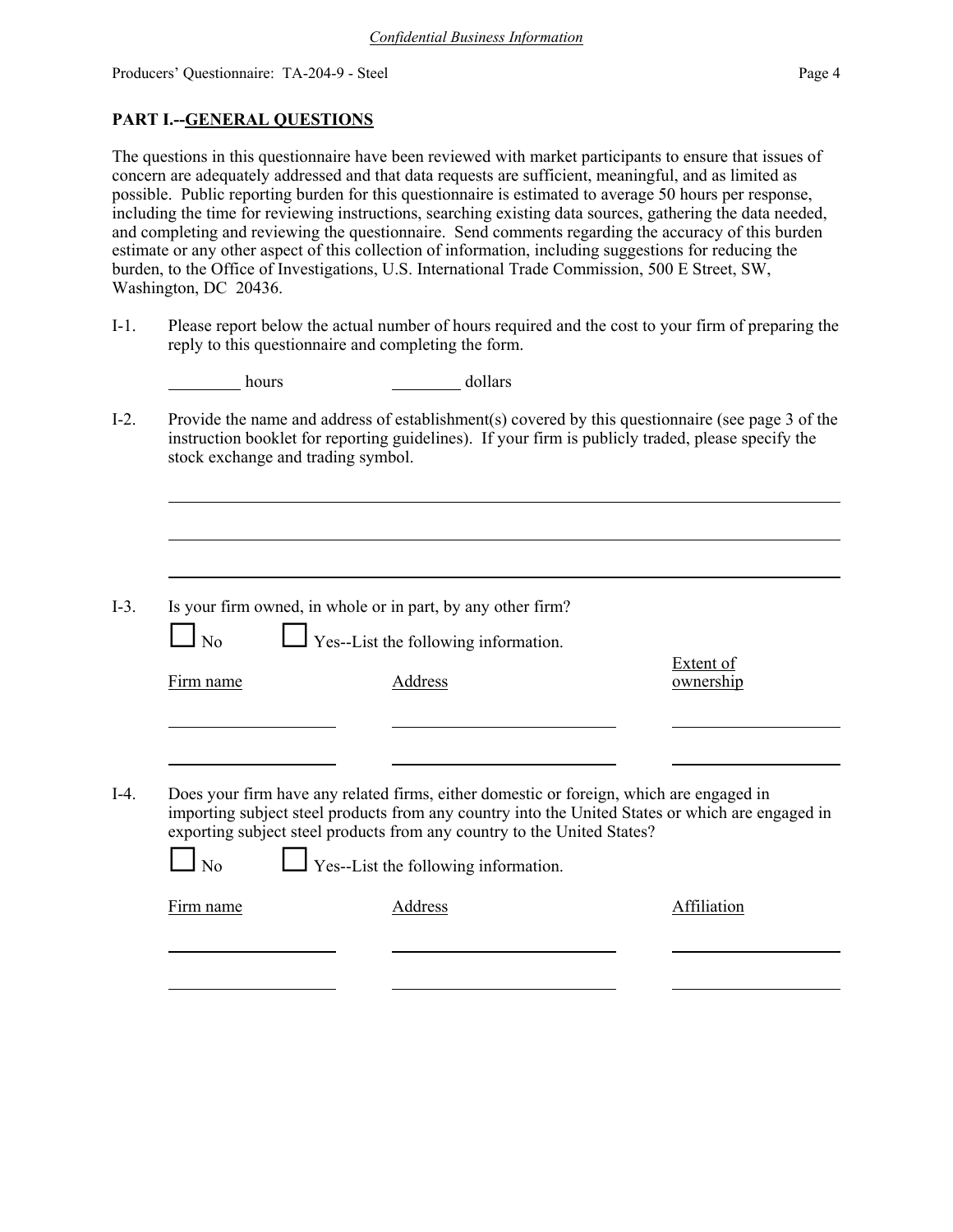## PART I.--GENERAL QUESTIONS

The questions in this questionnaire have been reviewed with market participants to ensure that issues of concern are adequately addressed and that data requests are sufficient, meaningful, and as limited as possible. Public reporting burden for this questionnaire is estimated to average 50 hours per response, including the time for reviewing instructions, searching existing data sources, gathering the data needed, and completing and reviewing the questionnaire. Send comments regarding the accuracy of this burden estimate or any other aspect of this collection of information, including suggestions for reducing the burden, to the Office of Investigations, U.S. International Trade Commission, 500 E Street, SW, Washington, DC 20436.

I-1. Please report below the actual number of hours required and the cost to your firm of preparing the reply to this questionnaire and completing the form.

________ hours ________ dollars

I-2. Provide the name and address of establishment(s) covered by this questionnaire (see page 3 of the instruction booklet for reporting guidelines). If your firm is publicly traded, please specify the stock exchange and trading symbol.

______________________________________________________________________

______________________________________________________________________

______________________________________________________________________

I-3. Is your firm owned, in whole or in part, by any other firm?

☐ No ☐ Yes--List the following information.

| Firm name | Address | Extent of ownership |
| --- | --- | --- |
| | | |
| | | |

I-4. Does your firm have any related firms, either domestic or foreign, which are engaged in importing subject steel products from any country into the United States or which are engaged in exporting subject steel products from any country to the United States?

☐ No ☐ Yes--List the following information.

| Firm name | Address | Affiliation |
| --- | --- | --- |
| | | |
| | | |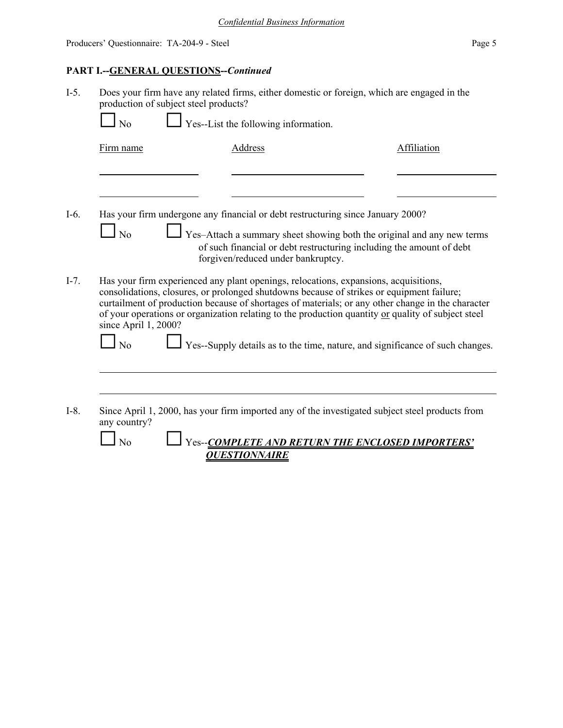**PART I.--GENERAL QUESTIONS--*Continued***

I-5. Does your firm have any related firms, either domestic or foreign, which are engaged in the production of subject steel products?

☐ No ☐ Yes--List the following information.

| Firm name | Address | Affiliation |
|---|---|---|
| | | |
| | | |

I-6. Has your firm undergone any financial or debt restructuring since January 2000?

☐ No ☐ Yes–Attach a summary sheet showing both the original and any new terms of such financial or debt restructuring including the amount of debt forgiven/reduced under bankruptcy.

I-7. Has your firm experienced any plant openings, relocations, expansions, acquisitions, consolidations, closures, or prolonged shutdowns because of strikes or equipment failure; curtailment of production because of shortages of materials; or any other change in the character of your operations or organization relating to the production quantity or quality of subject steel since April 1, 2000?

☐ No ☐ Yes--Supply details as to the time, nature, and significance of such changes.

I-8. Since April 1, 2000, has your firm imported any of the investigated subject steel products from any country?

☐ No ☐ Yes--***COMPLETE AND RETURN THE ENCLOSED IMPORTERS' QUESTIONNAIRE***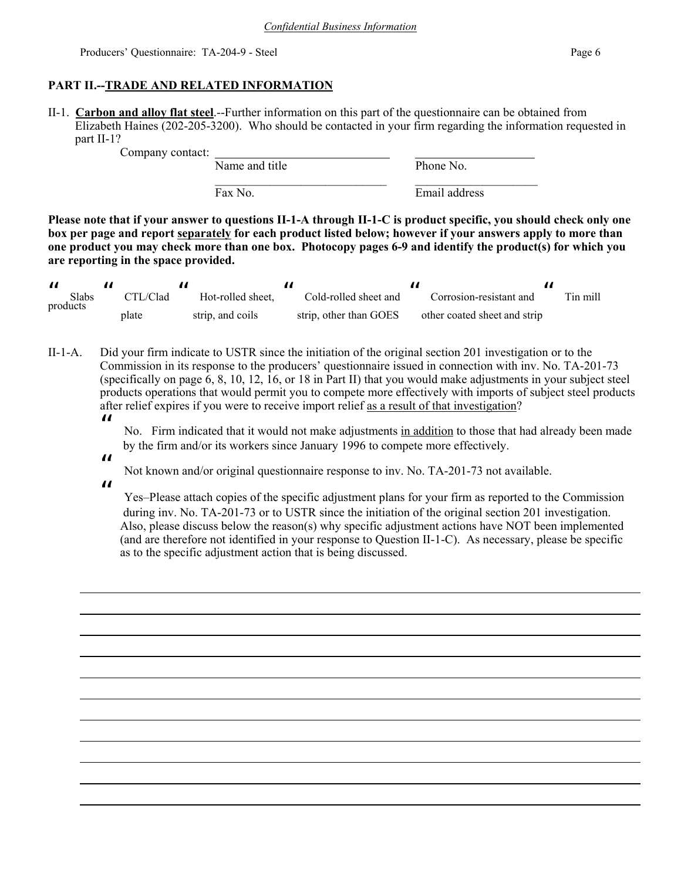*Confidential Business Information*

## PART II.--TRADE AND RELATED INFORMATION

II-1. **Carbon and alloy flat steel**.--Further information on this part of the questionnaire can be obtained from Elizabeth Haines (202-205-3200). Who should be contacted in your firm regarding the information requested in part II-1?

Company contact: ______________________________ ____________________

Name and title Phone No.

______________________________ ____________________

Fax No. Email address

**Please note that if your answer to questions II-1-A through II-1-C is product specific, you should check only one box per page and report separately for each product listed below; however if your answers apply to more than one product you may check more than one box. Photocopy pages 6-9 and identify the product(s) for which you are reporting in the space provided.**

" Slabs products " CTL/Clad plate " Hot-rolled sheet, strip, and coils " Cold-rolled sheet and strip, other than GOES " Corrosion-resistant and other coated sheet and strip " Tin mill

II-1-A. Did your firm indicate to USTR since the initiation of the original section 201 investigation or to the Commission in its response to the producers' questionnaire issued in connection with inv. No. TA-201-73 (specifically on page 6, 8, 10, 12, 16, or 18 in Part II) that you would make adjustments in your subject steel products operations that would permit you to compete more effectively with imports of subject steel products after relief expires if you were to receive import relief as a result of that investigation?

" No. Firm indicated that it would not make adjustments in addition to those that had already been made by the firm and/or its workers since January 1996 to compete more effectively.

" Not known and/or original questionnaire response to inv. No. TA-201-73 not available.

" Yes–Please attach copies of the specific adjustment plans for your firm as reported to the Commission during inv. No. TA-201-73 or to USTR since the initiation of the original section 201 investigation. Also, please discuss below the reason(s) why specific adjustment actions have NOT been implemented (and are therefore not identified in your response to Question II-1-C). As necessary, please be specific as to the specific adjustment action that is being discussed.

______________________________________________________________________________

______________________________________________________________________________

______________________________________________________________________________

______________________________________________________________________________

______________________________________________________________________________

______________________________________________________________________________

______________________________________________________________________________

______________________________________________________________________________

______________________________________________________________________________

______________________________________________________________________________

______________________________________________________________________________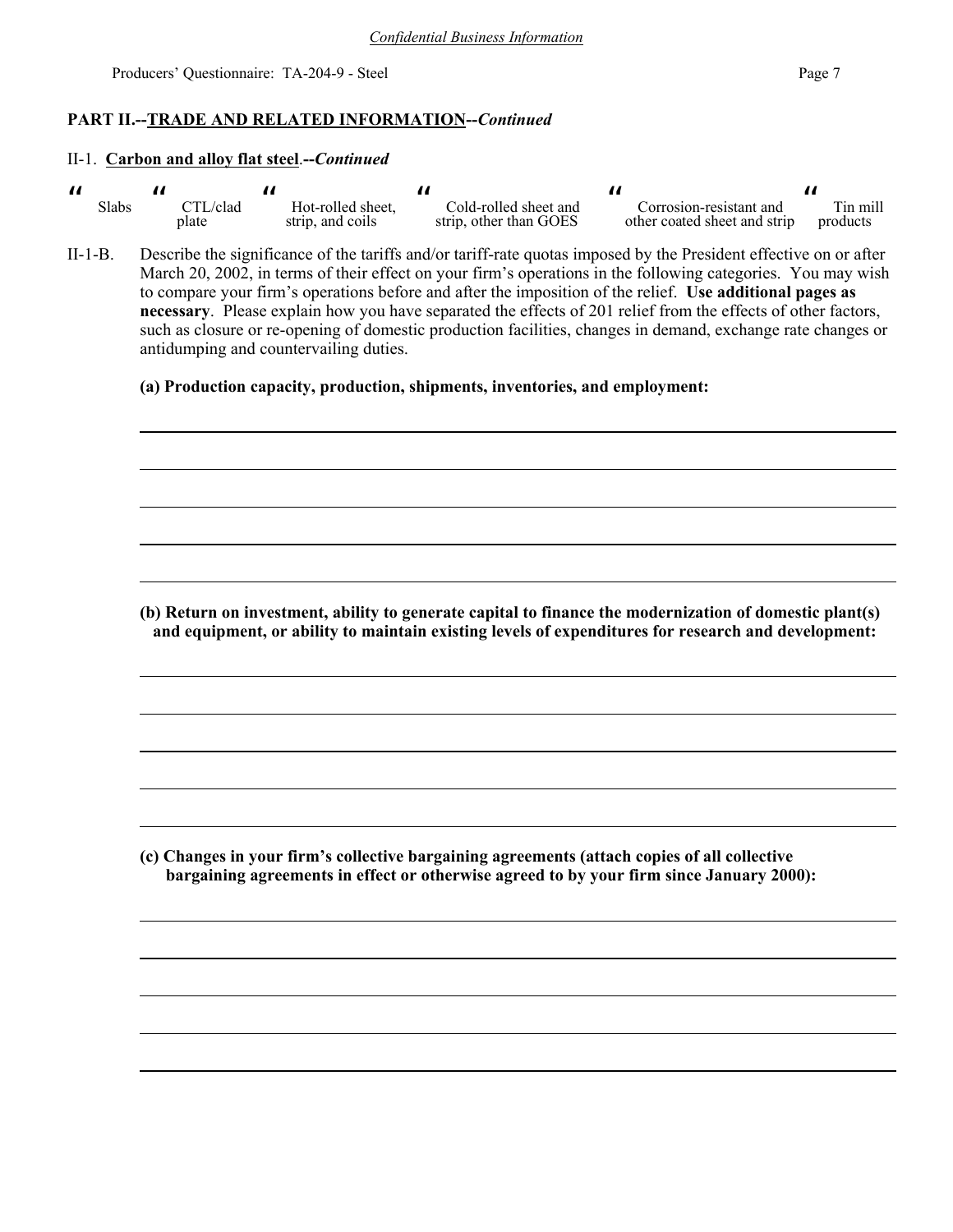*Confidential Business Information*

## PART II.--TRADE AND RELATED INFORMATION--*Continued*

### II-1. **Carbon and alloy flat steel**.--*Continued*

| " | " | " | " | " | " |
|---|---|---|---|---|---|
| Slabs | CTL/clad plate | Hot-rolled sheet, strip, and coils | Cold-rolled sheet and strip, other than GOES | Corrosion-resistant and other coated sheet and strip | Tin mill products |

II-1-B. Describe the significance of the tariffs and/or tariff-rate quotas imposed by the President effective on or after March 20, 2002, in terms of their effect on your firm's operations in the following categories. You may wish to compare your firm's operations before and after the imposition of the relief. **Use additional pages as necessary**. Please explain how you have separated the effects of 201 relief from the effects of other factors, such as closure or re-opening of domestic production facilities, changes in demand, exchange rate changes or antidumping and countervailing duties.

**(a) Production capacity, production, shipments, inventories, and employment:**

______________________________________________________________________

______________________________________________________________________

______________________________________________________________________

______________________________________________________________________

______________________________________________________________________

**(b) Return on investment, ability to generate capital to finance the modernization of domestic plant(s) and equipment, or ability to maintain existing levels of expenditures for research and development:**

______________________________________________________________________

______________________________________________________________________

______________________________________________________________________

______________________________________________________________________

______________________________________________________________________

**(c) Changes in your firm's collective bargaining agreements (attach copies of all collective bargaining agreements in effect or otherwise agreed to by your firm since January 2000):**

______________________________________________________________________

______________________________________________________________________

______________________________________________________________________

______________________________________________________________________

______________________________________________________________________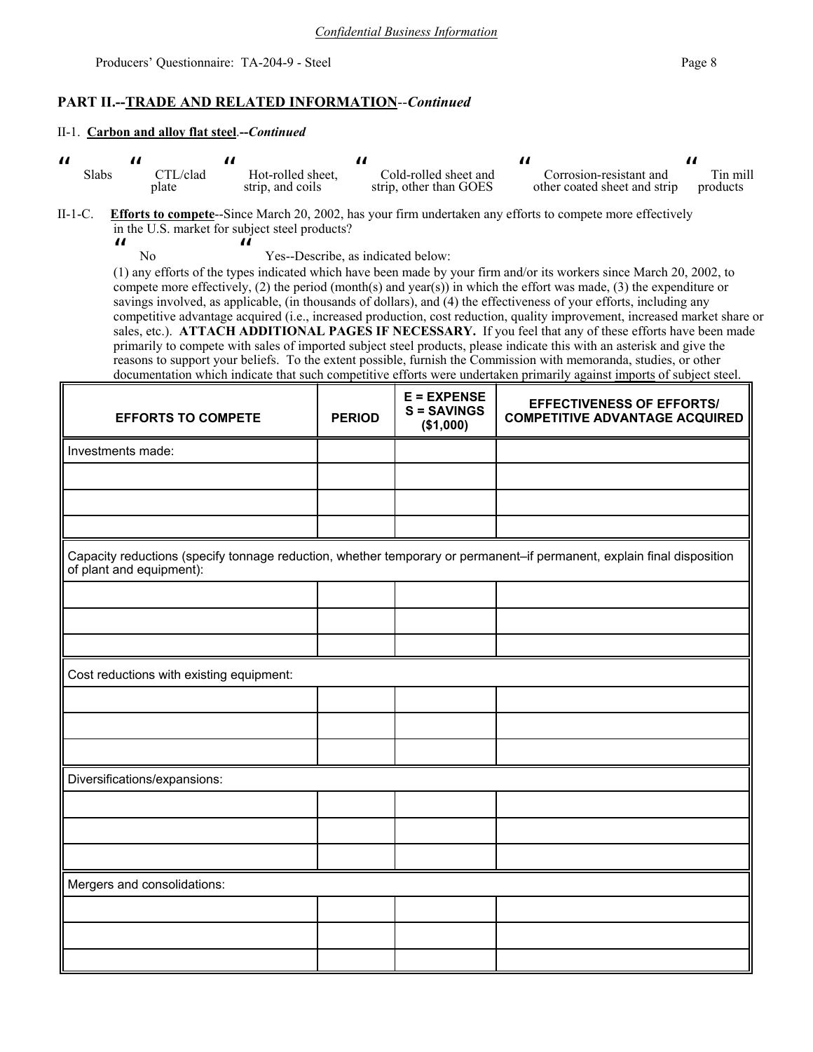*Confidential Business Information*

## PART II.--TRADE AND RELATED INFORMATION--*Continued*

II-1. **Carbon and alloy flat steel**.--*Continued*

" Slabs " CTL/clad plate " Hot-rolled sheet, strip, and coils " Cold-rolled sheet and strip, other than GOES " Corrosion-resistant and other coated sheet and strip " Tin mill products

II-1-C. **Efforts to compete**--Since March 20, 2002, has your firm undertaken any efforts to compete more effectively in the U.S. market for subject steel products?

" No " Yes--Describe, as indicated below:

(1) any efforts of the types indicated which have been made by your firm and/or its workers since March 20, 2002, to compete more effectively, (2) the period (month(s) and year(s)) in which the effort was made, (3) the expenditure or savings involved, as applicable, (in thousands of dollars), and (4) the effectiveness of your efforts, including any competitive advantage acquired (i.e., increased production, cost reduction, quality improvement, increased market share or sales, etc.). **ATTACH ADDITIONAL PAGES IF NECESSARY.** If you feel that any of these efforts have been made primarily to compete with sales of imported subject steel products, please indicate this with an asterisk and give the reasons to support your beliefs. To the extent possible, furnish the Commission with memoranda, studies, or other documentation which indicate that such competitive efforts were undertaken primarily against imports of subject steel.

| EFFORTS TO COMPETE | PERIOD | E = EXPENSE S = SAVINGS ($1,000) | EFFECTIVENESS OF EFFORTS/ COMPETITIVE ADVANTAGE ACQUIRED |
|---|---|---|---|
| Investments made: | | | |
| | | | |
| | | | |
| | | | |
| Capacity reductions (specify tonnage reduction, whether temporary or permanent–if permanent, explain final disposition of plant and equipment): | | | |
| | | | |
| | | | |
| | | | |
| Cost reductions with existing equipment: | | | |
| | | | |
| | | | |
| | | | |
| Diversifications/expansions: | | | |
| | | | |
| | | | |
| | | | |
| Mergers and consolidations: | | | |
| | | | |
| | | | |
| | | | |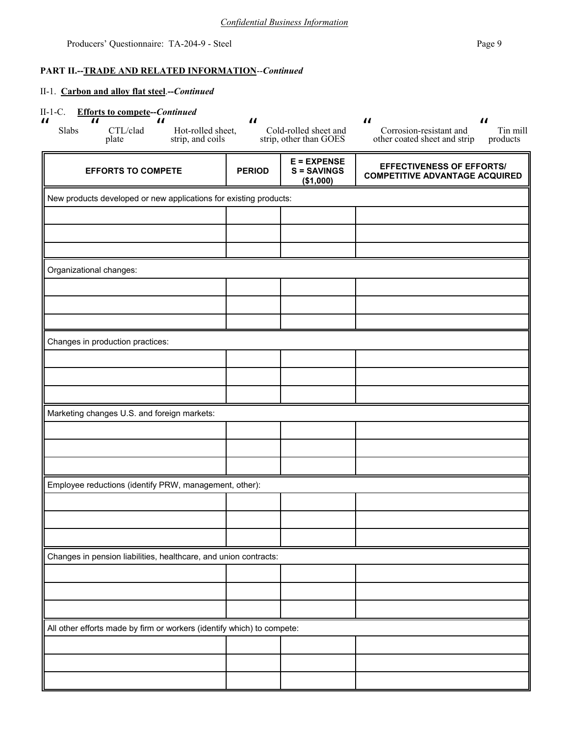*Confidential Business Information*

**PART II.--TRADE AND RELATED INFORMATION**--*Continued*

II-1. **Carbon and alloy flat steel**.--*Continued*

II-1-C. **Efforts to compete--*Continued***

" Slabs " CTL/clad plate " Hot-rolled sheet, strip, and coils " Cold-rolled sheet and strip, other than GOES " Corrosion-resistant and other coated sheet and strip " Tin mill products

| EFFORTS TO COMPETE | PERIOD | E = EXPENSE S = SAVINGS ($1,000) | EFFECTIVENESS OF EFFORTS/ COMPETITIVE ADVANTAGE ACQUIRED |
|---|---|---|---|
| New products developed or new applications for existing products: | | | |
| | | | |
| | | | |
| | | | |
| Organizational changes: | | | |
| | | | |
| | | | |
| | | | |
| Changes in production practices: | | | |
| | | | |
| | | | |
| | | | |
| Marketing changes U.S. and foreign markets: | | | |
| | | | |
| | | | |
| | | | |
| Employee reductions (identify PRW, management, other): | | | |
| | | | |
| | | | |
| | | | |
| Changes in pension liabilities, healthcare, and union contracts: | | | |
| | | | |
| | | | |
| | | | |
| All other efforts made by firm or workers (identify which) to compete: | | | |
| | | | |
| | | | |
| | | | |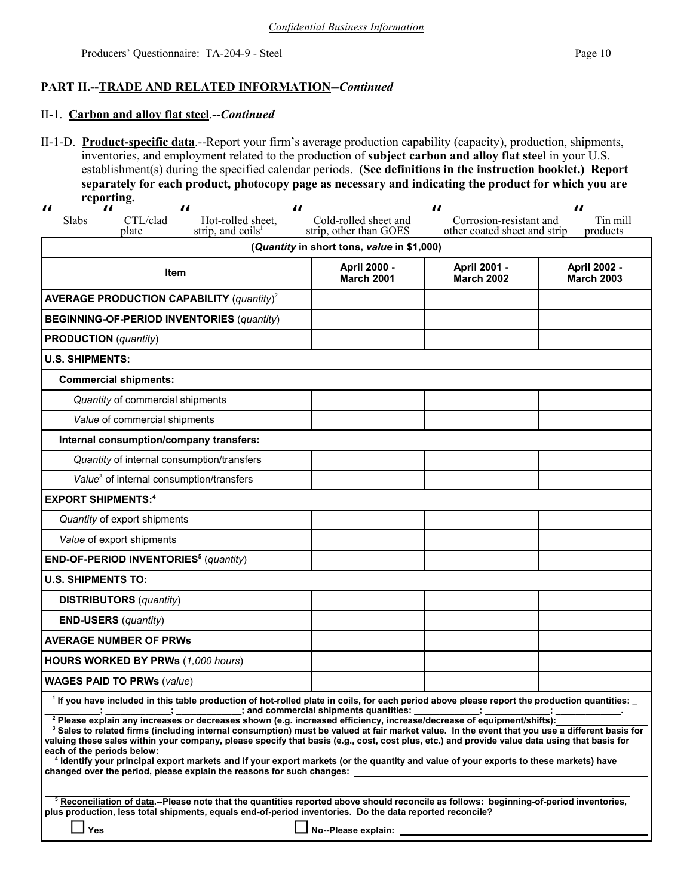*Confidential Business Information*

Producers' Questionnaire: TA-204-9 - Steel

## PART II.--TRADE AND RELATED INFORMATION--*Continued*

### II-1. Carbon and alloy flat steel.--*Continued*

II-1-D. **Product-specific data**.--Report your firm's average production capability (capacity), production, shipments, inventories, and employment related to the production of **subject carbon and alloy flat steel** in your U.S. establishment(s) during the specified calendar periods. **(See definitions in the instruction booklet.) Report separately for each product, photocopy page as necessary and indicating the product for which you are reporting.**

" Slabs " CTL/clad plate " Hot-rolled sheet, strip, and coils[1] " Cold-rolled sheet and strip, other than GOES " Corrosion-resistant and other coated sheet and strip " Tin mill products

| (*Quantity* in short tons, *value* in $1,000) | | | |
|---|---|---|---|
| **Item** | **April 2000 - March 2001** | **April 2001 - March 2002** | **April 2002 - March 2003** |
| **AVERAGE PRODUCTION CAPABILITY** (*quantity*)[2] | | | |
| **BEGINNING-OF-PERIOD INVENTORIES** (*quantity*) | | | |
| **PRODUCTION** (*quantity*) | | | |
| **U.S. SHIPMENTS:** | | | |
| **Commercial shipments:** | | | |
| *Quantity* of commercial shipments | | | |
| *Value* of commercial shipments | | | |
| **Internal consumption/company transfers:** | | | |
| *Quantity* of internal consumption/transfers | | | |
| *Value*[3] of internal consumption/transfers | | | |
| **EXPORT SHIPMENTS:**[4] | | | |
| *Quantity* of export shipments | | | |
| *Value* of export shipments | | | |
| **END-OF-PERIOD INVENTORIES**[5] (*quantity*) | | | |
| **U.S. SHIPMENTS TO:** | | | |
| **DISTRIBUTORS** (*quantity*) | | | |
| **END-USERS** (*quantity*) | | | |
| **AVERAGE NUMBER OF PRWs** | | | |
| **HOURS WORKED BY PRWs** (*1,000 hours*) | | | |
| **WAGES PAID TO PRWs** (*value*) | | | |

[1] **If you have included in this table production of hot-rolled plate in coils, for each period above please report the production quantities: ___________; ___________; ___________; and commercial shipments quantities: ___________; ___________; ___________.**

[2] **Please explain any increases or decreases shown (e.g. increased efficiency, increase/decrease of equipment/shifts):** ___________

[3] **Sales to related firms (including internal consumption) must be valued at fair market value. In the event that you use a different basis for valuing these sales within your company, please specify that basis (e.g., cost, cost plus, etc.) and provide value data using that basis for each of the periods below:** ___________

[4] **Identify your principal export markets and if your export markets (or the quantity and value of your exports to these markets) have changed over the period, please explain the reasons for such changes:** ___________

[5] **Reconciliation of data.--Please note that the quantities reported above should reconcile as follows: beginning-of-period inventories, plus production, less total shipments, equals end-of-period inventories. Do the data reported reconcile?**

☐ **Yes** ☐ **No--Please explain:** ___________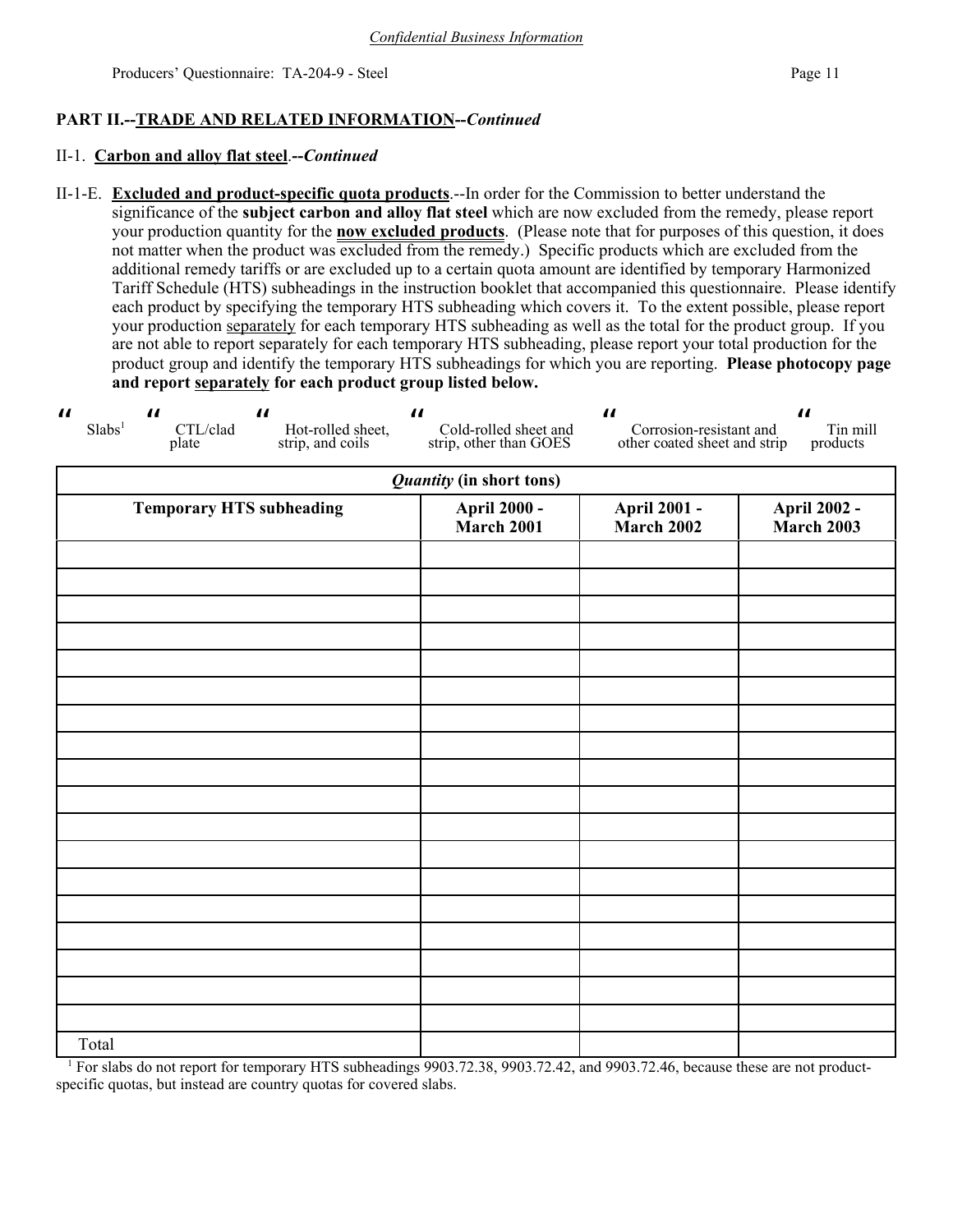*Confidential Business Information*

Producers' Questionnaire: TA-204-9 - Steel

## PART II.--TRADE AND RELATED INFORMATION--*Continued*

### II-1. **Carbon and alloy flat steel**.--*Continued*

II-1-E. **Excluded and product-specific quota products**.--In order for the Commission to better understand the significance of the **subject carbon and alloy flat steel** which are now excluded from the remedy, please report your production quantity for the **now excluded products**. (Please note that for purposes of this question, it does not matter when the product was excluded from the remedy.) Specific products which are excluded from the additional remedy tariffs or are excluded up to a certain quota amount are identified by temporary Harmonized Tariff Schedule (HTS) subheadings in the instruction booklet that accompanied this questionnaire. Please identify each product by specifying the temporary HTS subheading which covers it. To the extent possible, please report your production separately for each temporary HTS subheading as well as the total for the product group. If you are not able to report separately for each temporary HTS subheading, please report your total production for the product group and identify the temporary HTS subheadings for which you are reporting. **Please photocopy page and report separately for each product group listed below.**

☐ Slabs[1] ☐ CTL/clad plate ☐ Hot-rolled sheet, strip, and coils ☐ Cold-rolled sheet and strip, other than GOES ☐ Corrosion-resistant and other coated sheet and strip ☐ Tin mill products

| *Quantity* (in short tons) | | | |
|---|---|---|---|
| **Temporary HTS subheading** | **April 2000 - March 2001** | **April 2001 - March 2002** | **April 2002 - March 2003** |
| | | | |
| | | | |
| | | | |
| | | | |
| | | | |
| | | | |
| | | | |
| | | | |
| | | | |
| | | | |
| | | | |
| | | | |
| | | | |
| | | | |
| | | | |
| | | | |
| | | | |
| | | | |
| Total | | | |

[1] For slabs do not report for temporary HTS subheadings 9903.72.38, 9903.72.42, and 9903.72.46, because these are not product-specific quotas, but instead are country quotas for covered slabs.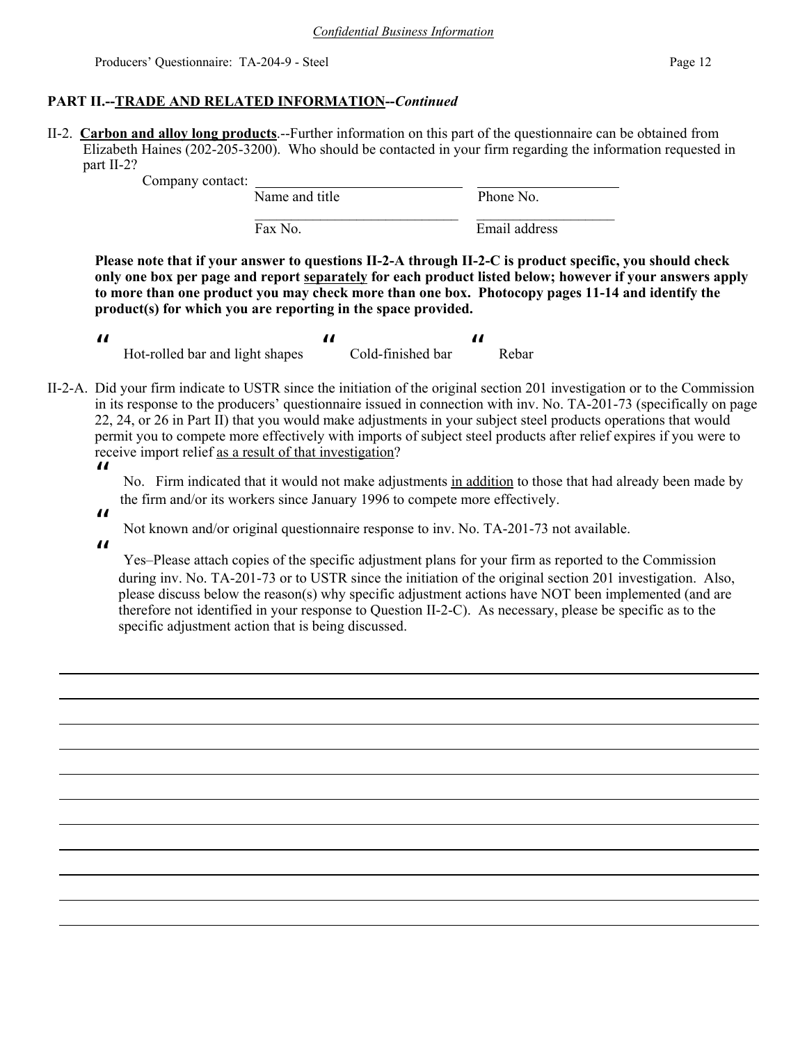*Confidential Business Information*

Producers' Questionnaire: TA-204-9 - Steel

## PART II.--TRADE AND RELATED INFORMATION--*Continued*

II-2. **Carbon and alloy long products**.--Further information on this part of the questionnaire can be obtained from Elizabeth Haines (202-205-3200). Who should be contacted in your firm regarding the information requested in part II-2?

Company contact: ______________________________ ____________________
Name and title Phone No.

______________________________ ____________________
Fax No. Email address

**Please note that if your answer to questions II-2-A through II-2-C is product specific, you should check only one box per page and report separately for each product listed below; however if your answers apply to more than one product you may check more than one box. Photocopy pages 11-14 and identify the product(s) for which you are reporting in the space provided.**

" Hot-rolled bar and light shapes " Cold-finished bar " Rebar

II-2-A. Did your firm indicate to USTR since the initiation of the original section 201 investigation or to the Commission in its response to the producers' questionnaire issued in connection with inv. No. TA-201-73 (specifically on page 22, 24, or 26 in Part II) that you would make adjustments in your subject steel products operations that would permit you to compete more effectively with imports of subject steel products after relief expires if you were to receive import relief as a result of that investigation?

" No. Firm indicated that it would not make adjustments in addition to those that had already been made by the firm and/or its workers since January 1996 to compete more effectively.

" Not known and/or original questionnaire response to inv. No. TA-201-73 not available.

" Yes–Please attach copies of the specific adjustment plans for your firm as reported to the Commission during inv. No. TA-201-73 or to USTR since the initiation of the original section 201 investigation. Also, please discuss below the reason(s) why specific adjustment actions have NOT been implemented (and are therefore not identified in your response to Question II-2-C). As necessary, please be specific as to the specific adjustment action that is being discussed.

______________________________________________________________________________
______________________________________________________________________________
______________________________________________________________________________
______________________________________________________________________________
______________________________________________________________________________
______________________________________________________________________________
______________________________________________________________________________
______________________________________________________________________________
______________________________________________________________________________
______________________________________________________________________________
______________________________________________________________________________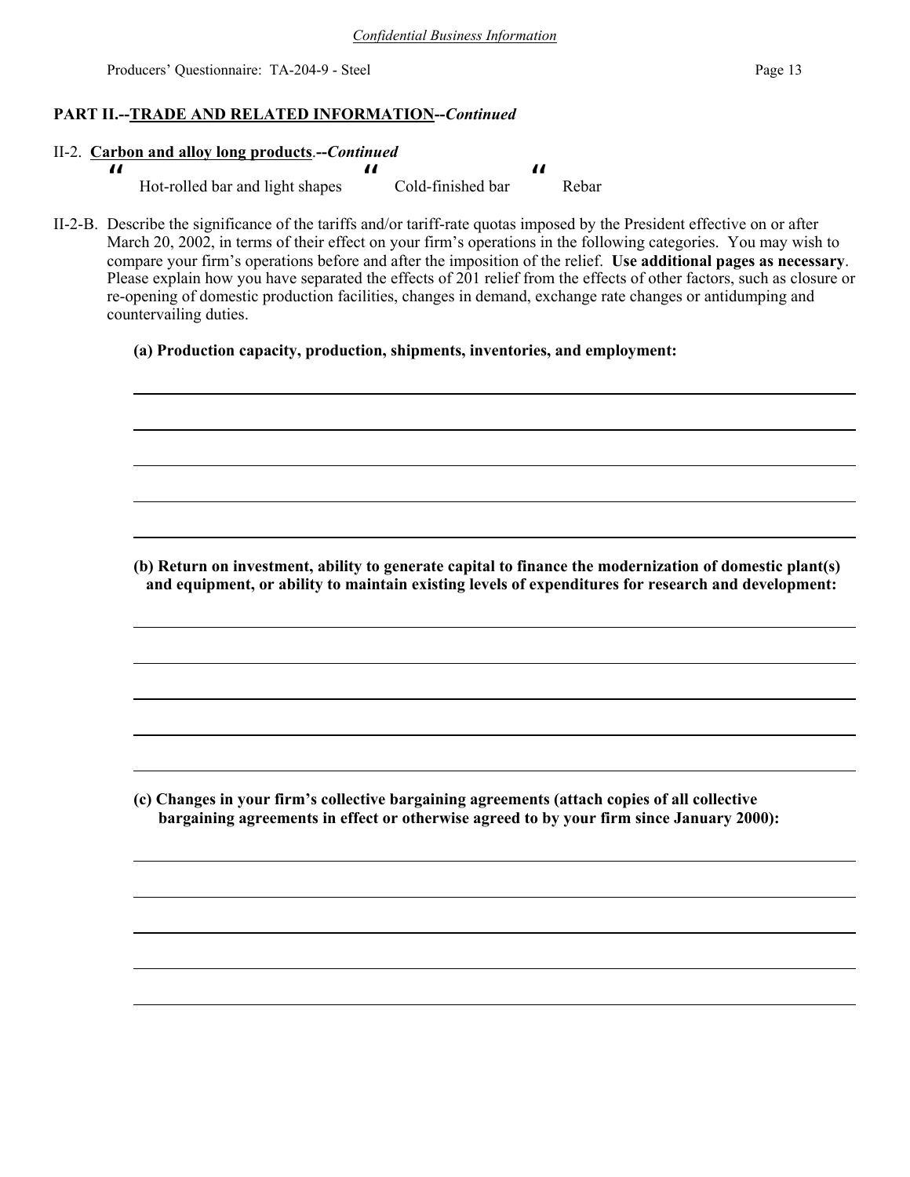## PART II.--TRADE AND RELATED INFORMATION--*Continued*

II-2. **Carbon and alloy long products**.--*Continued*

" Hot-rolled bar and light shapes " Cold-finished bar " Rebar

II-2-B. Describe the significance of the tariffs and/or tariff-rate quotas imposed by the President effective on or after March 20, 2002, in terms of their effect on your firm's operations in the following categories. You may wish to compare your firm's operations before and after the imposition of the relief. **Use additional pages as necessary**. Please explain how you have separated the effects of 201 relief from the effects of other factors, such as closure or re-opening of domestic production facilities, changes in demand, exchange rate changes or antidumping and countervailing duties.

**(a) Production capacity, production, shipments, inventories, and employment:**

\_\_\_\_\_\_\_\_\_\_\_\_\_\_\_\_\_\_\_\_\_\_\_\_\_\_\_\_\_\_\_\_\_\_\_\_\_\_\_\_\_\_\_\_\_\_\_\_\_\_\_\_\_\_\_\_\_\_\_\_\_\_\_\_\_\_\_\_\_\_\_\_

\_\_\_\_\_\_\_\_\_\_\_\_\_\_\_\_\_\_\_\_\_\_\_\_\_\_\_\_\_\_\_\_\_\_\_\_\_\_\_\_\_\_\_\_\_\_\_\_\_\_\_\_\_\_\_\_\_\_\_\_\_\_\_\_\_\_\_\_\_\_\_\_

\_\_\_\_\_\_\_\_\_\_\_\_\_\_\_\_\_\_\_\_\_\_\_\_\_\_\_\_\_\_\_\_\_\_\_\_\_\_\_\_\_\_\_\_\_\_\_\_\_\_\_\_\_\_\_\_\_\_\_\_\_\_\_\_\_\_\_\_\_\_\_\_

\_\_\_\_\_\_\_\_\_\_\_\_\_\_\_\_\_\_\_\_\_\_\_\_\_\_\_\_\_\_\_\_\_\_\_\_\_\_\_\_\_\_\_\_\_\_\_\_\_\_\_\_\_\_\_\_\_\_\_\_\_\_\_\_\_\_\_\_\_\_\_\_

\_\_\_\_\_\_\_\_\_\_\_\_\_\_\_\_\_\_\_\_\_\_\_\_\_\_\_\_\_\_\_\_\_\_\_\_\_\_\_\_\_\_\_\_\_\_\_\_\_\_\_\_\_\_\_\_\_\_\_\_\_\_\_\_\_\_\_\_\_\_\_\_

**(b) Return on investment, ability to generate capital to finance the modernization of domestic plant(s) and equipment, or ability to maintain existing levels of expenditures for research and development:**

\_\_\_\_\_\_\_\_\_\_\_\_\_\_\_\_\_\_\_\_\_\_\_\_\_\_\_\_\_\_\_\_\_\_\_\_\_\_\_\_\_\_\_\_\_\_\_\_\_\_\_\_\_\_\_\_\_\_\_\_\_\_\_\_\_\_\_\_\_\_\_\_

\_\_\_\_\_\_\_\_\_\_\_\_\_\_\_\_\_\_\_\_\_\_\_\_\_\_\_\_\_\_\_\_\_\_\_\_\_\_\_\_\_\_\_\_\_\_\_\_\_\_\_\_\_\_\_\_\_\_\_\_\_\_\_\_\_\_\_\_\_\_\_\_

\_\_\_\_\_\_\_\_\_\_\_\_\_\_\_\_\_\_\_\_\_\_\_\_\_\_\_\_\_\_\_\_\_\_\_\_\_\_\_\_\_\_\_\_\_\_\_\_\_\_\_\_\_\_\_\_\_\_\_\_\_\_\_\_\_\_\_\_\_\_\_\_

\_\_\_\_\_\_\_\_\_\_\_\_\_\_\_\_\_\_\_\_\_\_\_\_\_\_\_\_\_\_\_\_\_\_\_\_\_\_\_\_\_\_\_\_\_\_\_\_\_\_\_\_\_\_\_\_\_\_\_\_\_\_\_\_\_\_\_\_\_\_\_\_

\_\_\_\_\_\_\_\_\_\_\_\_\_\_\_\_\_\_\_\_\_\_\_\_\_\_\_\_\_\_\_\_\_\_\_\_\_\_\_\_\_\_\_\_\_\_\_\_\_\_\_\_\_\_\_\_\_\_\_\_\_\_\_\_\_\_\_\_\_\_\_\_

**(c) Changes in your firm's collective bargaining agreements (attach copies of all collective bargaining agreements in effect or otherwise agreed to by your firm since January 2000):**

\_\_\_\_\_\_\_\_\_\_\_\_\_\_\_\_\_\_\_\_\_\_\_\_\_\_\_\_\_\_\_\_\_\_\_\_\_\_\_\_\_\_\_\_\_\_\_\_\_\_\_\_\_\_\_\_\_\_\_\_\_\_\_\_\_\_\_\_\_\_\_\_

\_\_\_\_\_\_\_\_\_\_\_\_\_\_\_\_\_\_\_\_\_\_\_\_\_\_\_\_\_\_\_\_\_\_\_\_\_\_\_\_\_\_\_\_\_\_\_\_\_\_\_\_\_\_\_\_\_\_\_\_\_\_\_\_\_\_\_\_\_\_\_\_

\_\_\_\_\_\_\_\_\_\_\_\_\_\_\_\_\_\_\_\_\_\_\_\_\_\_\_\_\_\_\_\_\_\_\_\_\_\_\_\_\_\_\_\_\_\_\_\_\_\_\_\_\_\_\_\_\_\_\_\_\_\_\_\_\_\_\_\_\_\_\_\_

\_\_\_\_\_\_\_\_\_\_\_\_\_\_\_\_\_\_\_\_\_\_\_\_\_\_\_\_\_\_\_\_\_\_\_\_\_\_\_\_\_\_\_\_\_\_\_\_\_\_\_\_\_\_\_\_\_\_\_\_\_\_\_\_\_\_\_\_\_\_\_\_

\_\_\_\_\_\_\_\_\_\_\_\_\_\_\_\_\_\_\_\_\_\_\_\_\_\_\_\_\_\_\_\_\_\_\_\_\_\_\_\_\_\_\_\_\_\_\_\_\_\_\_\_\_\_\_\_\_\_\_\_\_\_\_\_\_\_\_\_\_\_\_\_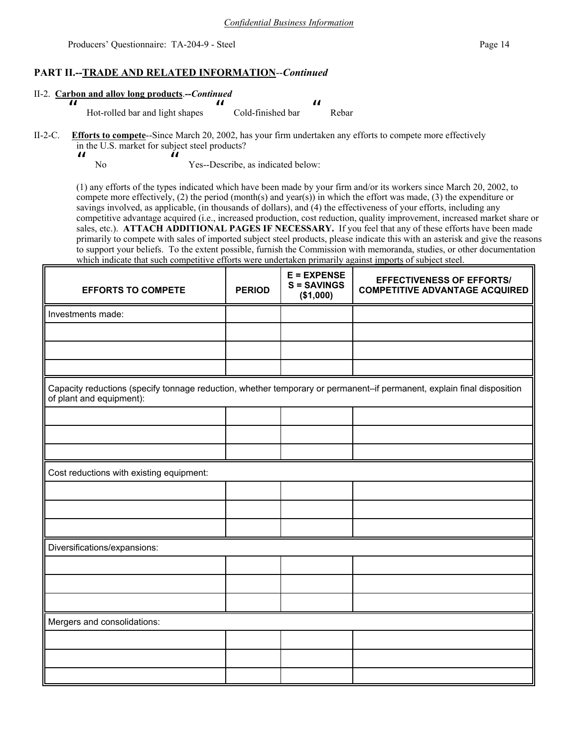*Confidential Business Information*

## PART II.--TRADE AND RELATED INFORMATION--*Continued*

II-2. **Carbon and alloy long products.--*Continued***

" Hot-rolled bar and light shapes " Cold-finished bar " Rebar

II-2-C. **Efforts to compete**--Since March 20, 2002, has your firm undertaken any efforts to compete more effectively in the U.S. market for subject steel products?

" No " Yes--Describe, as indicated below:

(1) any efforts of the types indicated which have been made by your firm and/or its workers since March 20, 2002, to compete more effectively, (2) the period (month(s) and year(s)) in which the effort was made, (3) the expenditure or savings involved, as applicable, (in thousands of dollars), and (4) the effectiveness of your efforts, including any competitive advantage acquired (i.e., increased production, cost reduction, quality improvement, increased market share or sales, etc.). **ATTACH ADDITIONAL PAGES IF NECESSARY.** If you feel that any of these efforts have been made primarily to compete with sales of imported subject steel products, please indicate this with an asterisk and give the reasons to support your beliefs. To the extent possible, furnish the Commission with memoranda, studies, or other documentation which indicate that such competitive efforts were undertaken primarily against imports of subject steel.

| EFFORTS TO COMPETE | PERIOD | E = EXPENSE S = SAVINGS ($1,000) | EFFECTIVENESS OF EFFORTS/ COMPETITIVE ADVANTAGE ACQUIRED |
|---|---|---|---|
| Investments made: | | | |
| | | | |
| | | | |
| | | | |
| Capacity reductions (specify tonnage reduction, whether temporary or permanent–if permanent, explain final disposition of plant and equipment): | | | |
| | | | |
| | | | |
| | | | |
| Cost reductions with existing equipment: | | | |
| | | | |
| | | | |
| | | | |
| Diversifications/expansions: | | | |
| | | | |
| | | | |
| | | | |
| Mergers and consolidations: | | | |
| | | | |
| | | | |
| | | | |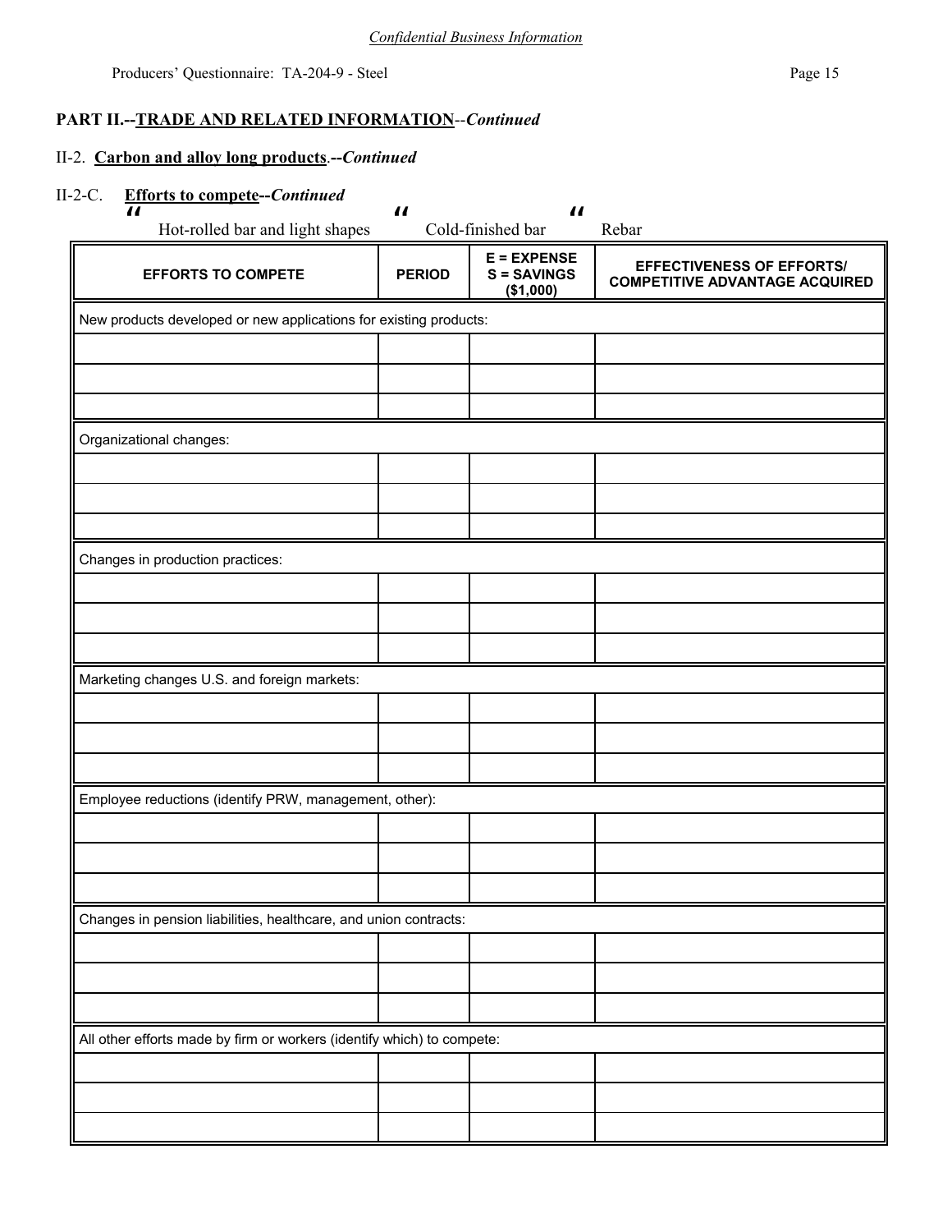*Confidential Business Information*

**PART II.--TRADE AND RELATED INFORMATION**--*Continued*

II-2. **Carbon and alloy long products**.--*Continued*

II-2-C. **Efforts to compete--*Continued***

" Hot-rolled bar and light shapes " Cold-finished bar " Rebar

| EFFORTS TO COMPETE | PERIOD | E = EXPENSE S = SAVINGS ($1,000) | EFFECTIVENESS OF EFFORTS/ COMPETITIVE ADVANTAGE ACQUIRED |
|---|---|---|---|
| New products developed or new applications for existing products: | | | |
| | | | |
| | | | |
| | | | |
| Organizational changes: | | | |
| | | | |
| | | | |
| | | | |
| Changes in production practices: | | | |
| | | | |
| | | | |
| | | | |
| Marketing changes U.S. and foreign markets: | | | |
| | | | |
| | | | |
| | | | |
| Employee reductions (identify PRW, management, other): | | | |
| | | | |
| | | | |
| | | | |
| Changes in pension liabilities, healthcare, and union contracts: | | | |
| | | | |
| | | | |
| | | | |
| All other efforts made by firm or workers (identify which) to compete: | | | |
| | | | |
| | | | |
| | | | |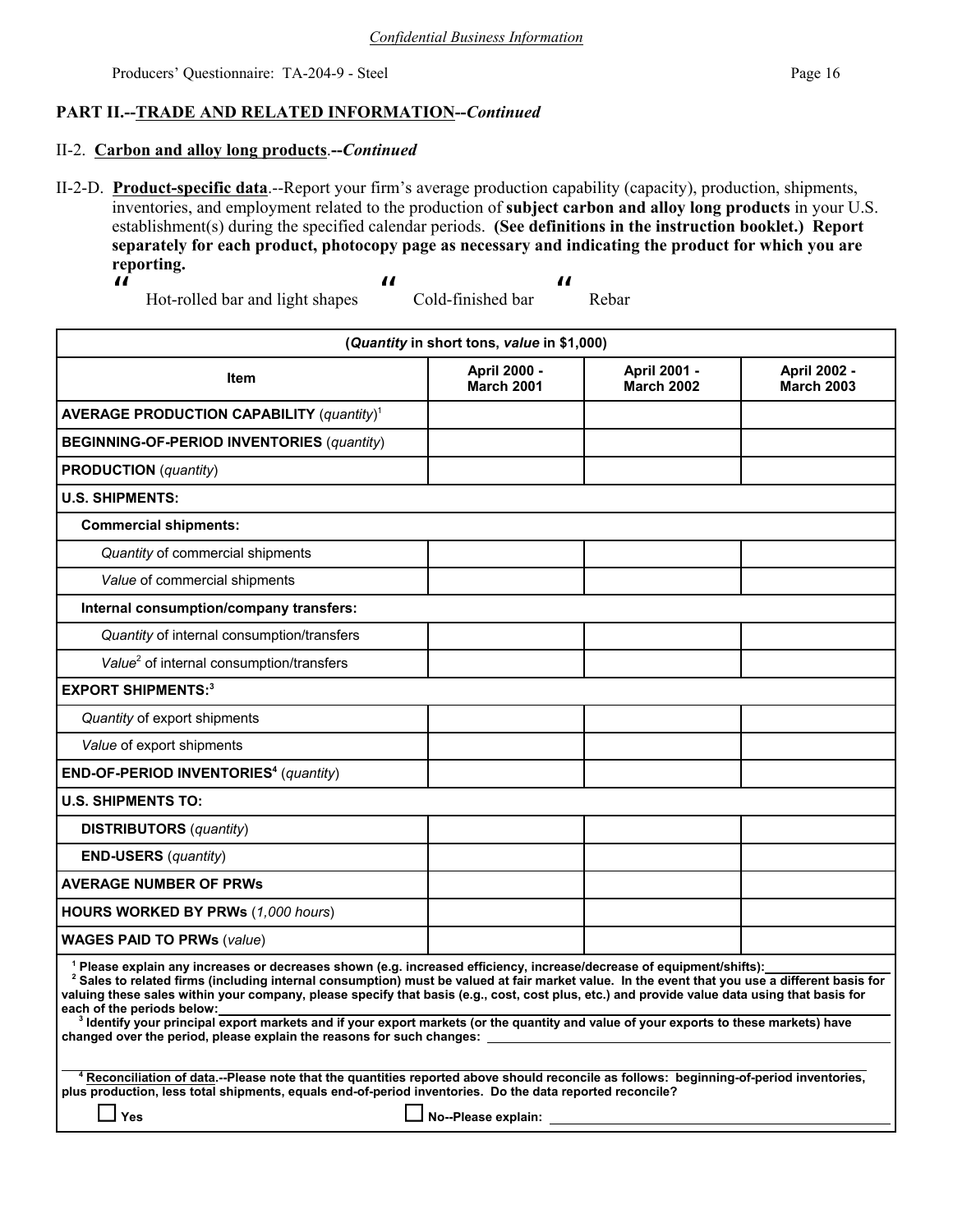*Confidential Business Information*

Producers' Questionnaire: TA-204-9 - Steel

## PART II.--TRADE AND RELATED INFORMATION--*Continued*

### II-2. **Carbon and alloy long products**.--*Continued*

II-2-D. **Product-specific data**.--Report your firm's average production capability (capacity), production, shipments, inventories, and employment related to the production of **subject carbon and alloy long products** in your U.S. establishment(s) during the specified calendar periods. **(See definitions in the instruction booklet.) Report separately for each product, photocopy page as necessary and indicating the product for which you are reporting.**

☐ Hot-rolled bar and light shapes ☐ Cold-finished bar ☐ Rebar

| (*Quantity* in short tons, *value* in $1,000) | | | |
|---|---|---|---|
| **Item** | **April 2000 - March 2001** | **April 2001 - March 2002** | **April 2002 - March 2003** |
| **AVERAGE PRODUCTION CAPABILITY** (*quantity*)[1] | | | |
| **BEGINNING-OF-PERIOD INVENTORIES** (*quantity*) | | | |
| **PRODUCTION** (*quantity*) | | | |
| **U.S. SHIPMENTS:** | | | |
| **Commercial shipments:** | | | |
| *Quantity* of commercial shipments | | | |
| *Value* of commercial shipments | | | |
| **Internal consumption/company transfers:** | | | |
| *Quantity* of internal consumption/transfers | | | |
| *Value*[2] of internal consumption/transfers | | | |
| **EXPORT SHIPMENTS:**[3] | | | |
| *Quantity* of export shipments | | | |
| *Value* of export shipments | | | |
| **END-OF-PERIOD INVENTORIES**[4] (*quantity*) | | | |
| **U.S. SHIPMENTS TO:** | | | |
| **DISTRIBUTORS** (*quantity*) | | | |
| **END-USERS** (*quantity*) | | | |
| **AVERAGE NUMBER OF PRWs** | | | |
| **HOURS WORKED BY PRWs** (*1,000 hours*) | | | |
| **WAGES PAID TO PRWs** (*value*) | | | |

[1] **Please explain any increases or decreases shown (e.g. increased efficiency, increase/decrease of equipment/shifts):** \_\_\_\_\_\_\_\_\_\_

[2] **Sales to related firms (including internal consumption) must be valued at fair market value. In the event that you use a different basis for valuing these sales within your company, please specify that basis (e.g., cost, cost plus, etc.) and provide value data using that basis for each of the periods below:** \_\_\_\_\_\_\_\_\_\_

[3] **Identify your principal export markets and if your export markets (or the quantity and value of your exports to these markets) have changed over the period, please explain the reasons for such changes:** \_\_\_\_\_\_\_\_\_\_

[4] **Reconciliation of data.--Please note that the quantities reported above should reconcile as follows: beginning-of-period inventories, plus production, less total shipments, equals end-of-period inventories. Do the data reported reconcile?**

☐ **Yes** ☐ **No--Please explain:** \_\_\_\_\_\_\_\_\_\_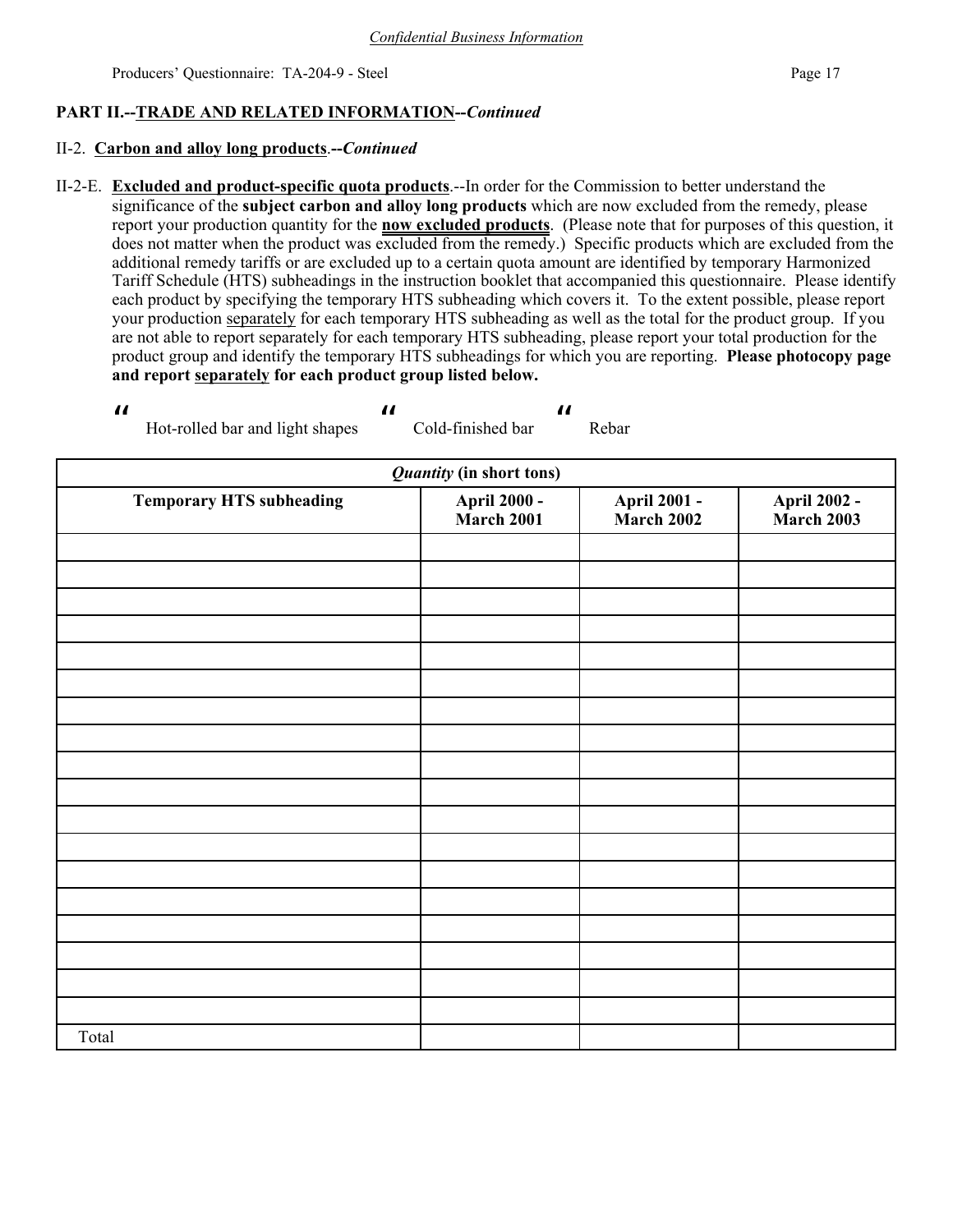*Confidential Business Information*

**PART II.--TRADE AND RELATED INFORMATION--*Continued***

II-2. **Carbon and alloy long products**.--***Continued***

II-2-E. **Excluded and product-specific quota products**.--In order for the Commission to better understand the significance of the **subject carbon and alloy long products** which are now excluded from the remedy, please report your production quantity for the **now excluded products**. (Please note that for purposes of this question, it does not matter when the product was excluded from the remedy.) Specific products which are excluded from the additional remedy tariffs or are excluded up to a certain quota amount are identified by temporary Harmonized Tariff Schedule (HTS) subheadings in the instruction booklet that accompanied this questionnaire. Please identify each product by specifying the temporary HTS subheading which covers it. To the extent possible, please report your production separately for each temporary HTS subheading as well as the total for the product group. If you are not able to report separately for each temporary HTS subheading, please report your total production for the product group and identify the temporary HTS subheadings for which you are reporting. **Please photocopy page and report separately for each product group listed below.**

" Hot-rolled bar and light shapes " Cold-finished bar " Rebar

| *Quantity* (in short tons) | | | |
|---|---|---|---|
| **Temporary HTS subheading** | **April 2000 - March 2001** | **April 2001 - March 2002** | **April 2002 - March 2003** |
| | | | |
| | | | |
| | | | |
| | | | |
| | | | |
| | | | |
| | | | |
| | | | |
| | | | |
| | | | |
| | | | |
| | | | |
| | | | |
| | | | |
| | | | |
| | | | |
| | | | |
| | | | |
| Total | | | |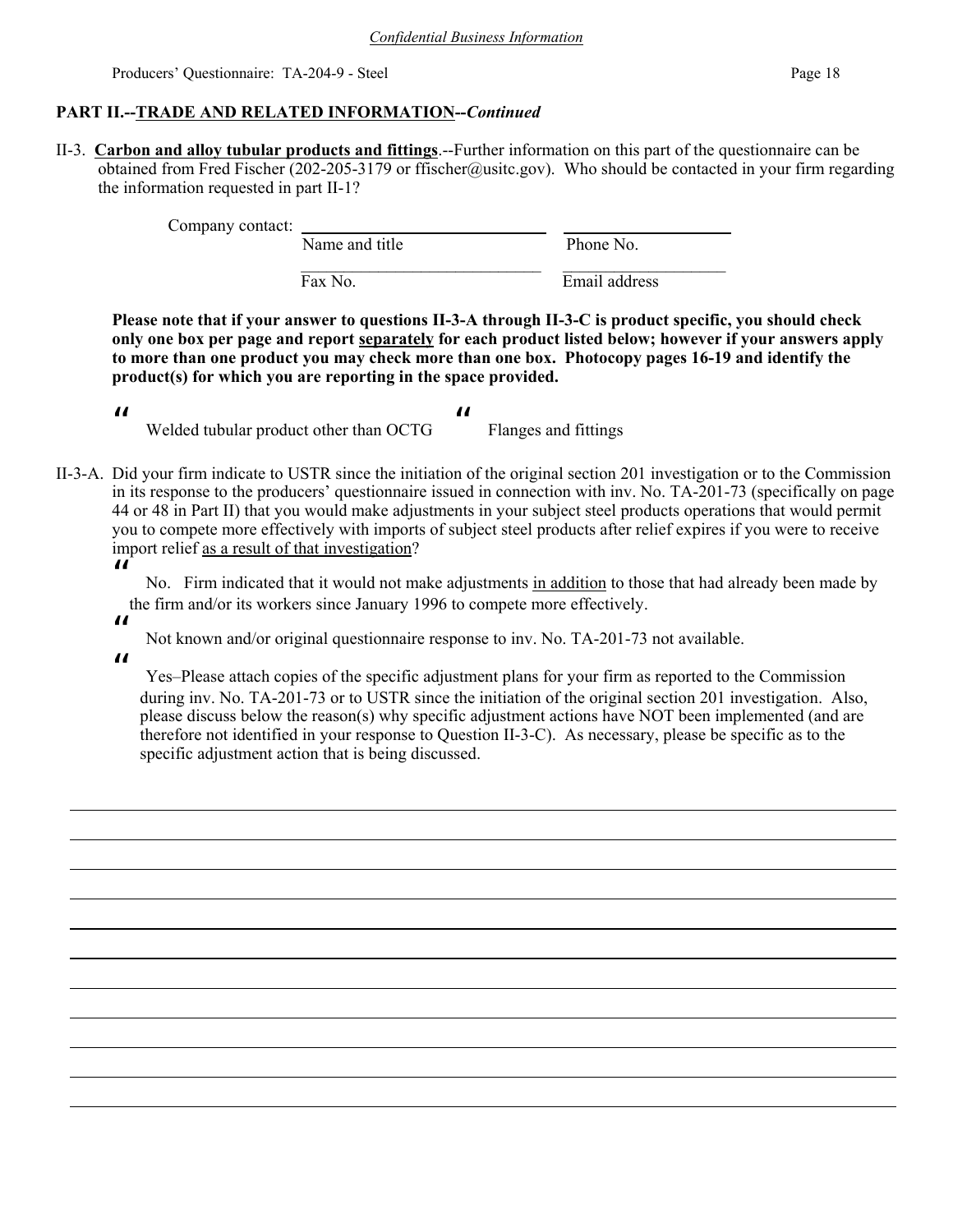*Confidential Business Information*

Producers' Questionnaire: TA-204-9 - Steel

**PART II.--TRADE AND RELATED INFORMATION--*Continued***

II-3. **Carbon and alloy tubular products and fittings**.--Further information on this part of the questionnaire can be obtained from Fred Fischer (202-205-3179 or ffischer@usitc.gov). Who should be contacted in your firm regarding the information requested in part II-1?

Company contact: ____________________ Name and title ____________________ Phone No.

____________________ Fax No. ____________________ Email address

**Please note that if your answer to questions II-3-A through II-3-C is product specific, you should check only one box per page and report separately for each product listed below; however if your answers apply to more than one product you may check more than one box. Photocopy pages 16-19 and identify the product(s) for which you are reporting in the space provided.**

" Welded tubular product other than OCTG " Flanges and fittings

II-3-A. Did your firm indicate to USTR since the initiation of the original section 201 investigation or to the Commission in its response to the producers' questionnaire issued in connection with inv. No. TA-201-73 (specifically on page 44 or 48 in Part II) that you would make adjustments in your subject steel products operations that would permit you to compete more effectively with imports of subject steel products after relief expires if you were to receive import relief as a result of that investigation?

" No. Firm indicated that it would not make adjustments in addition to those that had already been made by the firm and/or its workers since January 1996 to compete more effectively.

" Not known and/or original questionnaire response to inv. No. TA-201-73 not available.

" Yes–Please attach copies of the specific adjustment plans for your firm as reported to the Commission during inv. No. TA-201-73 or to USTR since the initiation of the original section 201 investigation. Also, please discuss below the reason(s) why specific adjustment actions have NOT been implemented (and are therefore not identified in your response to Question II-3-C). As necessary, please be specific as to the specific adjustment action that is being discussed.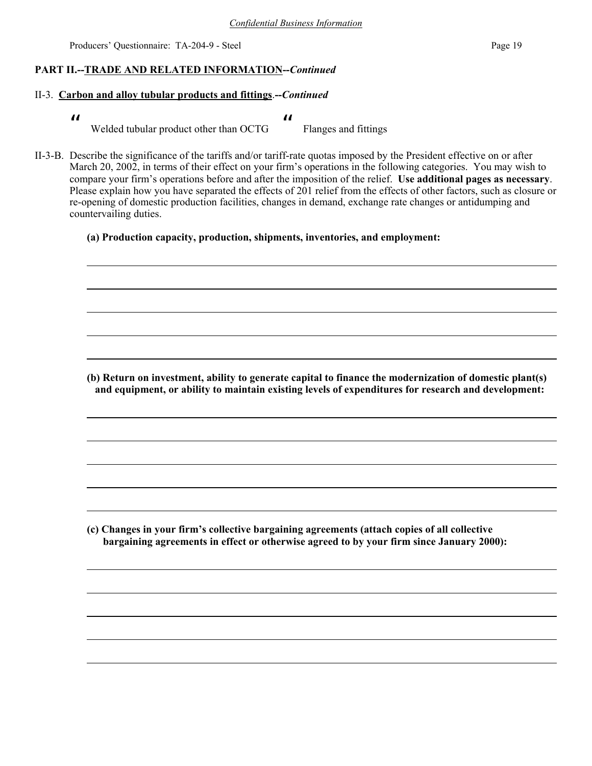*Confidential Business Information*

## PART II.--TRADE AND RELATED INFORMATION--*Continued*

II-3. **Carbon and alloy tubular products and fittings**.--*Continued*

" Welded tubular product other than OCTG  " Flanges and fittings

II-3-B. Describe the significance of the tariffs and/or tariff-rate quotas imposed by the President effective on or after March 20, 2002, in terms of their effect on your firm's operations in the following categories. You may wish to compare your firm's operations before and after the imposition of the relief. **Use additional pages as necessary**. Please explain how you have separated the effects of 201 relief from the effects of other factors, such as closure or re-opening of domestic production facilities, changes in demand, exchange rate changes or antidumping and countervailing duties.

**(a) Production capacity, production, shipments, inventories, and employment:**

______________________________________________________________________

______________________________________________________________________

______________________________________________________________________

______________________________________________________________________

______________________________________________________________________

**(b) Return on investment, ability to generate capital to finance the modernization of domestic plant(s) and equipment, or ability to maintain existing levels of expenditures for research and development:**

______________________________________________________________________

______________________________________________________________________

______________________________________________________________________

______________________________________________________________________

______________________________________________________________________

**(c) Changes in your firm's collective bargaining agreements (attach copies of all collective bargaining agreements in effect or otherwise agreed to by your firm since January 2000):**

______________________________________________________________________

______________________________________________________________________

______________________________________________________________________

______________________________________________________________________

______________________________________________________________________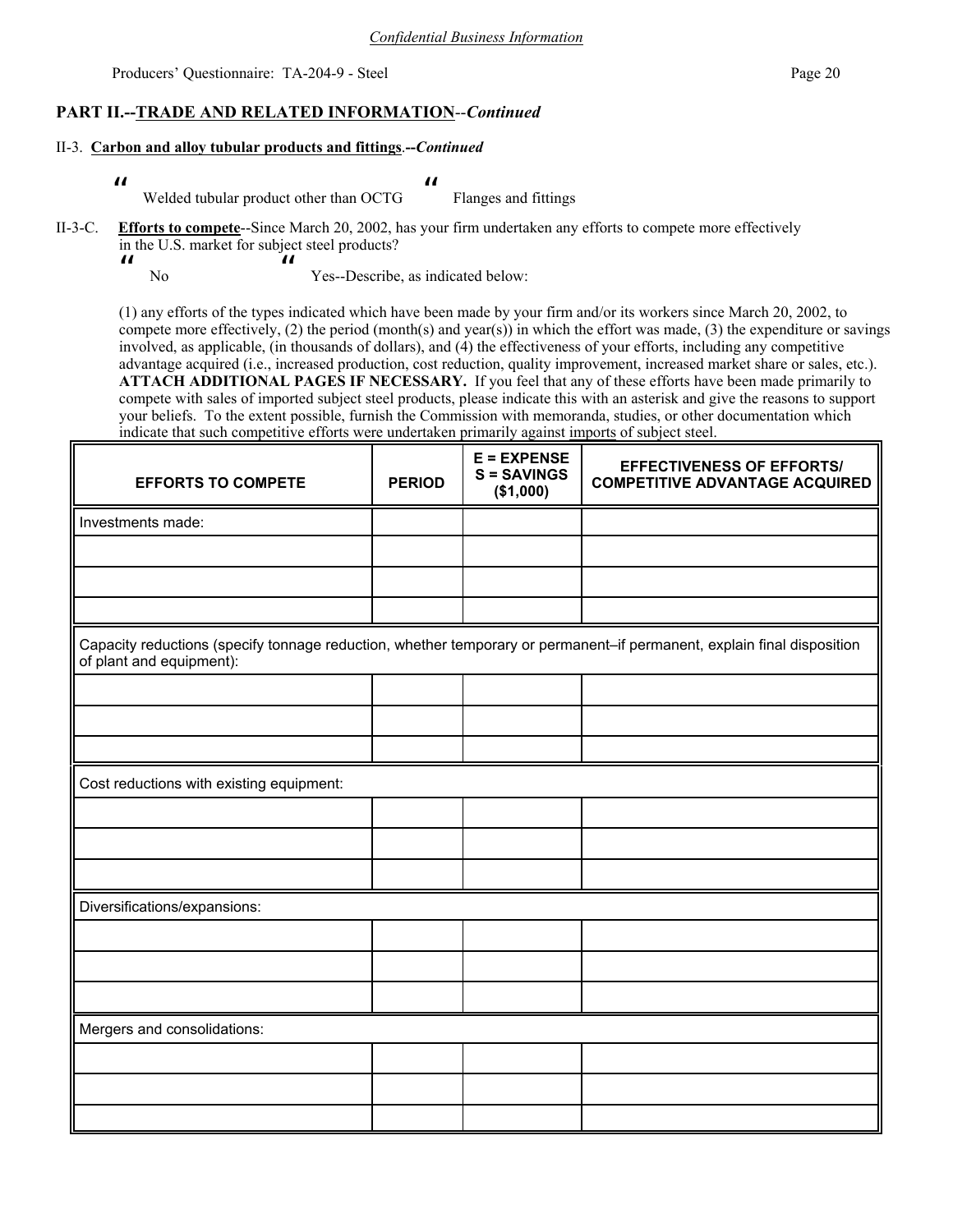*Confidential Business Information*

## PART II.--TRADE AND RELATED INFORMATION--*Continued*

II-3. **Carbon and alloy tubular products and fittings**.--*Continued*

" Welded tubular product other than OCTG  " Flanges and fittings

II-3-C. **Efforts to compete**--Since March 20, 2002, has your firm undertaken any efforts to compete more effectively in the U.S. market for subject steel products?

" No  " Yes--Describe, as indicated below:

(1) any efforts of the types indicated which have been made by your firm and/or its workers since March 20, 2002, to compete more effectively, (2) the period (month(s) and year(s)) in which the effort was made, (3) the expenditure or savings involved, as applicable, (in thousands of dollars), and (4) the effectiveness of your efforts, including any competitive advantage acquired (i.e., increased production, cost reduction, quality improvement, increased market share or sales, etc.). **ATTACH ADDITIONAL PAGES IF NECESSARY.** If you feel that any of these efforts have been made primarily to compete with sales of imported subject steel products, please indicate this with an asterisk and give the reasons to support your beliefs. To the extent possible, furnish the Commission with memoranda, studies, or other documentation which indicate that such competitive efforts were undertaken primarily against imports of subject steel.

| EFFORTS TO COMPETE | PERIOD | E = EXPENSE S = SAVINGS ($1,000) | EFFECTIVENESS OF EFFORTS/ COMPETITIVE ADVANTAGE ACQUIRED |
|---|---|---|---|
| Investments made: | | | |
| | | | |
| | | | |
| | | | |
| Capacity reductions (specify tonnage reduction, whether temporary or permanent–if permanent, explain final disposition of plant and equipment): | | | |
| | | | |
| | | | |
| | | | |
| Cost reductions with existing equipment: | | | |
| | | | |
| | | | |
| | | | |
| Diversifications/expansions: | | | |
| | | | |
| | | | |
| | | | |
| Mergers and consolidations: | | | |
| | | | |
| | | | |
| | | | |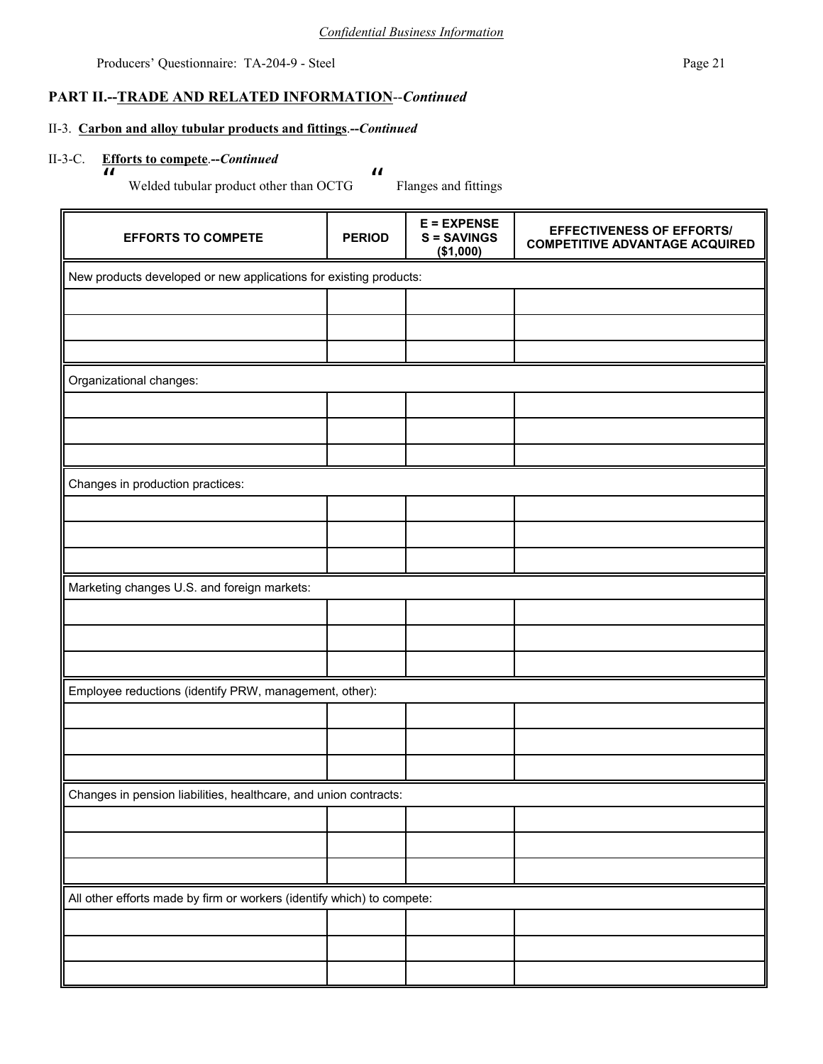*Confidential Business Information*

## PART II.--TRADE AND RELATED INFORMATION--*Continued*

### II-3. Carbon and alloy tubular products and fittings.--*Continued*

#### II-3-C. Efforts to compete.--*Continued*

" Welded tubular product other than OCTG " Flanges and fittings

| EFFORTS TO COMPETE | PERIOD | E = EXPENSE S = SAVINGS ($1,000) | EFFECTIVENESS OF EFFORTS/ COMPETITIVE ADVANTAGE ACQUIRED |
|---|---|---|---|
| New products developed or new applications for existing products: | | | |
| | | | |
| | | | |
| | | | |
| Organizational changes: | | | |
| | | | |
| | | | |
| | | | |
| Changes in production practices: | | | |
| | | | |
| | | | |
| | | | |
| Marketing changes U.S. and foreign markets: | | | |
| | | | |
| | | | |
| | | | |
| Employee reductions (identify PRW, management, other): | | | |
| | | | |
| | | | |
| | | | |
| Changes in pension liabilities, healthcare, and union contracts: | | | |
| | | | |
| | | | |
| | | | |
| All other efforts made by firm or workers (identify which) to compete: | | | |
| | | | |
| | | | |
| | | | |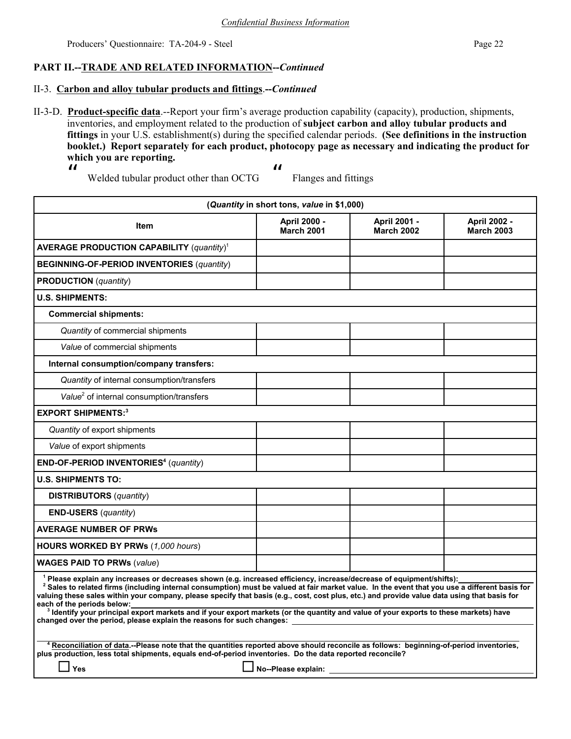*Confidential Business Information*

## PART II.--TRADE AND RELATED INFORMATION--*Continued*

### II-3. Carbon and alloy tubular products and fittings.--*Continued*

II-3-D. **Product-specific data**.--Report your firm's average production capability (capacity), production, shipments, inventories, and employment related to the production of **subject carbon and alloy tubular products and fittings** in your U.S. establishment(s) during the specified calendar periods. **(See definitions in the instruction booklet.) Report separately for each product, photocopy page as necessary and indicating the product for which you are reporting.**

☐ Welded tubular product other than OCTG ☐ Flanges and fittings

| (*Quantity* in short tons, *value* in $1,000) | | | |
|---|---|---|---|
| **Item** | **April 2000 - March 2001** | **April 2001 - March 2002** | **April 2002 - March 2003** |
| **AVERAGE PRODUCTION CAPABILITY** (*quantity*)[1] | | | |
| **BEGINNING-OF-PERIOD INVENTORIES** (*quantity*) | | | |
| **PRODUCTION** (*quantity*) | | | |
| **U.S. SHIPMENTS:** | | | |
| **Commercial shipments:** | | | |
| *Quantity* of commercial shipments | | | |
| *Value* of commercial shipments | | | |
| **Internal consumption/company transfers:** | | | |
| *Quantity* of internal consumption/transfers | | | |
| *Value*[2] of internal consumption/transfers | | | |
| **EXPORT SHIPMENTS:**[3] | | | |
| *Quantity* of export shipments | | | |
| *Value* of export shipments | | | |
| **END-OF-PERIOD INVENTORIES**[4] (*quantity*) | | | |
| **U.S. SHIPMENTS TO:** | | | |
| **DISTRIBUTORS** (*quantity*) | | | |
| **END-USERS** (*quantity*) | | | |
| **AVERAGE NUMBER OF PRWs** | | | |
| **HOURS WORKED BY PRWs** (*1,000 hours*) | | | |
| **WAGES PAID TO PRWs** (*value*) | | | |

[1] **Please explain any increases or decreases shown (e.g. increased efficiency, increase/decrease of equipment/shifts):** ________

[2] **Sales to related firms (including internal consumption) must be valued at fair market value. In the event that you use a different basis for valuing these sales within your company, please specify that basis (e.g., cost, cost plus, etc.) and provide value data using that basis for each of the periods below:** ________

[3] **Identify your principal export markets and if your export markets (or the quantity and value of your exports to these markets) have changed over the period, please explain the reasons for such changes:** ________

[4] **Reconciliation of data.--Please note that the quantities reported above should reconcile as follows: beginning-of-period inventories, plus production, less total shipments, equals end-of-period inventories. Do the data reported reconcile?**

☐ **Yes** ☐ **No--Please explain:** ________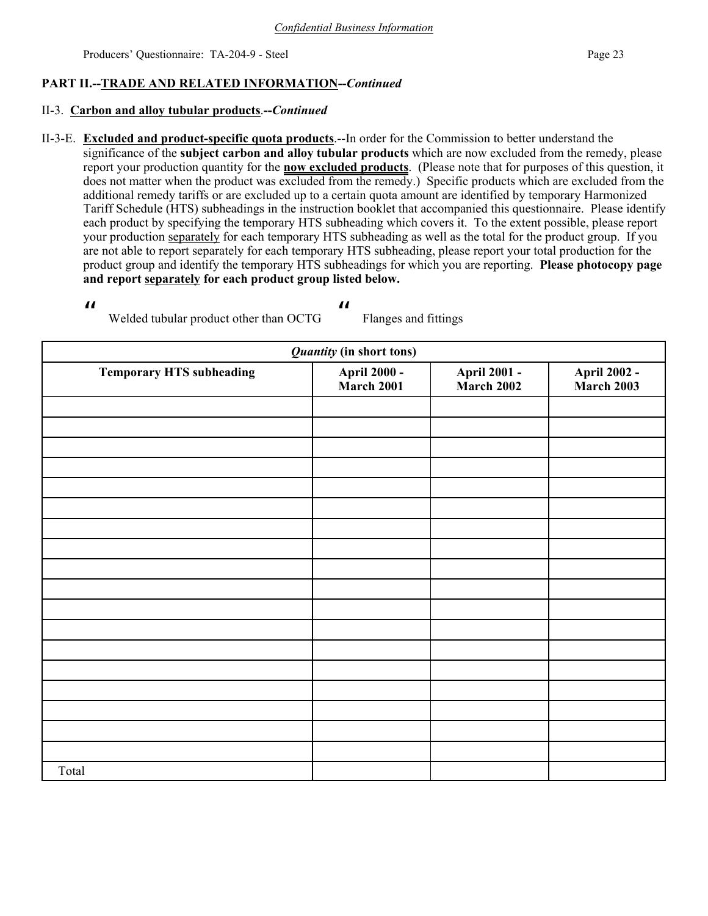**PART II.--TRADE AND RELATED INFORMATION--*Continued***

II-3. **Carbon and alloy tubular products**.--*Continued*

II-3-E. **Excluded and product-specific quota products**.--In order for the Commission to better understand the significance of the **subject carbon and alloy tubular products** which are now excluded from the remedy, please report your production quantity for the **now excluded products**. (Please note that for purposes of this question, it does not matter when the product was excluded from the remedy.) Specific products which are excluded from the additional remedy tariffs or are excluded up to a certain quota amount are identified by temporary Harmonized Tariff Schedule (HTS) subheadings in the instruction booklet that accompanied this questionnaire. Please identify each product by specifying the temporary HTS subheading which covers it. To the extent possible, please report your production separately for each temporary HTS subheading as well as the total for the product group. If you are not able to report separately for each temporary HTS subheading, please report your total production for the product group and identify the temporary HTS subheadings for which you are reporting. **Please photocopy page and report separately for each product group listed below.**

" Welded tubular product other than OCTG  " Flanges and fittings

| *Quantity* (in short tons) | | | |
|---|---|---|---|
| **Temporary HTS subheading** | **April 2000 - March 2001** | **April 2001 - March 2002** | **April 2002 - March 2003** |
| | | | |
| | | | |
| | | | |
| | | | |
| | | | |
| | | | |
| | | | |
| | | | |
| | | | |
| | | | |
| | | | |
| | | | |
| | | | |
| | | | |
| | | | |
| | | | |
| | | | |
| | | | |
| Total | | | |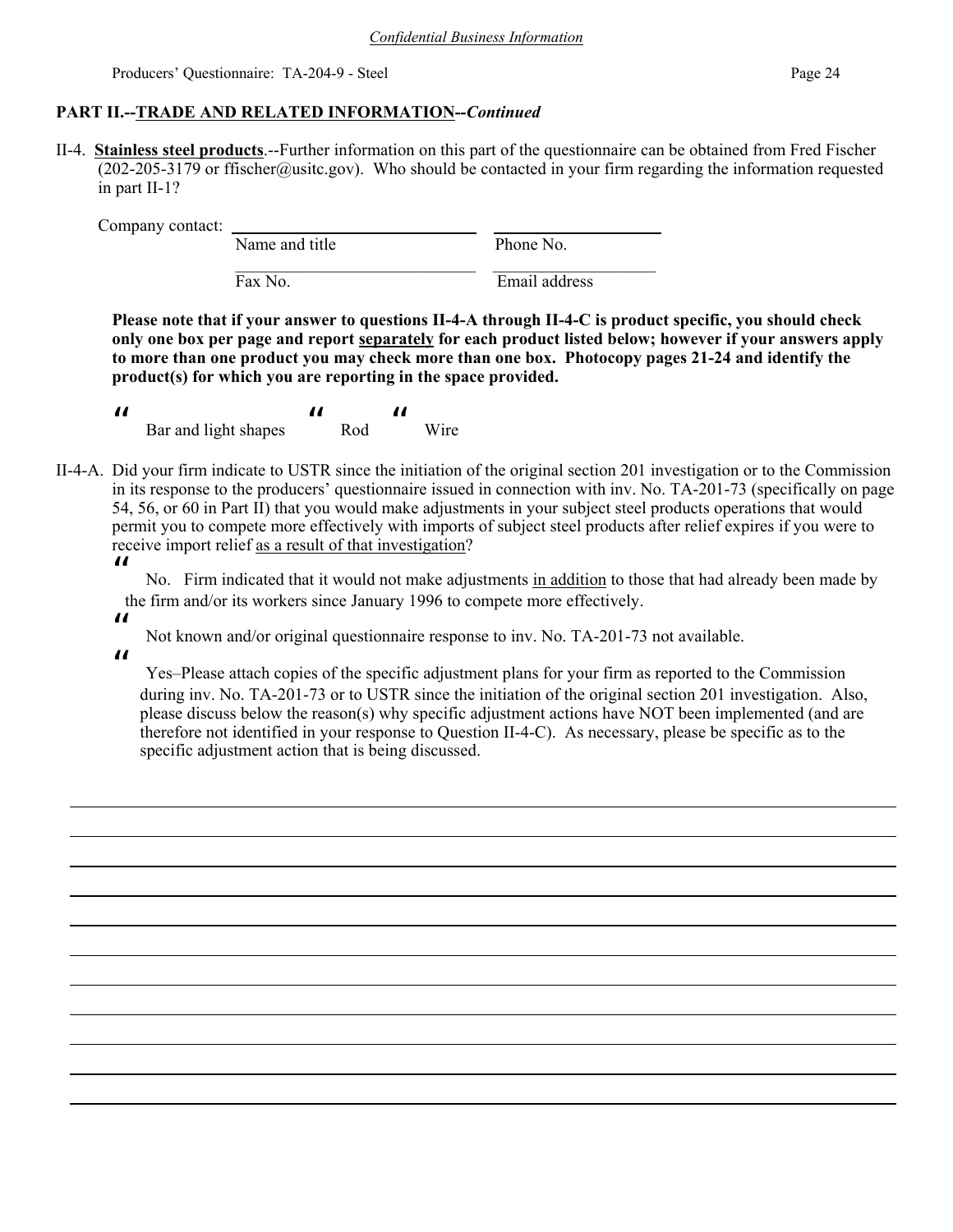*Confidential Business Information*

Producers' Questionnaire: TA-204-9 - Steel

## PART II.--TRADE AND RELATED INFORMATION--*Continued*

II-4. **Stainless steel products**.--Further information on this part of the questionnaire can be obtained from Fred Fischer (202-205-3179 or ffischer@usitc.gov). Who should be contacted in your firm regarding the information requested in part II-1?

Company contact: ____________________________ ____________________
Name and title  Phone No.

____________________________ ____________________
Fax No.  Email address

**Please note that if your answer to questions II-4-A through II-4-C is product specific, you should check only one box per page and report separately for each product listed below; however if your answers apply to more than one product you may check more than one box. Photocopy pages 21-24 and identify the product(s) for which you are reporting in the space provided.**

☐ Bar and light shapes ☐ Rod ☐ Wire

II-4-A. Did your firm indicate to USTR since the initiation of the original section 201 investigation or to the Commission in its response to the producers' questionnaire issued in connection with inv. No. TA-201-73 (specifically on page 54, 56, or 60 in Part II) that you would make adjustments in your subject steel products operations that would permit you to compete more effectively with imports of subject steel products after relief expires if you were to receive import relief as a result of that investigation?

☐ No. Firm indicated that it would not make adjustments in addition to those that had already been made by the firm and/or its workers since January 1996 to compete more effectively.

☐ Not known and/or original questionnaire response to inv. No. TA-201-73 not available.

☐ Yes–Please attach copies of the specific adjustment plans for your firm as reported to the Commission during inv. No. TA-201-73 or to USTR since the initiation of the original section 201 investigation. Also, please discuss below the reason(s) why specific adjustment actions have NOT been implemented (and are therefore not identified in your response to Question II-4-C). As necessary, please be specific as to the specific adjustment action that is being discussed.

______________________________________________________________________________
______________________________________________________________________________
______________________________________________________________________________
______________________________________________________________________________
______________________________________________________________________________
______________________________________________________________________________
______________________________________________________________________________
______________________________________________________________________________
______________________________________________________________________________
______________________________________________________________________________
______________________________________________________________________________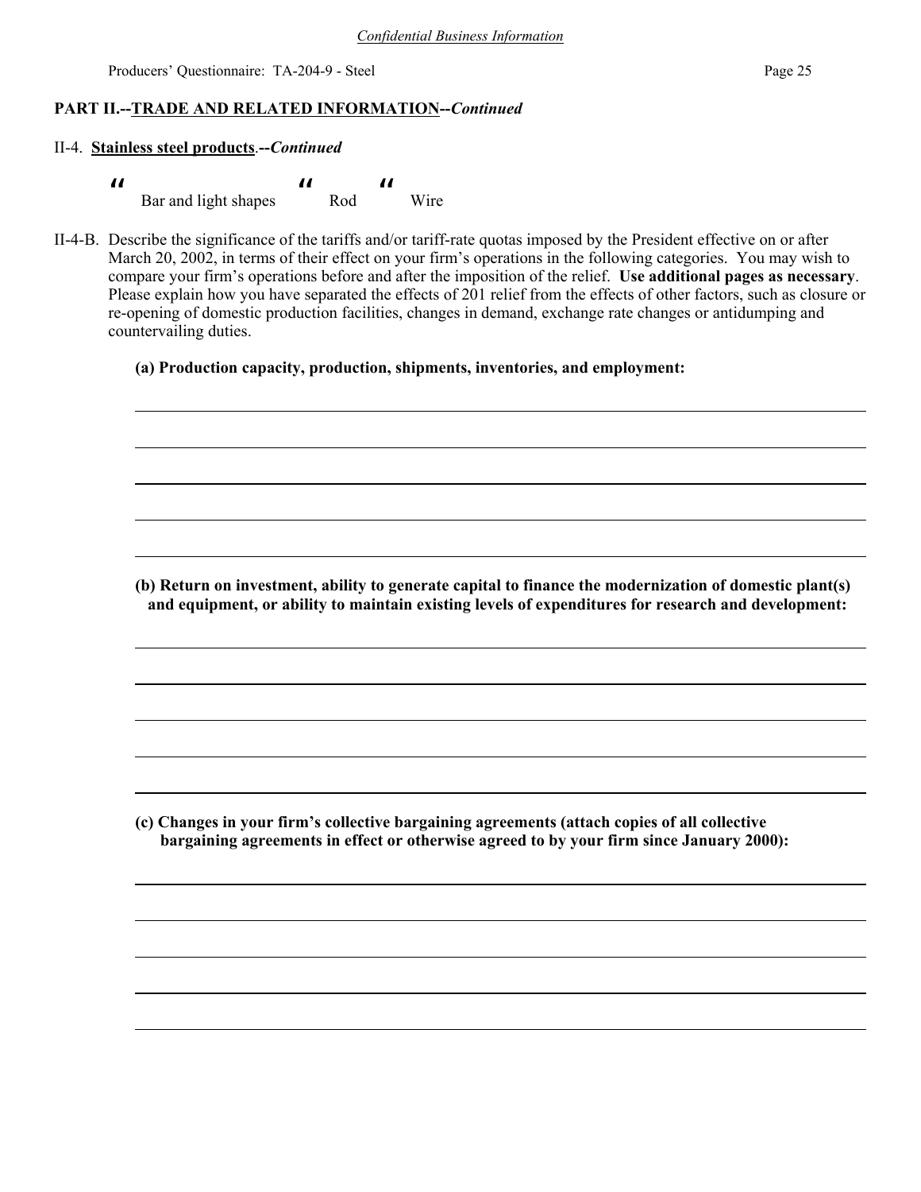**PART II.--TRADE AND RELATED INFORMATION--*Continued***

II-4. **Stainless steel products**.**--*Continued***

" Bar and light shapes " Rod " Wire

II-4-B. Describe the significance of the tariffs and/or tariff-rate quotas imposed by the President effective on or after March 20, 2002, in terms of their effect on your firm's operations in the following categories. You may wish to compare your firm's operations before and after the imposition of the relief. **Use additional pages as necessary**. Please explain how you have separated the effects of 201 relief from the effects of other factors, such as closure or re-opening of domestic production facilities, changes in demand, exchange rate changes or antidumping and countervailing duties.

**(a) Production capacity, production, shipments, inventories, and employment:**

______________________________________________________________________

______________________________________________________________________

______________________________________________________________________

______________________________________________________________________

______________________________________________________________________

**(b) Return on investment, ability to generate capital to finance the modernization of domestic plant(s) and equipment, or ability to maintain existing levels of expenditures for research and development:**

______________________________________________________________________

______________________________________________________________________

______________________________________________________________________

______________________________________________________________________

______________________________________________________________________

**(c) Changes in your firm's collective bargaining agreements (attach copies of all collective bargaining agreements in effect or otherwise agreed to by your firm since January 2000):**

______________________________________________________________________

______________________________________________________________________

______________________________________________________________________

______________________________________________________________________

______________________________________________________________________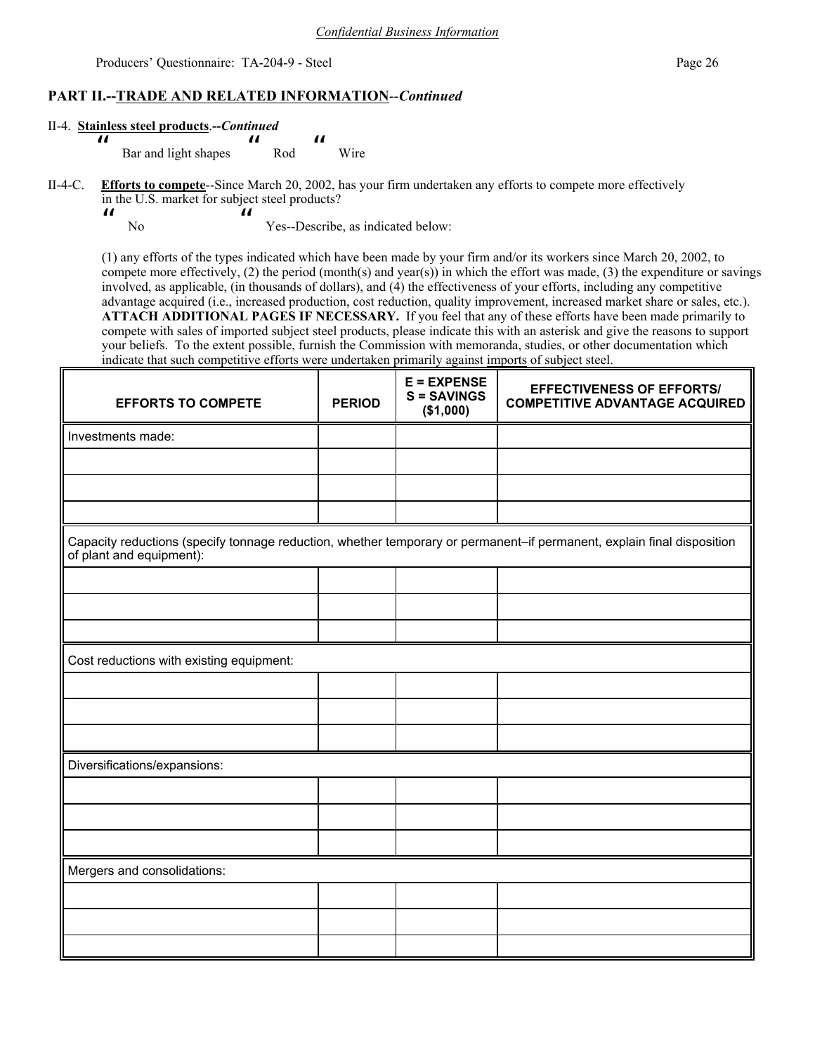*Confidential Business Information*

## PART II.--TRADE AND RELATED INFORMATION--*Continued*

II-4. **Stainless steel products.--*Continued***

" Bar and light shapes " Rod " Wire

II-4-C. **Efforts to compete**--Since March 20, 2002, has your firm undertaken any efforts to compete more effectively in the U.S. market for subject steel products?

" No " Yes--Describe, as indicated below:

(1) any efforts of the types indicated which have been made by your firm and/or its workers since March 20, 2002, to compete more effectively, (2) the period (month(s) and year(s)) in which the effort was made, (3) the expenditure or savings involved, as applicable, (in thousands of dollars), and (4) the effectiveness of your efforts, including any competitive advantage acquired (i.e., increased production, cost reduction, quality improvement, increased market share or sales, etc.). **ATTACH ADDITIONAL PAGES IF NECESSARY.** If you feel that any of these efforts have been made primarily to compete with sales of imported subject steel products, please indicate this with an asterisk and give the reasons to support your beliefs. To the extent possible, furnish the Commission with memoranda, studies, or other documentation which indicate that such competitive efforts were undertaken primarily against imports of subject steel.

| EFFORTS TO COMPETE | PERIOD | E = EXPENSE S = SAVINGS ($1,000) | EFFECTIVENESS OF EFFORTS/ COMPETITIVE ADVANTAGE ACQUIRED |
|---|---|---|---|
| Investments made: | | | |
| | | | |
| | | | |
| | | | |
| Capacity reductions (specify tonnage reduction, whether temporary or permanent–if permanent, explain final disposition of plant and equipment): | | | |
| | | | |
| | | | |
| | | | |
| Cost reductions with existing equipment: | | | |
| | | | |
| | | | |
| | | | |
| Diversifications/expansions: | | | |
| | | | |
| | | | |
| | | | |
| Mergers and consolidations: | | | |
| | | | |
| | | | |
| | | | |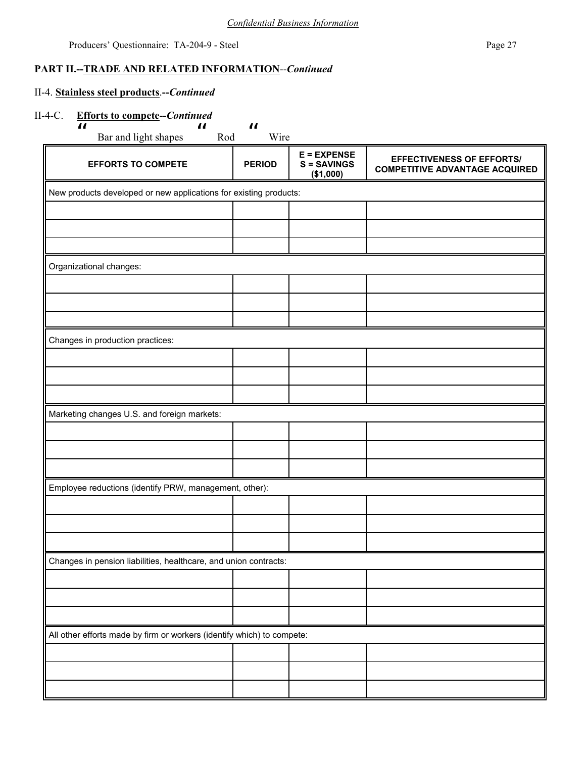*Confidential Business Information*

## PART II.--TRADE AND RELATED INFORMATION--*Continued*

### II-4. **Stainless steel products**.--*Continued*

### II-4-C. **Efforts to compete**--*Continued*

" Bar and light shapes " Rod " Wire

| EFFORTS TO COMPETE | PERIOD | E = EXPENSE<br>S = SAVINGS<br>($1,000) | EFFECTIVENESS OF EFFORTS/<br>COMPETITIVE ADVANTAGE ACQUIRED |
|---|---|---|---|
| New products developed or new applications for existing products: | | | |
| | | | |
| | | | |
| | | | |
| Organizational changes: | | | |
| | | | |
| | | | |
| | | | |
| Changes in production practices: | | | |
| | | | |
| | | | |
| | | | |
| Marketing changes U.S. and foreign markets: | | | |
| | | | |
| | | | |
| | | | |
| Employee reductions (identify PRW, management, other): | | | |
| | | | |
| | | | |
| | | | |
| Changes in pension liabilities, healthcare, and union contracts: | | | |
| | | | |
| | | | |
| | | | |
| All other efforts made by firm or workers (identify which) to compete: | | | |
| | | | |
| | | | |
| | | | |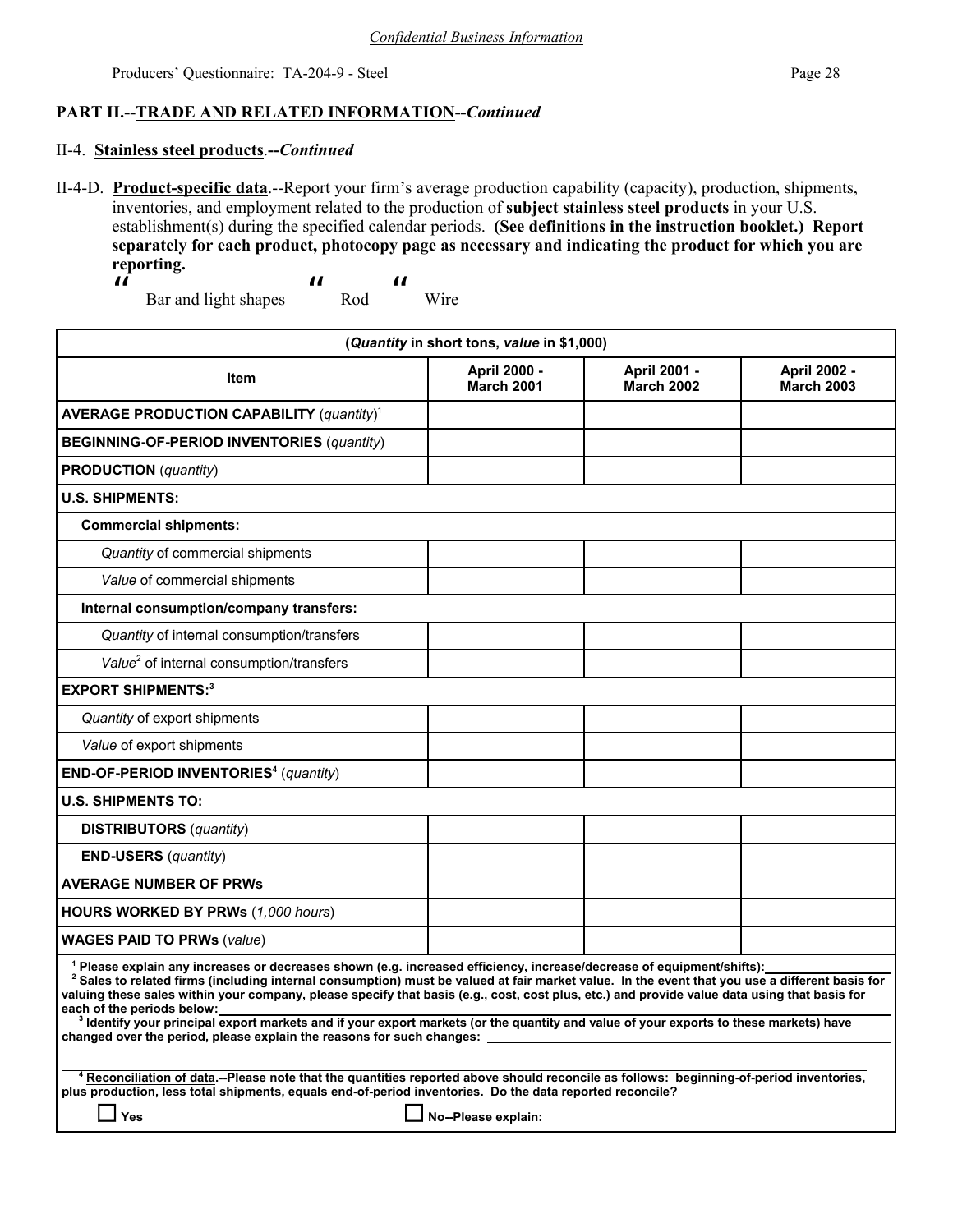*Confidential Business Information*

## PART II.--TRADE AND RELATED INFORMATION--*Continued*

### II-4. **Stainless steel products**.--*Continued*

II-4-D. **Product-specific data**.--Report your firm's average production capability (capacity), production, shipments, inventories, and employment related to the production of **subject stainless steel products** in your U.S. establishment(s) during the specified calendar periods. **(See definitions in the instruction booklet.) Report separately for each product, photocopy page as necessary and indicating the product for which you are reporting.**

☐ Bar and light shapes ☐ Rod ☐ Wire

| (*Quantity* in short tons, *value* in $1,000) | | | |
|---|---|---|---|
| **Item** | **April 2000 - March 2001** | **April 2001 - March 2002** | **April 2002 - March 2003** |
| **AVERAGE PRODUCTION CAPABILITY** (*quantity*)[1] | | | |
| **BEGINNING-OF-PERIOD INVENTORIES** (*quantity*) | | | |
| **PRODUCTION** (*quantity*) | | | |
| **U.S. SHIPMENTS:** | | | |
| **Commercial shipments:** | | | |
| *Quantity* of commercial shipments | | | |
| *Value* of commercial shipments | | | |
| **Internal consumption/company transfers:** | | | |
| *Quantity* of internal consumption/transfers | | | |
| *Value*[2] of internal consumption/transfers | | | |
| **EXPORT SHIPMENTS:**[3] | | | |
| *Quantity* of export shipments | | | |
| *Value* of export shipments | | | |
| **END-OF-PERIOD INVENTORIES**[4] (*quantity*) | | | |
| **U.S. SHIPMENTS TO:** | | | |
| **DISTRIBUTORS** (*quantity*) | | | |
| **END-USERS** (*quantity*) | | | |
| **AVERAGE NUMBER OF PRWs** | | | |
| **HOURS WORKED BY PRWs** (*1,000 hours*) | | | |
| **WAGES PAID TO PRWs** (*value*) | | | |

[1] **Please explain any increases or decreases shown (e.g. increased efficiency, increase/decrease of equipment/shifts):** ____________

[2] **Sales to related firms (including internal consumption) must be valued at fair market value. In the event that you use a different basis for valuing these sales within your company, please specify that basis (e.g., cost, cost plus, etc.) and provide value data using that basis for each of the periods below:** ____________

[3] **Identify your principal export markets and if your export markets (or the quantity and value of your exports to these markets) have changed over the period, please explain the reasons for such changes:** ____________

[4] **Reconciliation of data.--Please note that the quantities reported above should reconcile as follows: beginning-of-period inventories, plus production, less total shipments, equals end-of-period inventories. Do the data reported reconcile?**

☐ **Yes** ☐ **No--Please explain:** ____________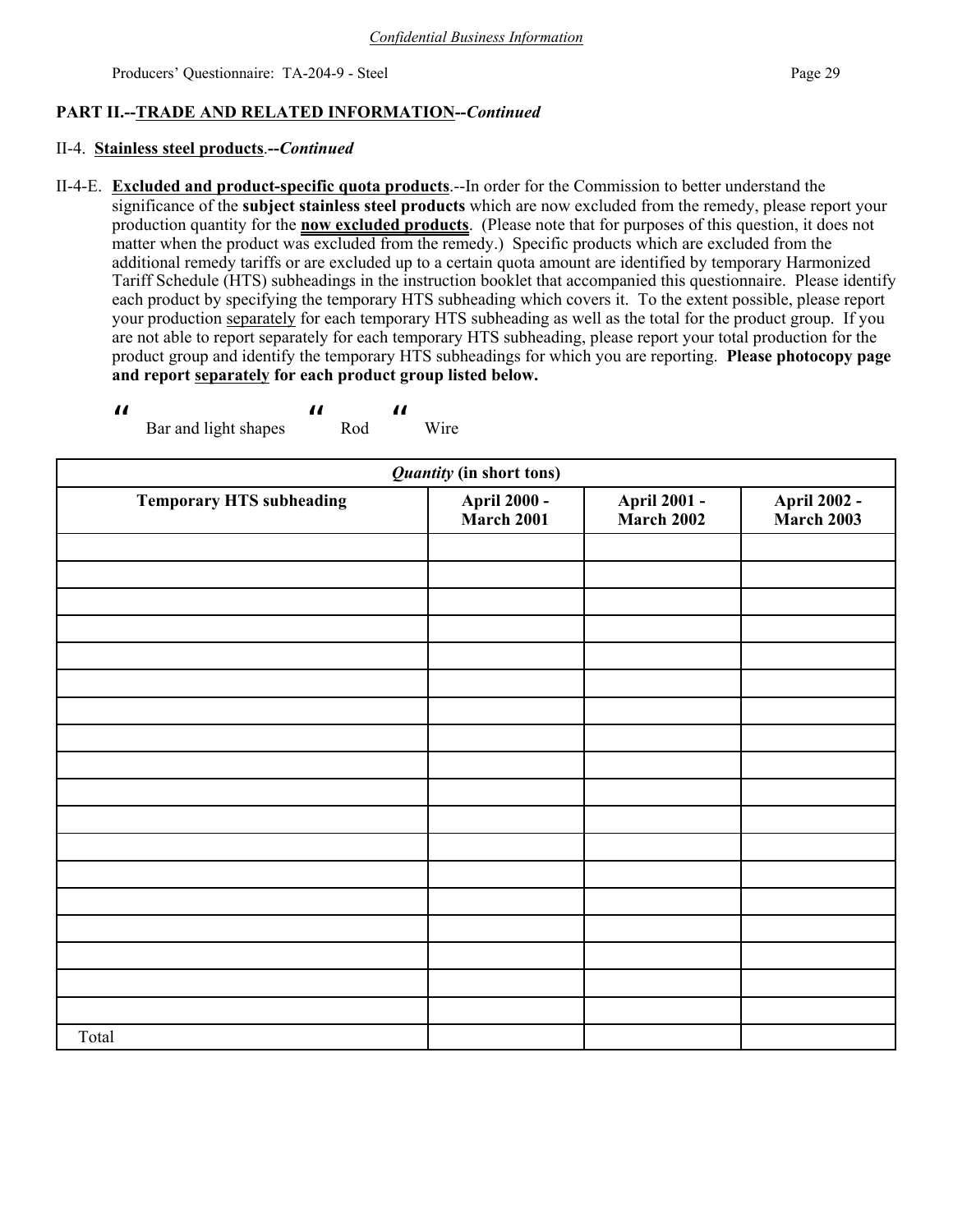*Confidential Business Information*

## PART II.--TRADE AND RELATED INFORMATION--*Continued*

### II-4. **Stainless steel products**.--*Continued*

II-4-E. **Excluded and product-specific quota products**.--In order for the Commission to better understand the significance of the **subject stainless steel products** which are now excluded from the remedy, please report your production quantity for the **now excluded products**. (Please note that for purposes of this question, it does not matter when the product was excluded from the remedy.) Specific products which are excluded from the additional remedy tariffs or are excluded up to a certain quota amount are identified by temporary Harmonized Tariff Schedule (HTS) subheadings in the instruction booklet that accompanied this questionnaire. Please identify each product by specifying the temporary HTS subheading which covers it. To the extent possible, please report your production separately for each temporary HTS subheading as well as the total for the product group. If you are not able to report separately for each temporary HTS subheading, please report your total production for the product group and identify the temporary HTS subheadings for which you are reporting. **Please photocopy page and report separately for each product group listed below.**

☐ Bar and light shapes ☐ Rod ☐ Wire

| *Quantity* (in short tons) | | | |
|---|---|---|---|
| **Temporary HTS subheading** | **April 2000 - March 2001** | **April 2001 - March 2002** | **April 2002 - March 2003** |
| | | | |
| | | | |
| | | | |
| | | | |
| | | | |
| | | | |
| | | | |
| | | | |
| | | | |
| | | | |
| | | | |
| | | | |
| | | | |
| | | | |
| | | | |
| | | | |
| | | | |
| | | | |
| Total | | | |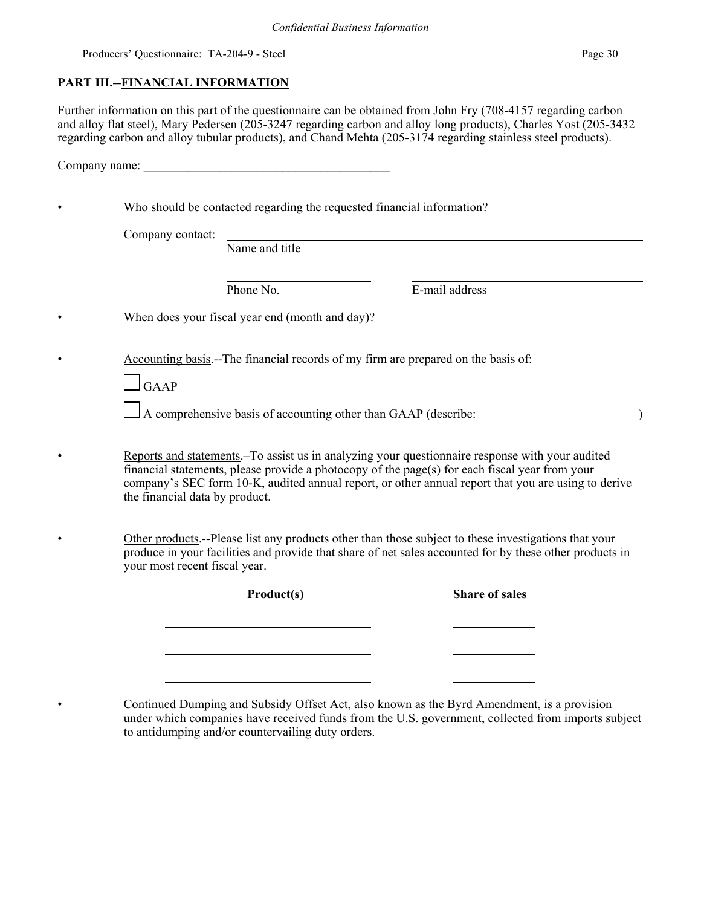## PART III.--FINANCIAL INFORMATION

Further information on this part of the questionnaire can be obtained from John Fry (708-4157 regarding carbon and alloy flat steel), Mary Pedersen (205-3247 regarding carbon and alloy long products), Charles Yost (205-3432 regarding carbon and alloy tubular products), and Chand Mehta (205-3174 regarding stainless steel products).

Company name: ________________________________________

- Who should be contacted regarding the requested financial information?

  Company contact: ________________________________________
  Name and title

  ____________________ ____________________
  Phone No. E-mail address

- When does your fiscal year end (month and day)? ________________________________________

- Accounting basis.--The financial records of my firm are prepared on the basis of:

  ☐ GAAP

  ☐ A comprehensive basis of accounting other than GAAP (describe: ________________________)

- Reports and statements.–To assist us in analyzing your questionnaire response with your audited financial statements, please provide a photocopy of the page(s) for each fiscal year from your company's SEC form 10-K, audited annual report, or other annual report that you are using to derive the financial data by product.

- Other products.--Please list any products other than those subject to these investigations that your produce in your facilities and provide that share of net sales accounted for by these other products in your most recent fiscal year.

| Product(s) | Share of sales |
|---|---|
| | |
| | |
| | |

- Continued Dumping and Subsidy Offset Act, also known as the Byrd Amendment, is a provision under which companies have received funds from the U.S. government, collected from imports subject to antidumping and/or countervailing duty orders.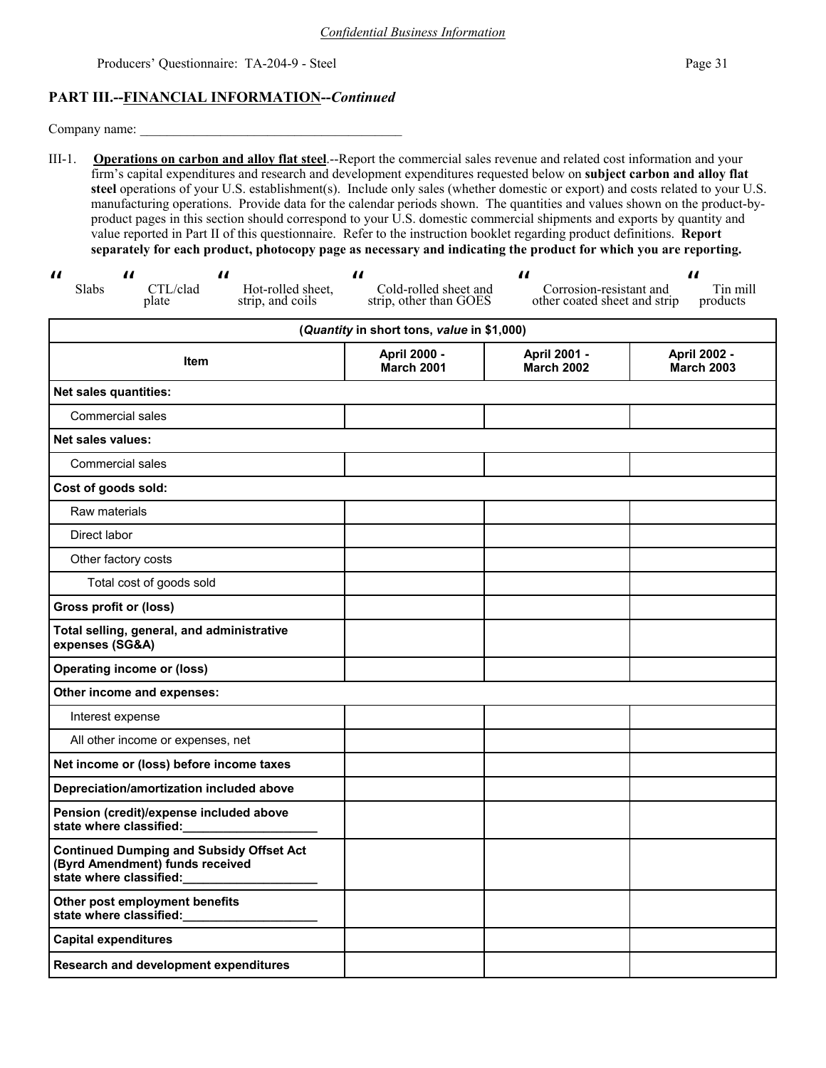*Confidential Business Information*

## PART III.--FINANCIAL INFORMATION--*Continued*

Company name: ________________________________________

III-1. **Operations on carbon and alloy flat steel**.--Report the commercial sales revenue and related cost information and your firm's capital expenditures and research and development expenditures requested below on **subject carbon and alloy flat steel** operations of your U.S. establishment(s). Include only sales (whether domestic or export) and costs related to your U.S. manufacturing operations. Provide data for the calendar periods shown. The quantities and values shown on the product-by-product pages in this section should correspond to your U.S. domestic commercial shipments and exports by quantity and value reported in Part II of this questionnaire. Refer to the instruction booklet regarding product definitions. **Report separately for each product, photocopy page as necessary and indicating the product for which you are reporting.**

☐ Slabs ☐ CTL/clad plate ☐ Hot-rolled sheet, strip, and coils ☐ Cold-rolled sheet and strip, other than GOES ☐ Corrosion-resistant and other coated sheet and strip ☐ Tin mill products

| (*Quantity* in short tons, *value* in $1,000) | | | |
|---|---|---|---|
| **Item** | **April 2000 - March 2001** | **April 2001 - March 2002** | **April 2002 - March 2003** |
| **Net sales quantities:** | | | |
| Commercial sales | | | |
| **Net sales values:** | | | |
| Commercial sales | | | |
| **Cost of goods sold:** | | | |
| Raw materials | | | |
| Direct labor | | | |
| Other factory costs | | | |
| Total cost of goods sold | | | |
| **Gross profit or (loss)** | | | |
| **Total selling, general, and administrative expenses (SG&A)** | | | |
| **Operating income or (loss)** | | | |
| **Other income and expenses:** | | | |
| Interest expense | | | |
| All other income or expenses, net | | | |
| **Net income or (loss) before income taxes** | | | |
| **Depreciation/amortization included above** | | | |
| **Pension (credit)/expense included above state where classified:____________________** | | | |
| **Continued Dumping and Subsidy Offset Act (Byrd Amendment) funds received state where classified:____________________** | | | |
| **Other post employment benefits state where classified:____________________** | | | |
| **Capital expenditures** | | | |
| **Research and development expenditures** | | | |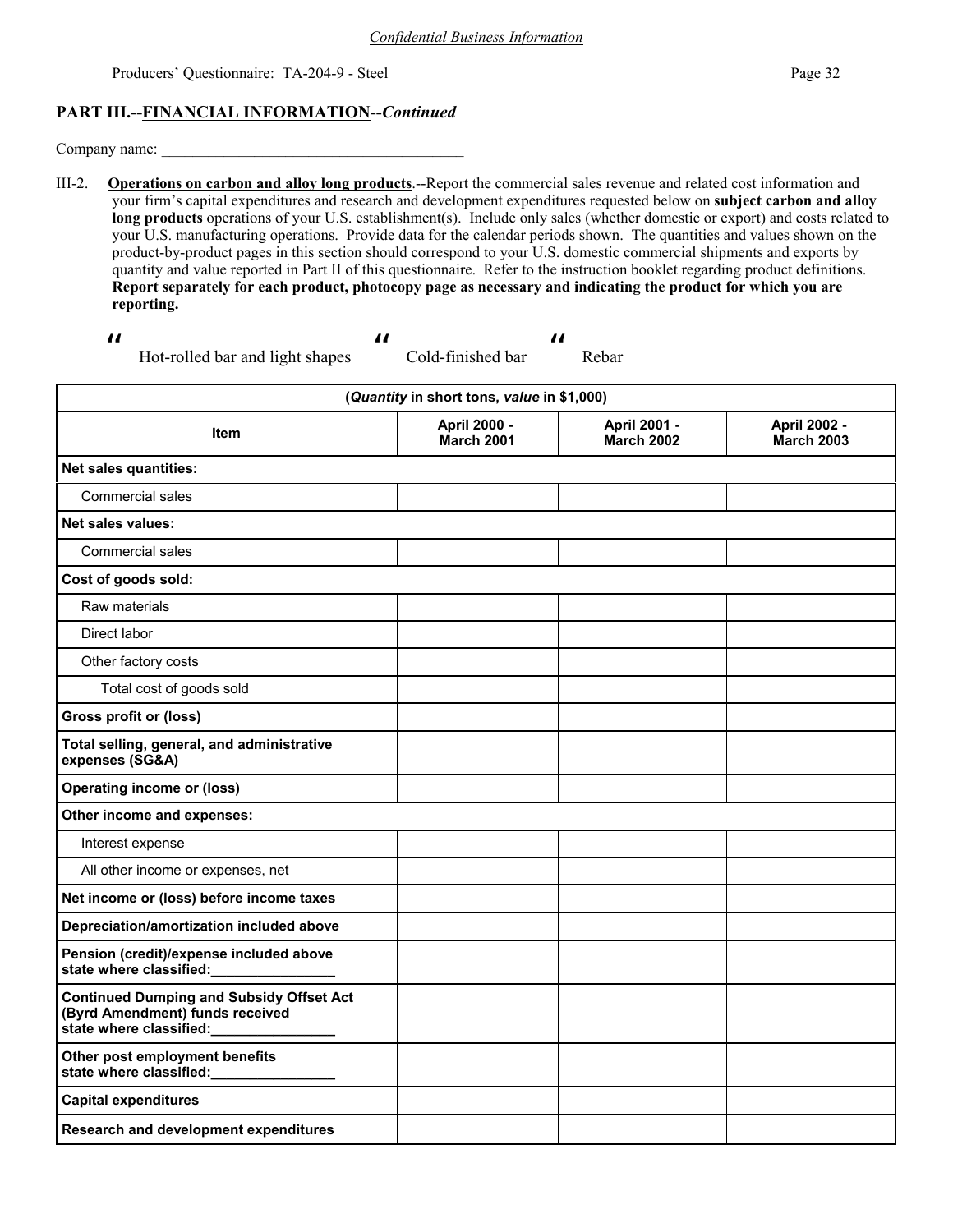*Confidential Business Information*

## PART III.--FINANCIAL INFORMATION--*Continued*

Company name: ________________________________________

III-2. **Operations on carbon and alloy long products**.--Report the commercial sales revenue and related cost information and your firm's capital expenditures and research and development expenditures requested below on **subject carbon and alloy long products** operations of your U.S. establishment(s). Include only sales (whether domestic or export) and costs related to your U.S. manufacturing operations. Provide data for the calendar periods shown. The quantities and values shown on the product-by-product pages in this section should correspond to your U.S. domestic commercial shipments and exports by quantity and value reported in Part II of this questionnaire. Refer to the instruction booklet regarding product definitions. **Report separately for each product, photocopy page as necessary and indicating the product for which you are reporting.**

" Hot-rolled bar and light shapes " Cold-finished bar " Rebar

| (*Quantity* in short tons, *value* in $1,000) | | | |
|---|---|---|---|
| **Item** | **April 2000 - March 2001** | **April 2001 - March 2002** | **April 2002 - March 2003** |
| **Net sales quantities:** | | | |
| Commercial sales | | | |
| **Net sales values:** | | | |
| Commercial sales | | | |
| **Cost of goods sold:** | | | |
| Raw materials | | | |
| Direct labor | | | |
| Other factory costs | | | |
| Total cost of goods sold | | | |
| **Gross profit or (loss)** | | | |
| **Total selling, general, and administrative expenses (SG&A)** | | | |
| **Operating income or (loss)** | | | |
| **Other income and expenses:** | | | |
| Interest expense | | | |
| All other income or expenses, net | | | |
| **Net income or (loss) before income taxes** | | | |
| **Depreciation/amortization included above** | | | |
| **Pension (credit)/expense included above state where classified:________________** | | | |
| **Continued Dumping and Subsidy Offset Act (Byrd Amendment) funds received state where classified:________________** | | | |
| **Other post employment benefits state where classified:________________** | | | |
| **Capital expenditures** | | | |
| **Research and development expenditures** | | | |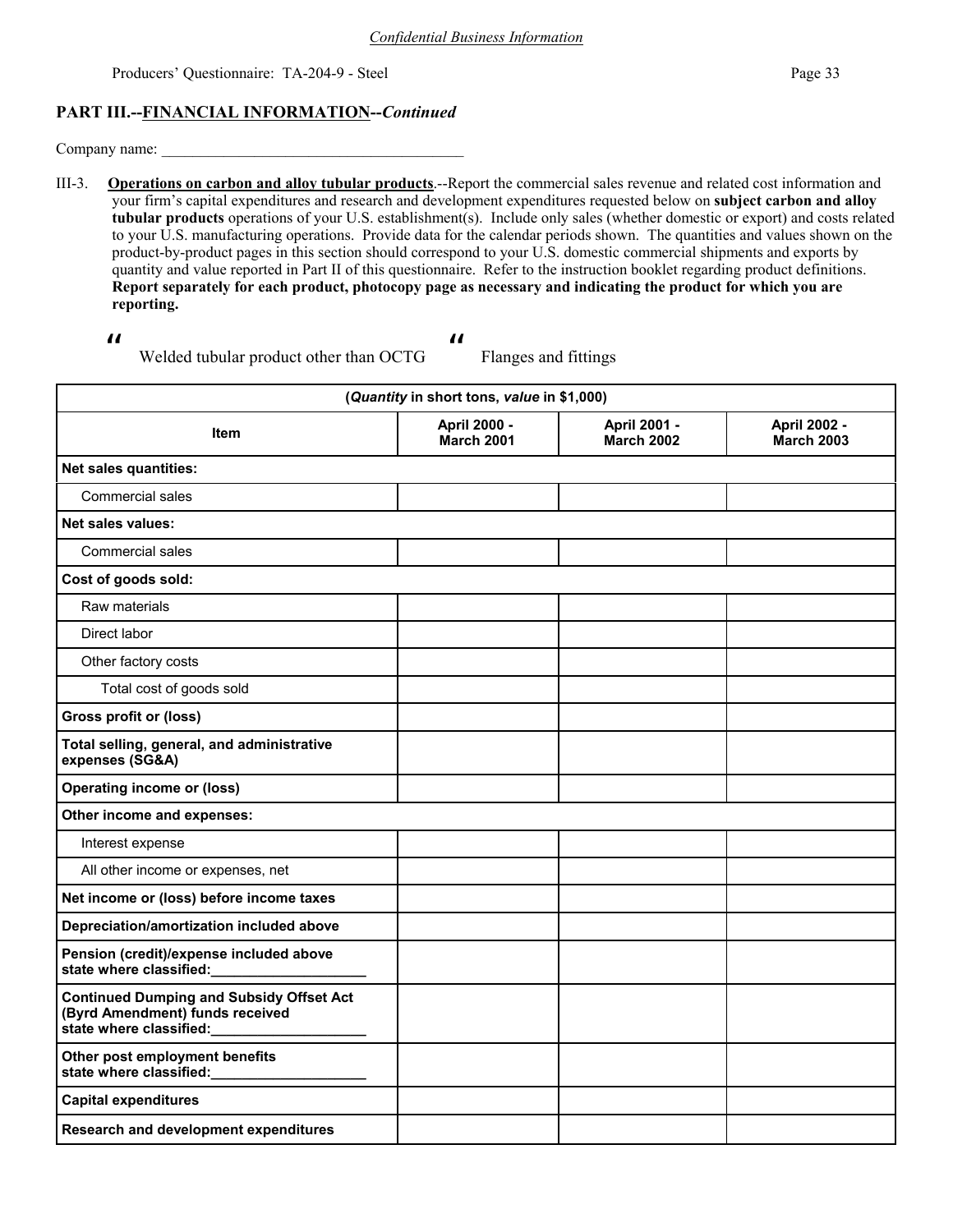*Confidential Business Information*

## PART III.--FINANCIAL INFORMATION--*Continued*

Company name: _______________________________________

III-3. **Operations on carbon and alloy tubular products**.--Report the commercial sales revenue and related cost information and your firm's capital expenditures and research and development expenditures requested below on **subject carbon and alloy tubular products** operations of your U.S. establishment(s). Include only sales (whether domestic or export) and costs related to your U.S. manufacturing operations. Provide data for the calendar periods shown. The quantities and values shown on the product-by-product pages in this section should correspond to your U.S. domestic commercial shipments and exports by quantity and value reported in Part II of this questionnaire. Refer to the instruction booklet regarding product definitions. **Report separately for each product, photocopy page as necessary and indicating the product for which you are reporting.**

" Welded tubular product other than OCTG    " Flanges and fittings

| (*Quantity* in short tons, *value* in $1,000) | | | |
|---|---|---|---|
| **Item** | **April 2000 - March 2001** | **April 2001 - March 2002** | **April 2002 - March 2003** |
| **Net sales quantities:** | | | |
| Commercial sales | | | |
| **Net sales values:** | | | |
| Commercial sales | | | |
| **Cost of goods sold:** | | | |
| Raw materials | | | |
| Direct labor | | | |
| Other factory costs | | | |
| Total cost of goods sold | | | |
| **Gross profit or (loss)** | | | |
| **Total selling, general, and administrative expenses (SG&A)** | | | |
| **Operating income or (loss)** | | | |
| **Other income and expenses:** | | | |
| Interest expense | | | |
| All other income or expenses, net | | | |
| **Net income or (loss) before income taxes** | | | |
| **Depreciation/amortization included above** | | | |
| **Pension (credit)/expense included above state where classified:____________________** | | | |
| **Continued Dumping and Subsidy Offset Act (Byrd Amendment) funds received state where classified:____________________** | | | |
| **Other post employment benefits state where classified:____________________** | | | |
| **Capital expenditures** | | | |
| **Research and development expenditures** | | | |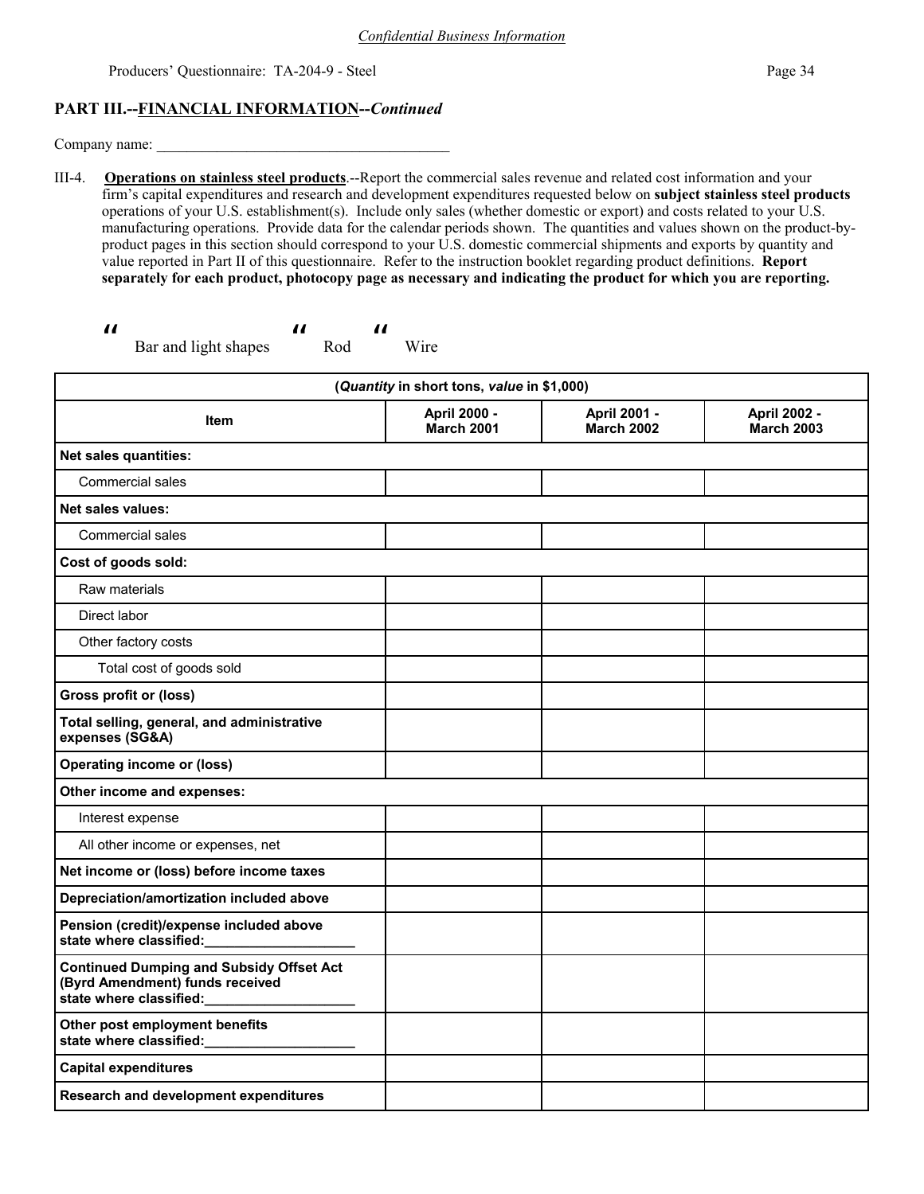*Confidential Business Information*

Producers' Questionnaire: TA-204-9 - Steel

## PART III.--FINANCIAL INFORMATION--*Continued*

Company name: ________________________________________

III-4. **Operations on stainless steel products**.--Report the commercial sales revenue and related cost information and your firm's capital expenditures and research and development expenditures requested below on **subject stainless steel products** operations of your U.S. establishment(s). Include only sales (whether domestic or export) and costs related to your U.S. manufacturing operations. Provide data for the calendar periods shown. The quantities and values shown on the product-by-product pages in this section should correspond to your U.S. domestic commercial shipments and exports by quantity and value reported in Part II of this questionnaire. Refer to the instruction booklet regarding product definitions. **Report separately for each product, photocopy page as necessary and indicating the product for which you are reporting.**

☐ Bar and light shapes ☐ Rod ☐ Wire

| (*Quantity* in short tons, *value* in $1,000) | | | |
|---|---|---|---|
| **Item** | **April 2000 - March 2001** | **April 2001 - March 2002** | **April 2002 - March 2003** |
| **Net sales quantities:** | | | |
| Commercial sales | | | |
| **Net sales values:** | | | |
| Commercial sales | | | |
| **Cost of goods sold:** | | | |
| Raw materials | | | |
| Direct labor | | | |
| Other factory costs | | | |
| Total cost of goods sold | | | |
| **Gross profit or (loss)** | | | |
| **Total selling, general, and administrative expenses (SG&A)** | | | |
| **Operating income or (loss)** | | | |
| **Other income and expenses:** | | | |
| Interest expense | | | |
| All other income or expenses, net | | | |
| **Net income or (loss) before income taxes** | | | |
| **Depreciation/amortization included above** | | | |
| **Pension (credit)/expense included above state where classified:____________________** | | | |
| **Continued Dumping and Subsidy Offset Act (Byrd Amendment) funds received state where classified:____________________** | | | |
| **Other post employment benefits state where classified:____________________** | | | |
| **Capital expenditures** | | | |
| **Research and development expenditures** | | | |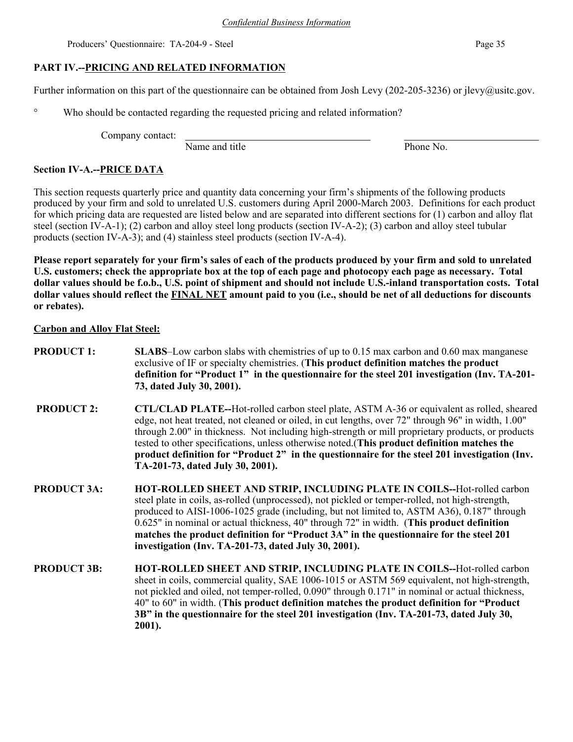## PART IV.--PRICING AND RELATED INFORMATION

Further information on this part of the questionnaire can be obtained from Josh Levy (202-205-3236) or jlevy@usitc.gov.

° Who should be contacted regarding the requested pricing and related information?

Company contact: ______________________________ ______________________
Name and title Phone No.

### Section IV-A.--PRICE DATA

This section requests quarterly price and quantity data concerning your firm's shipments of the following products produced by your firm and sold to unrelated U.S. customers during April 2000-March 2003. Definitions for each product for which pricing data are requested are listed below and are separated into different sections for (1) carbon and alloy flat steel (section IV-A-1); (2) carbon and alloy steel long products (section IV-A-2); (3) carbon and alloy steel tubular products (section IV-A-3); and (4) stainless steel products (section IV-A-4).

**Please report separately for your firm's sales of each of the products produced by your firm and sold to unrelated U.S. customers; check the appropriate box at the top of each page and photocopy each page as necessary. Total dollar values should be f.o.b., U.S. point of shipment and should not include U.S.-inland transportation costs. Total dollar values should reflect the FINAL NET amount paid to you (i.e., should be net of all deductions for discounts or rebates).**

**Carbon and Alloy Flat Steel:**

**PRODUCT 1:** **SLABS**–Low carbon slabs with chemistries of up to 0.15 max carbon and 0.60 max manganese exclusive of IF or specialty chemistries. (**This product definition matches the product definition for "Product 1" in the questionnaire for the steel 201 investigation (Inv. TA-201-73, dated July 30, 2001).**

**PRODUCT 2:** **CTL/CLAD PLATE--**Hot-rolled carbon steel plate, ASTM A-36 or equivalent as rolled, sheared edge, not heat treated, not cleaned or oiled, in cut lengths, over 72" through 96" in width, 1.00" through 2.00" in thickness. Not including high-strength or mill proprietary products, or products tested to other specifications, unless otherwise noted.(**This product definition matches the product definition for "Product 2" in the questionnaire for the steel 201 investigation (Inv. TA-201-73, dated July 30, 2001).**

**PRODUCT 3A:** **HOT-ROLLED SHEET AND STRIP, INCLUDING PLATE IN COILS--**Hot-rolled carbon steel plate in coils, as-rolled (unprocessed), not pickled or temper-rolled, not high-strength, produced to AISI-1006-1025 grade (including, but not limited to, ASTM A36), 0.187" through 0.625" in nominal or actual thickness, 40" through 72" in width. (**This product definition matches the product definition for "Product 3A" in the questionnaire for the steel 201 investigation (Inv. TA-201-73, dated July 30, 2001).**

**PRODUCT 3B:** **HOT-ROLLED SHEET AND STRIP, INCLUDING PLATE IN COILS--**Hot-rolled carbon sheet in coils, commercial quality, SAE 1006-1015 or ASTM 569 equivalent, not high-strength, not pickled and oiled, not temper-rolled, 0.090" through 0.171" in nominal or actual thickness, 40" to 60" in width. (**This product definition matches the product definition for "Product 3B" in the questionnaire for the steel 201 investigation (Inv. TA-201-73, dated July 30, 2001).**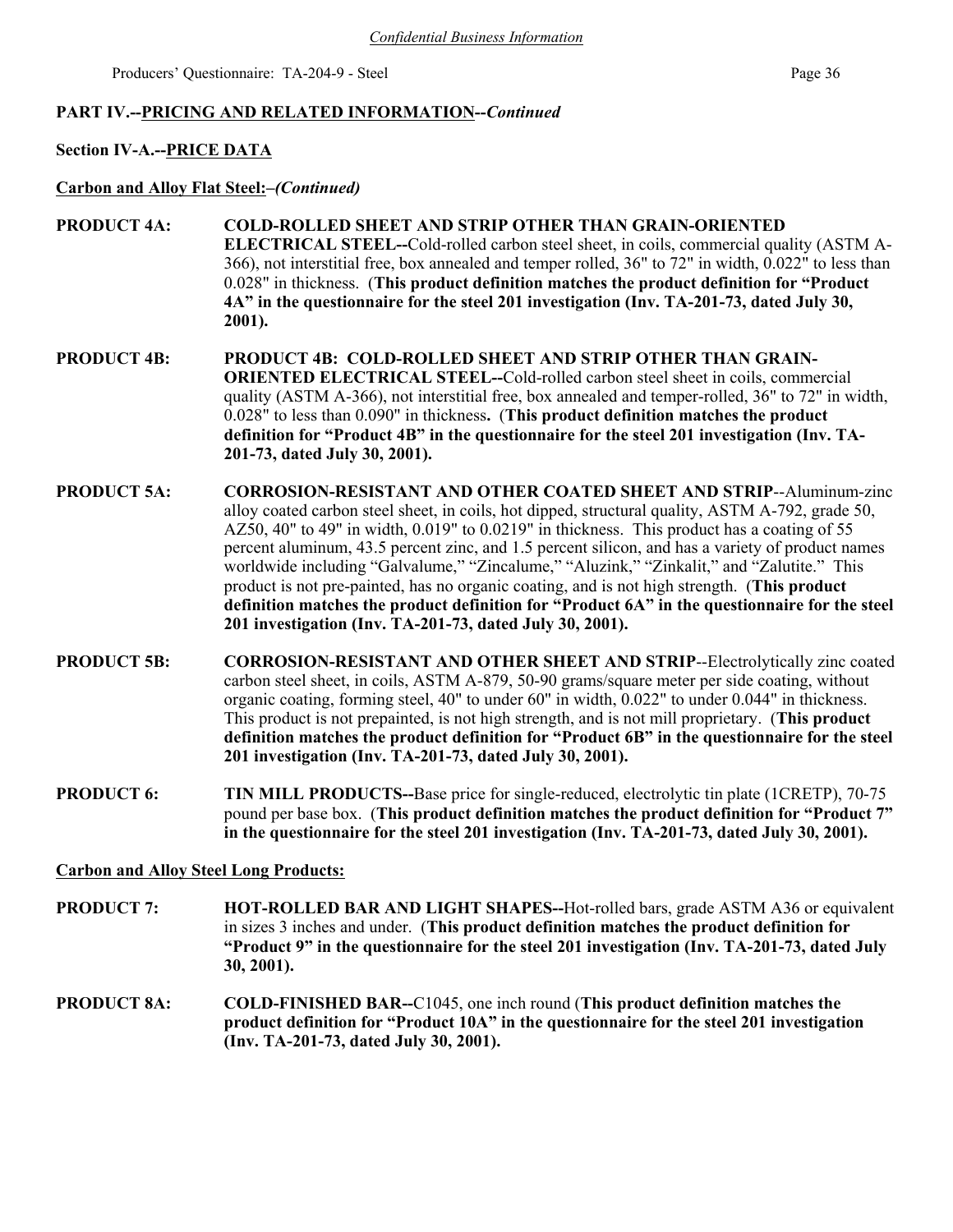*Confidential Business Information*

**PART IV.--PRICING AND RELATED INFORMATION--*Continued***

**Section IV-A.--PRICE DATA**

**Carbon and Alloy Flat Steel:–*(Continued)***

**PRODUCT 4A:** **COLD-ROLLED SHEET AND STRIP OTHER THAN GRAIN-ORIENTED ELECTRICAL STEEL--**Cold-rolled carbon steel sheet, in coils, commercial quality (ASTM A-366), not interstitial free, box annealed and temper rolled, 36" to 72" in width, 0.022" to less than 0.028" in thickness. (**This product definition matches the product definition for "Product 4A" in the questionnaire for the steel 201 investigation (Inv. TA-201-73, dated July 30, 2001).**

**PRODUCT 4B:** **PRODUCT 4B: COLD-ROLLED SHEET AND STRIP OTHER THAN GRAIN-ORIENTED ELECTRICAL STEEL--**Cold-rolled carbon steel sheet in coils, commercial quality (ASTM A-366), not interstitial free, box annealed and temper-rolled, 36" to 72" in width, 0.028" to less than 0.090" in thickness**.** (**This product definition matches the product definition for "Product 4B" in the questionnaire for the steel 201 investigation (Inv. TA-201-73, dated July 30, 2001).**

**PRODUCT 5A:** **CORROSION-RESISTANT AND OTHER COATED SHEET AND STRIP**--Aluminum-zinc alloy coated carbon steel sheet, in coils, hot dipped, structural quality, ASTM A-792, grade 50, AZ50, 40" to 49" in width, 0.019" to 0.0219" in thickness. This product has a coating of 55 percent aluminum, 43.5 percent zinc, and 1.5 percent silicon, and has a variety of product names worldwide including "Galvalume," "Zincalume," "Aluzink," "Zinkalit," and "Zalutite." This product is not pre-painted, has no organic coating, and is not high strength. (**This product definition matches the product definition for "Product 6A" in the questionnaire for the steel 201 investigation (Inv. TA-201-73, dated July 30, 2001).**

**PRODUCT 5B:** **CORROSION-RESISTANT AND OTHER SHEET AND STRIP**--Electrolytically zinc coated carbon steel sheet, in coils, ASTM A-879, 50-90 grams/square meter per side coating, without organic coating, forming steel, 40" to under 60" in width, 0.022" to under 0.044" in thickness. This product is not prepainted, is not high strength, and is not mill proprietary. (**This product definition matches the product definition for "Product 6B" in the questionnaire for the steel 201 investigation (Inv. TA-201-73, dated July 30, 2001).**

**PRODUCT 6:** **TIN MILL PRODUCTS--**Base price for single-reduced, electrolytic tin plate (1CRETP), 70-75 pound per base box. (**This product definition matches the product definition for "Product 7" in the questionnaire for the steel 201 investigation (Inv. TA-201-73, dated July 30, 2001).**

**Carbon and Alloy Steel Long Products:**

**PRODUCT 7:** **HOT-ROLLED BAR AND LIGHT SHAPES--**Hot-rolled bars, grade ASTM A36 or equivalent in sizes 3 inches and under. (**This product definition matches the product definition for "Product 9" in the questionnaire for the steel 201 investigation (Inv. TA-201-73, dated July 30, 2001).**

**PRODUCT 8A:** **COLD-FINISHED BAR--**C1045, one inch round (**This product definition matches the product definition for "Product 10A" in the questionnaire for the steel 201 investigation (Inv. TA-201-73, dated July 30, 2001).**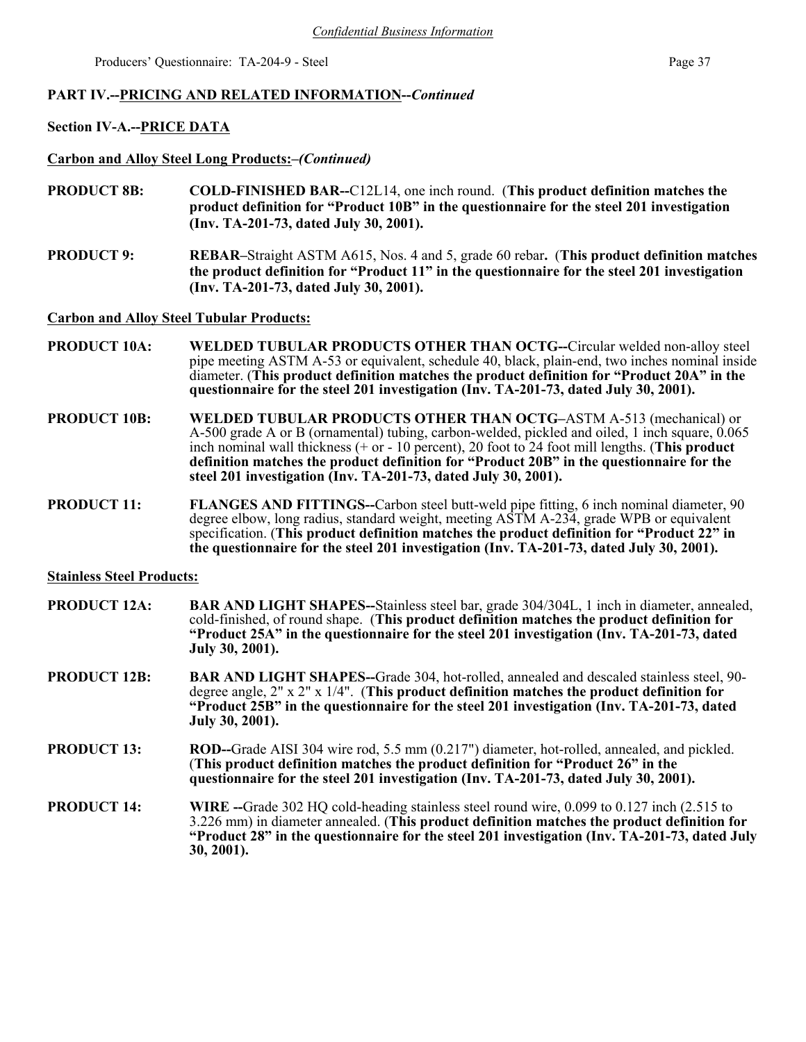**PART IV.--PRICING AND RELATED INFORMATION--*Continued***

**Section IV-A.--PRICE DATA**

**Carbon and Alloy Steel Long Products:–*(Continued)***

**PRODUCT 8B:** **COLD-FINISHED BAR--**C12L14, one inch round. (**This product definition matches the product definition for "Product 10B" in the questionnaire for the steel 201 investigation (Inv. TA-201-73, dated July 30, 2001).**

**PRODUCT 9:** **REBAR**–Straight ASTM A615, Nos. 4 and 5, grade 60 rebar**.** (**This product definition matches the product definition for "Product 11" in the questionnaire for the steel 201 investigation (Inv. TA-201-73, dated July 30, 2001).**

**Carbon and Alloy Steel Tubular Products:**

**PRODUCT 10A:** **WELDED TUBULAR PRODUCTS OTHER THAN OCTG--**Circular welded non-alloy steel pipe meeting ASTM A-53 or equivalent, schedule 40, black, plain-end, two inches nominal inside diameter. (**This product definition matches the product definition for "Product 20A" in the questionnaire for the steel 201 investigation (Inv. TA-201-73, dated July 30, 2001).**

**PRODUCT 10B:** **WELDED TUBULAR PRODUCTS OTHER THAN OCTG**–ASTM A-513 (mechanical) or A-500 grade A or B (ornamental) tubing, carbon-welded, pickled and oiled, 1 inch square, 0.065 inch nominal wall thickness (+ or - 10 percent), 20 foot to 24 foot mill lengths. (**This product definition matches the product definition for "Product 20B" in the questionnaire for the steel 201 investigation (Inv. TA-201-73, dated July 30, 2001).**

**PRODUCT 11:** **FLANGES AND FITTINGS--**Carbon steel butt-weld pipe fitting, 6 inch nominal diameter, 90 degree elbow, long radius, standard weight, meeting ASTM A-234, grade WPB or equivalent specification. (**This product definition matches the product definition for "Product 22" in the questionnaire for the steel 201 investigation (Inv. TA-201-73, dated July 30, 2001).**

**Stainless Steel Products:**

**PRODUCT 12A:** **BAR AND LIGHT SHAPES--**Stainless steel bar, grade 304/304L, 1 inch in diameter, annealed, cold-finished, of round shape. (**This product definition matches the product definition for "Product 25A" in the questionnaire for the steel 201 investigation (Inv. TA-201-73, dated July 30, 2001).**

**PRODUCT 12B:** **BAR AND LIGHT SHAPES--**Grade 304, hot-rolled, annealed and descaled stainless steel, 90-degree angle, 2" x 2" x 1/4". (**This product definition matches the product definition for "Product 25B" in the questionnaire for the steel 201 investigation (Inv. TA-201-73, dated July 30, 2001).**

**PRODUCT 13:** **ROD--**Grade AISI 304 wire rod, 5.5 mm (0.217") diameter, hot-rolled, annealed, and pickled. (**This product definition matches the product definition for "Product 26" in the questionnaire for the steel 201 investigation (Inv. TA-201-73, dated July 30, 2001).**

**PRODUCT 14:** **WIRE --**Grade 302 HQ cold-heading stainless steel round wire, 0.099 to 0.127 inch (2.515 to 3.226 mm) in diameter annealed. (**This product definition matches the product definition for "Product 28" in the questionnaire for the steel 201 investigation (Inv. TA-201-73, dated July 30, 2001).**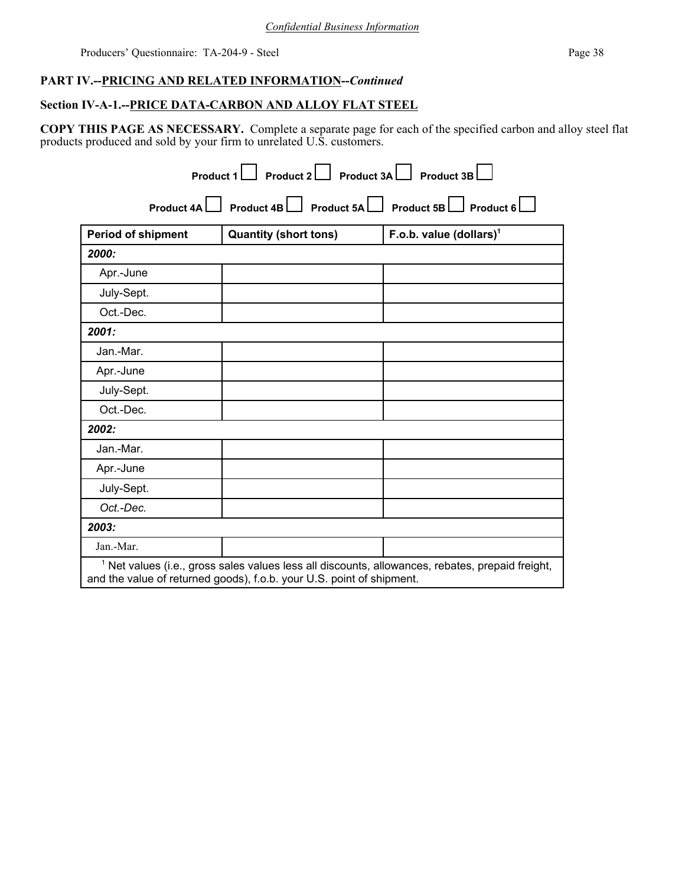*Confidential Business Information*

**PART IV.--PRICING AND RELATED INFORMATION--*Continued***

**Section IV-A-1.--PRICE DATA-CARBON AND ALLOY FLAT STEEL**

**COPY THIS PAGE AS NECESSARY.** Complete a separate page for each of the specified carbon and alloy steel flat products produced and sold by your firm to unrelated U.S. customers.

**Product 1** ☐ **Product 2** ☐ **Product 3A** ☐ **Product 3B** ☐

**Product 4A** ☐ **Product 4B** ☐ **Product 5A** ☐ **Product 5B** ☐ **Product 6** ☐

| Period of shipment | Quantity (short tons) | F.o.b. value (dollars)[1] |
|---|---|---|
| ***2000:*** | | |
| Apr.-June | | |
| July-Sept. | | |
| Oct.-Dec. | | |
| ***2001:*** | | |
| Jan.-Mar. | | |
| Apr.-June | | |
| July-Sept. | | |
| Oct.-Dec. | | |
| ***2002:*** | | |
| Jan.-Mar. | | |
| Apr.-June | | |
| July-Sept. | | |
| *Oct.-Dec.* | | |
| ***2003:*** | | |
| Jan.-Mar. | | |

[1] Net values (i.e., gross sales values less all discounts, allowances, rebates, prepaid freight, and the value of returned goods), f.o.b. your U.S. point of shipment.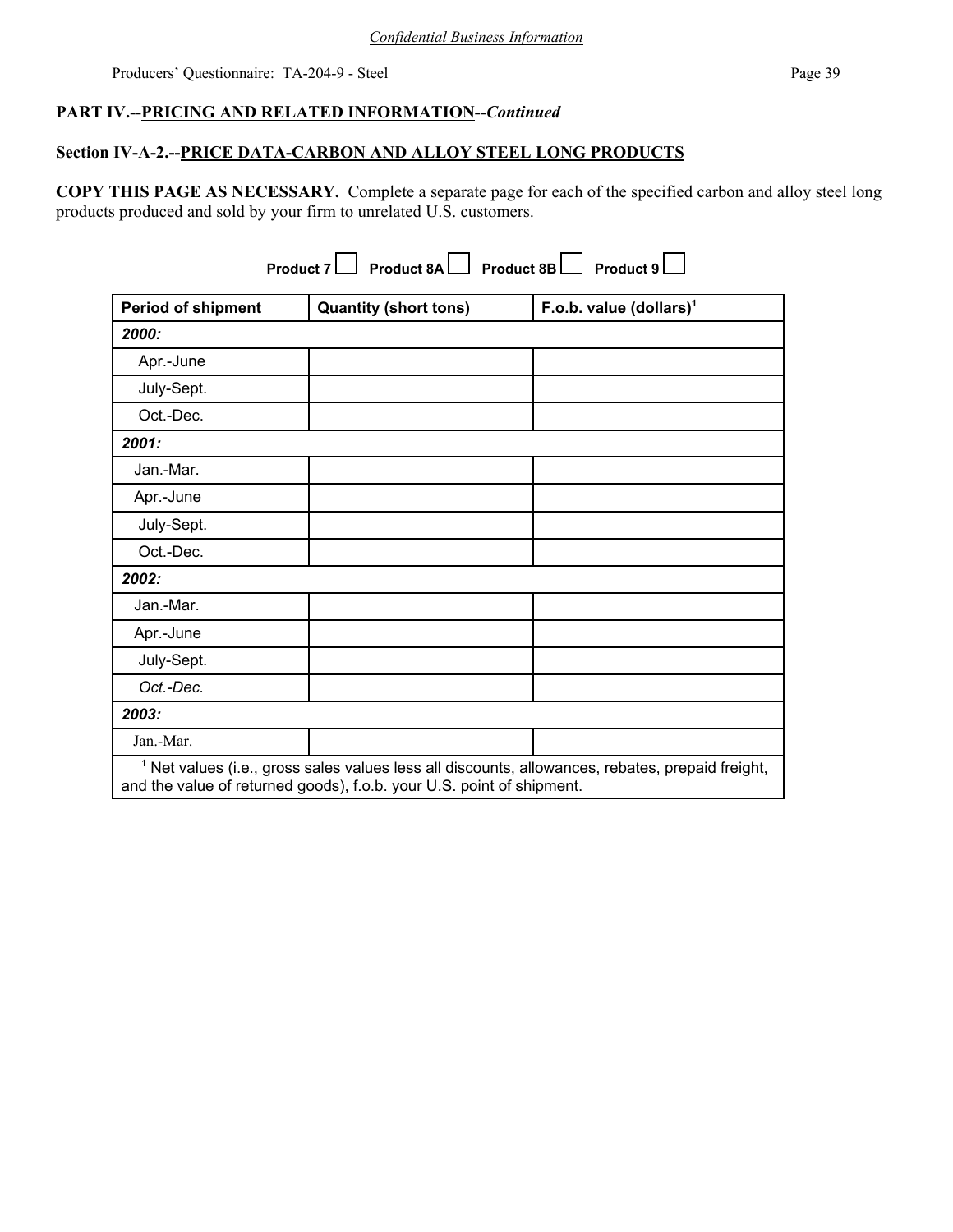*Confidential Business Information*

**PART IV.--PRICING AND RELATED INFORMATION--*Continued***

**Section IV-A-2.--PRICE DATA-CARBON AND ALLOY STEEL LONG PRODUCTS**

**COPY THIS PAGE AS NECESSARY.** Complete a separate page for each of the specified carbon and alloy steel long products produced and sold by your firm to unrelated U.S. customers.

**Product 7** ☐ **Product 8A** ☐ **Product 8B** ☐ **Product 9** ☐

| Period of shipment | Quantity (short tons) | F.o.b. value (dollars)[1] |
|---|---|---|
| ***2000:*** | | |
| Apr.-June | | |
| July-Sept. | | |
| Oct.-Dec. | | |
| ***2001:*** | | |
| Jan.-Mar. | | |
| Apr.-June | | |
| July-Sept. | | |
| Oct.-Dec. | | |
| ***2002:*** | | |
| Jan.-Mar. | | |
| Apr.-June | | |
| July-Sept. | | |
| *Oct.-Dec.* | | |
| ***2003:*** | | |
| Jan.-Mar. | | |

[1] Net values (i.e., gross sales values less all discounts, allowances, rebates, prepaid freight, and the value of returned goods), f.o.b. your U.S. point of shipment.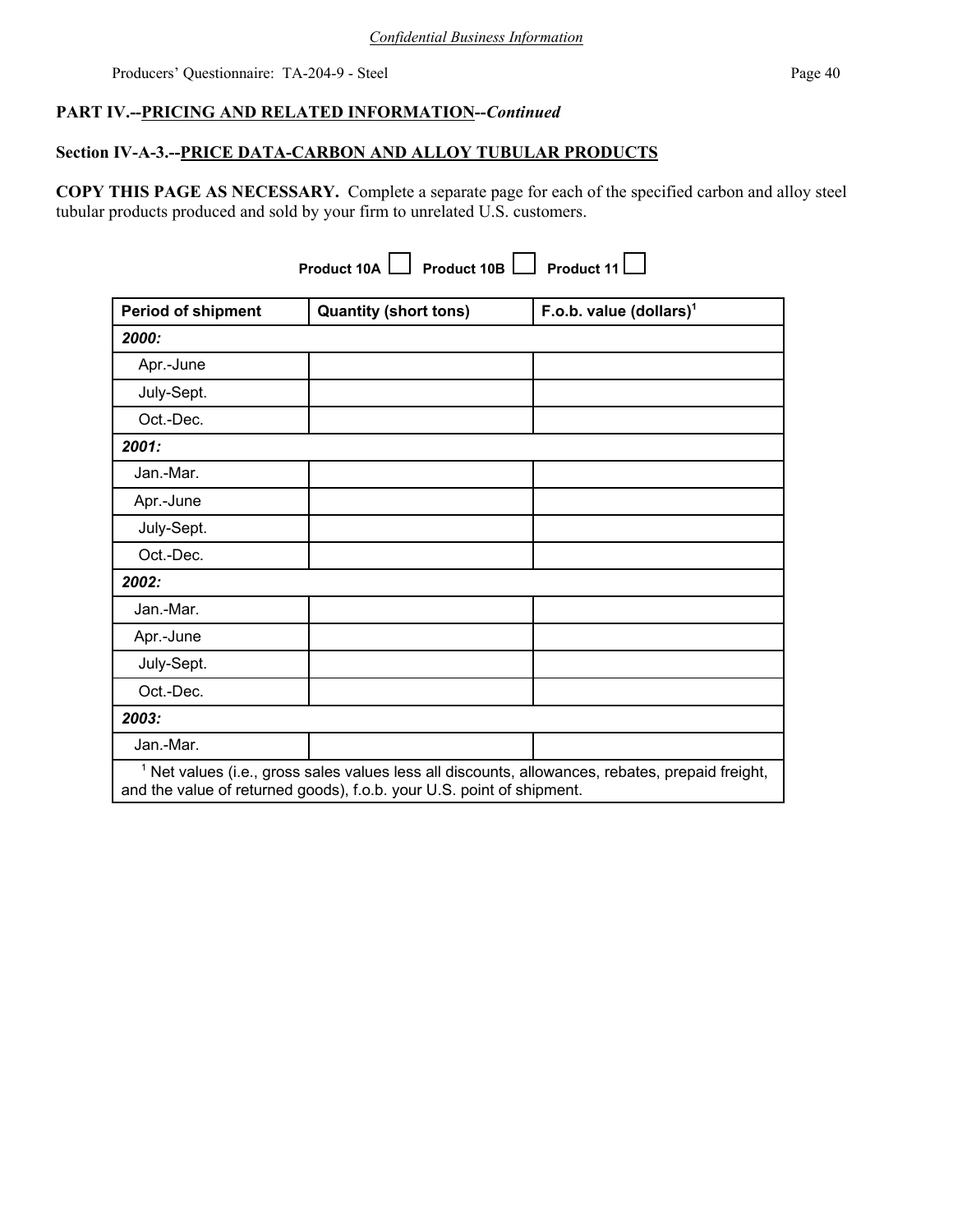*Confidential Business Information*

**PART IV.--PRICING AND RELATED INFORMATION--*Continued***

**Section IV-A-3.--PRICE DATA-CARBON AND ALLOY TUBULAR PRODUCTS**

**COPY THIS PAGE AS NECESSARY.** Complete a separate page for each of the specified carbon and alloy steel tubular products produced and sold by your firm to unrelated U.S. customers.

**Product 10A** ☐ **Product 10B** ☐ **Product 11** ☐

| Period of shipment | Quantity (short tons) | F.o.b. value (dollars)[1] |
|---|---|---|
| ***2000:*** | | |
| Apr.-June | | |
| July-Sept. | | |
| Oct.-Dec. | | |
| ***2001:*** | | |
| Jan.-Mar. | | |
| Apr.-June | | |
| July-Sept. | | |
| Oct.-Dec. | | |
| ***2002:*** | | |
| Jan.-Mar. | | |
| Apr.-June | | |
| July-Sept. | | |
| Oct.-Dec. | | |
| ***2003:*** | | |
| Jan.-Mar. | | |

[1] Net values (i.e., gross sales values less all discounts, allowances, rebates, prepaid freight, and the value of returned goods), f.o.b. your U.S. point of shipment.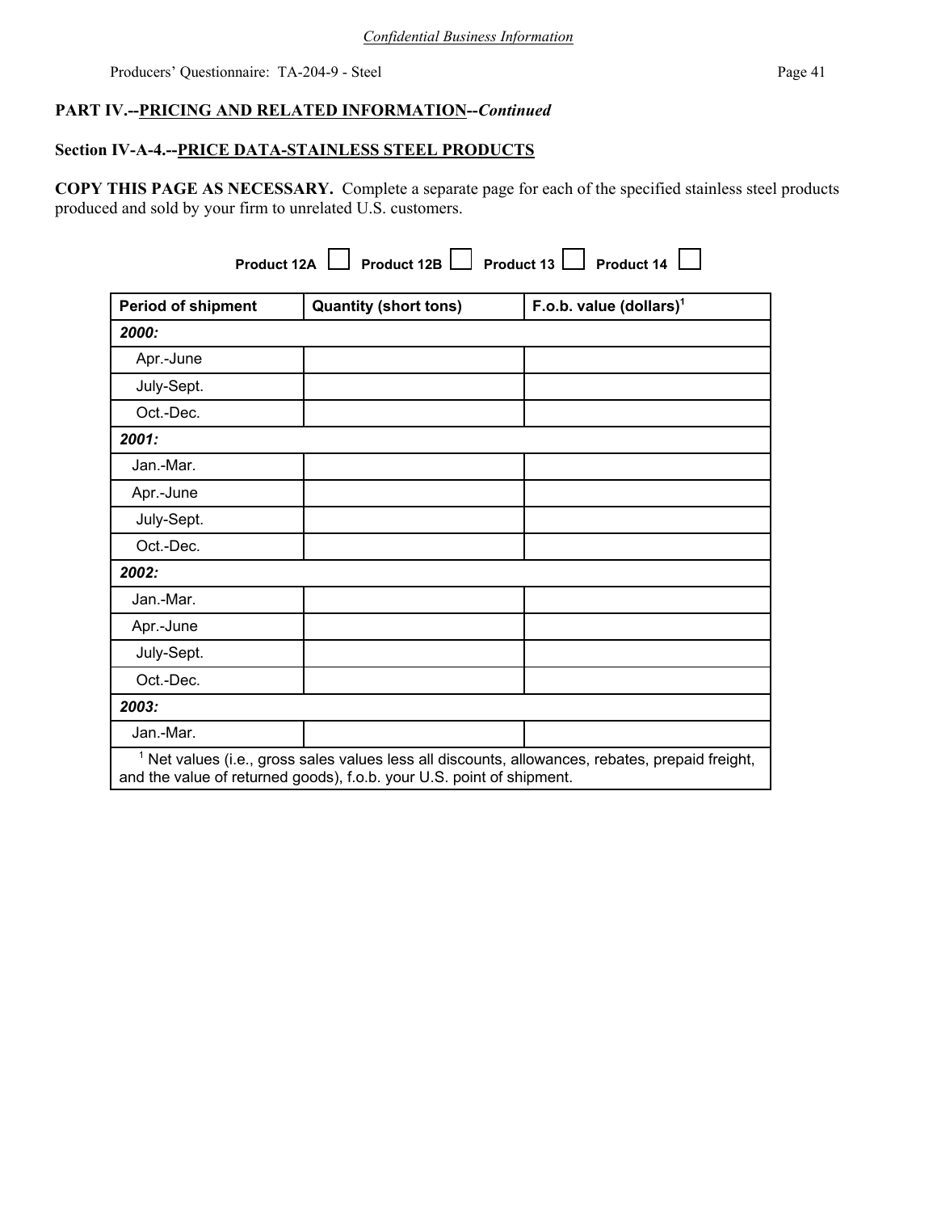*Confidential Business Information*

## PART IV.--PRICING AND RELATED INFORMATION--*Continued*

### Section IV-A-4.--PRICE DATA-STAINLESS STEEL PRODUCTS

**COPY THIS PAGE AS NECESSARY.** Complete a separate page for each of the specified stainless steel products produced and sold by your firm to unrelated U.S. customers.

**Product 12A** ☐ **Product 12B** ☐ **Product 13** ☐ **Product 14** ☐

| Period of shipment | Quantity (short tons) | F.o.b. value (dollars)[1] |
|---|---|---|
| ***2000:*** | | |
| Apr.-June | | |
| July-Sept. | | |
| Oct.-Dec. | | |
| ***2001:*** | | |
| Jan.-Mar. | | |
| Apr.-June | | |
| July-Sept. | | |
| Oct.-Dec. | | |
| ***2002:*** | | |
| Jan.-Mar. | | |
| Apr.-June | | |
| July-Sept. | | |
| Oct.-Dec. | | |
| ***2003:*** | | |
| Jan.-Mar. | | |

[1] Net values (i.e., gross sales values less all discounts, allowances, rebates, prepaid freight, and the value of returned goods), f.o.b. your U.S. point of shipment.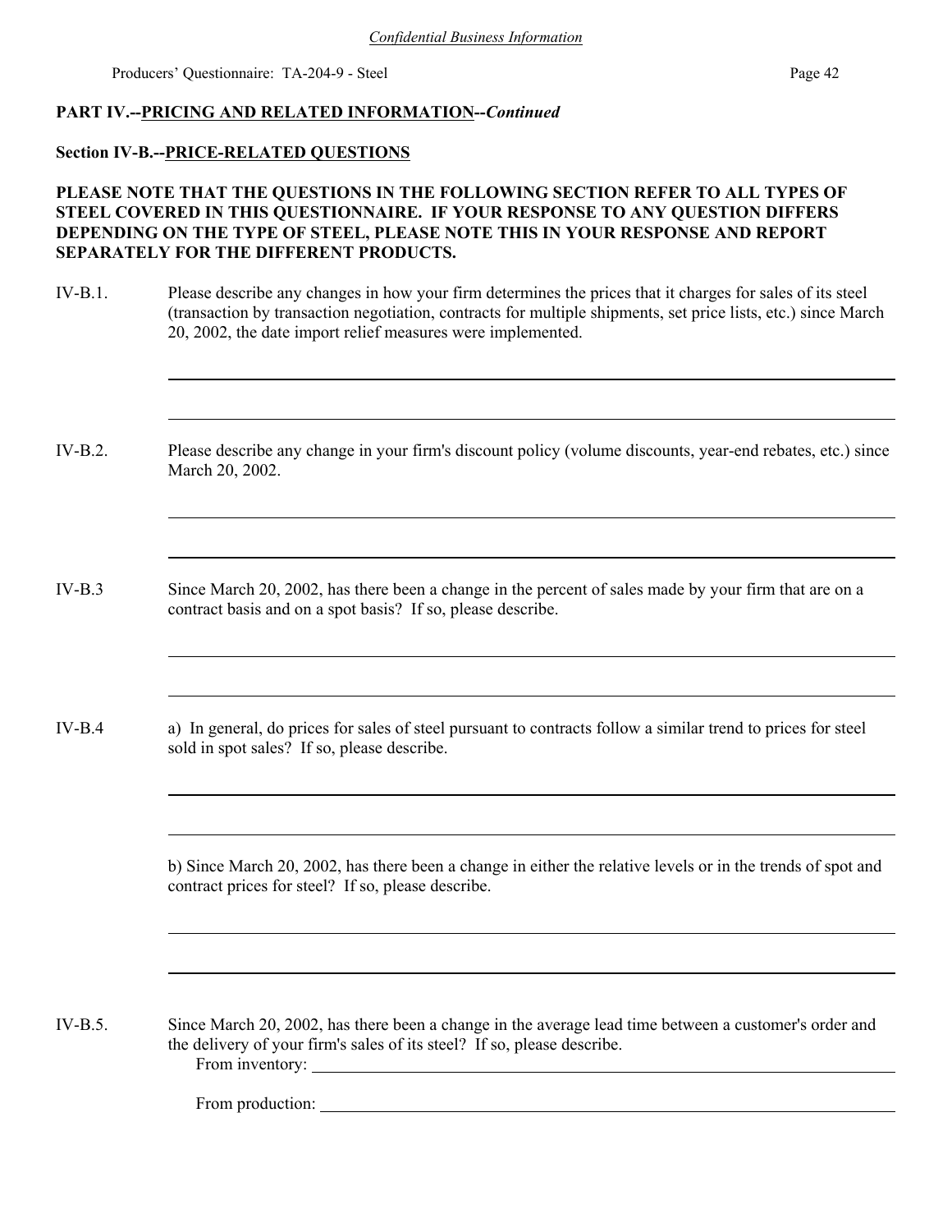**PART IV.--PRICING AND RELATED INFORMATION--*Continued***

**Section IV-B.--PRICE-RELATED QUESTIONS**

**PLEASE NOTE THAT THE QUESTIONS IN THE FOLLOWING SECTION REFER TO ALL TYPES OF STEEL COVERED IN THIS QUESTIONNAIRE. IF YOUR RESPONSE TO ANY QUESTION DIFFERS DEPENDING ON THE TYPE OF STEEL, PLEASE NOTE THIS IN YOUR RESPONSE AND REPORT SEPARATELY FOR THE DIFFERENT PRODUCTS.**

IV-B.1. Please describe any changes in how your firm determines the prices that it charges for sales of its steel (transaction by transaction negotiation, contracts for multiple shipments, set price lists, etc.) since March 20, 2002, the date import relief measures were implemented.

___

___

IV-B.2. Please describe any change in your firm's discount policy (volume discounts, year-end rebates, etc.) since March 20, 2002.

___

___

IV-B.3 Since March 20, 2002, has there been a change in the percent of sales made by your firm that are on a contract basis and on a spot basis? If so, please describe.

___

___

IV-B.4 a) In general, do prices for sales of steel pursuant to contracts follow a similar trend to prices for steel sold in spot sales? If so, please describe.

___

___

b) Since March 20, 2002, has there been a change in either the relative levels or in the trends of spot and contract prices for steel? If so, please describe.

___

___

IV-B.5. Since March 20, 2002, has there been a change in the average lead time between a customer's order and the delivery of your firm's sales of its steel? If so, please describe.

From inventory: ___

From production: ___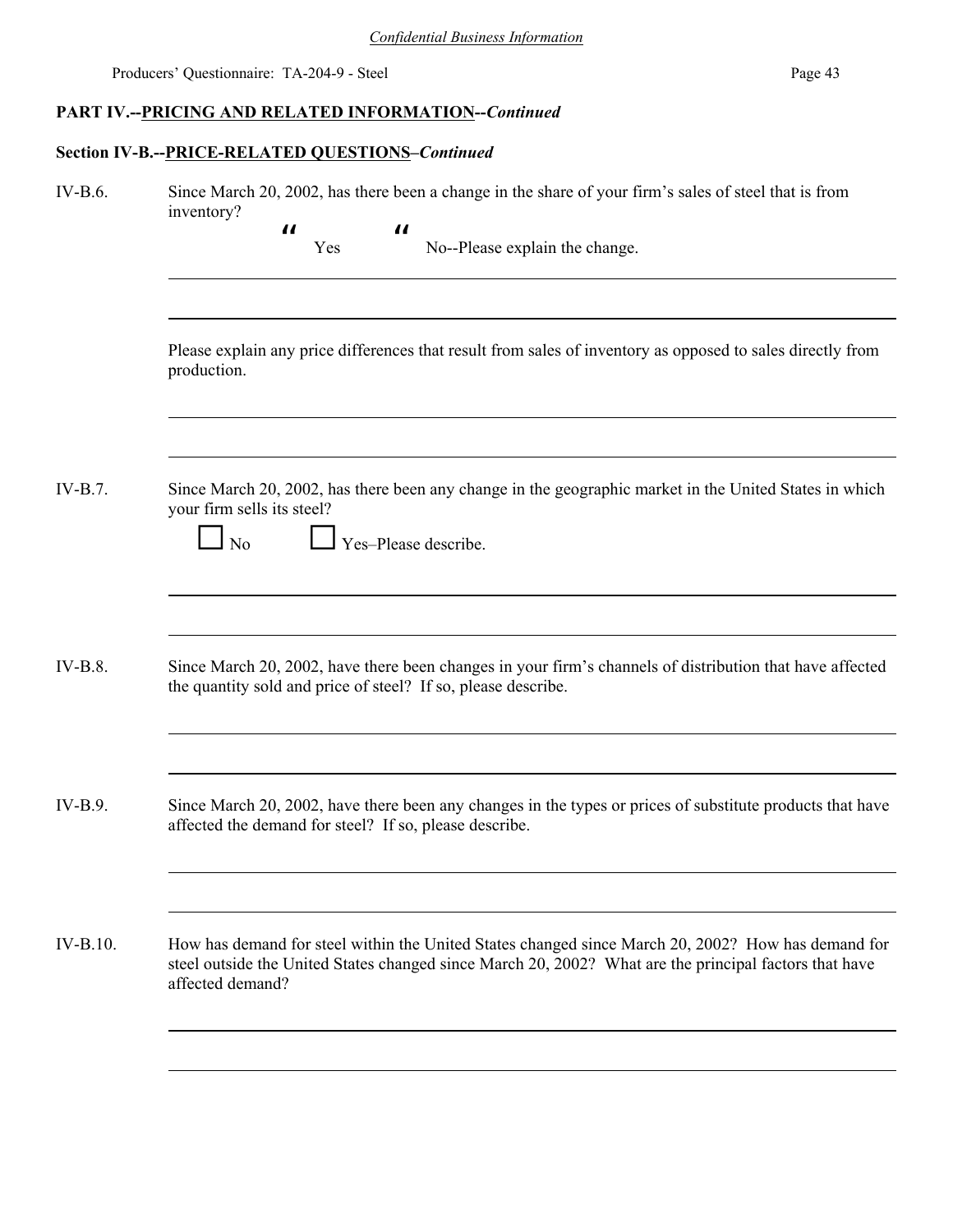*Confidential Business Information*

## PART IV.--PRICING AND RELATED INFORMATION--*Continued*

### Section IV-B.--PRICE-RELATED QUESTIONS–*Continued*

IV-B.6. Since March 20, 2002, has there been a change in the share of your firm's sales of steel that is from inventory?

" Yes " No--Please explain the change.

---

---

Please explain any price differences that result from sales of inventory as opposed to sales directly from production.

---

---

IV-B.7. Since March 20, 2002, has there been any change in the geographic market in the United States in which your firm sells its steel?

☐ No ☐ Yes–Please describe.

---

---

IV-B.8. Since March 20, 2002, have there been changes in your firm's channels of distribution that have affected the quantity sold and price of steel? If so, please describe.

---

---

IV-B.9. Since March 20, 2002, have there been any changes in the types or prices of substitute products that have affected the demand for steel? If so, please describe.

---

---

IV-B.10. How has demand for steel within the United States changed since March 20, 2002? How has demand for steel outside the United States changed since March 20, 2002? What are the principal factors that have affected demand?

---

---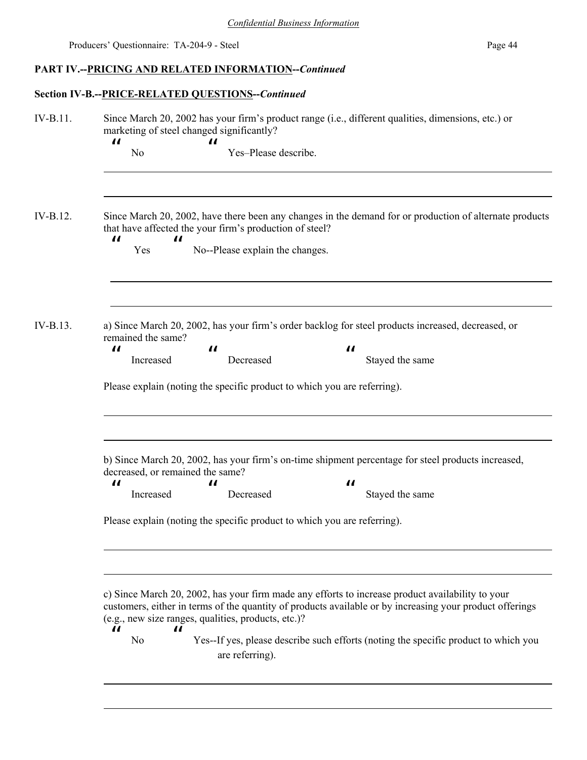*Confidential Business Information*

## PART IV.--PRICING AND RELATED INFORMATION--*Continued*

### Section IV-B.--PRICE-RELATED QUESTIONS--*Continued*

IV-B.11. Since March 20, 2002 has your firm's product range (i.e., different qualities, dimensions, etc.) or marketing of steel changed significantly?

" No " Yes–Please describe.

______________________________________________________________________

______________________________________________________________________

IV-B.12. Since March 20, 2002, have there been any changes in the demand for or production of alternate products that have affected the your firm's production of steel?

" Yes " No--Please explain the changes.

______________________________________________________________________

______________________________________________________________________

IV-B.13. a) Since March 20, 2002, has your firm's order backlog for steel products increased, decreased, or remained the same?

" Increased " Decreased " Stayed the same

Please explain (noting the specific product to which you are referring).

______________________________________________________________________

______________________________________________________________________

b) Since March 20, 2002, has your firm's on-time shipment percentage for steel products increased, decreased, or remained the same?

" Increased " Decreased " Stayed the same

Please explain (noting the specific product to which you are referring).

______________________________________________________________________

______________________________________________________________________

c) Since March 20, 2002, has your firm made any efforts to increase product availability to your customers, either in terms of the quantity of products available or by increasing your product offerings (e.g., new size ranges, qualities, products, etc.)?

" No " Yes--If yes, please describe such efforts (noting the specific product to which you are referring).

______________________________________________________________________

______________________________________________________________________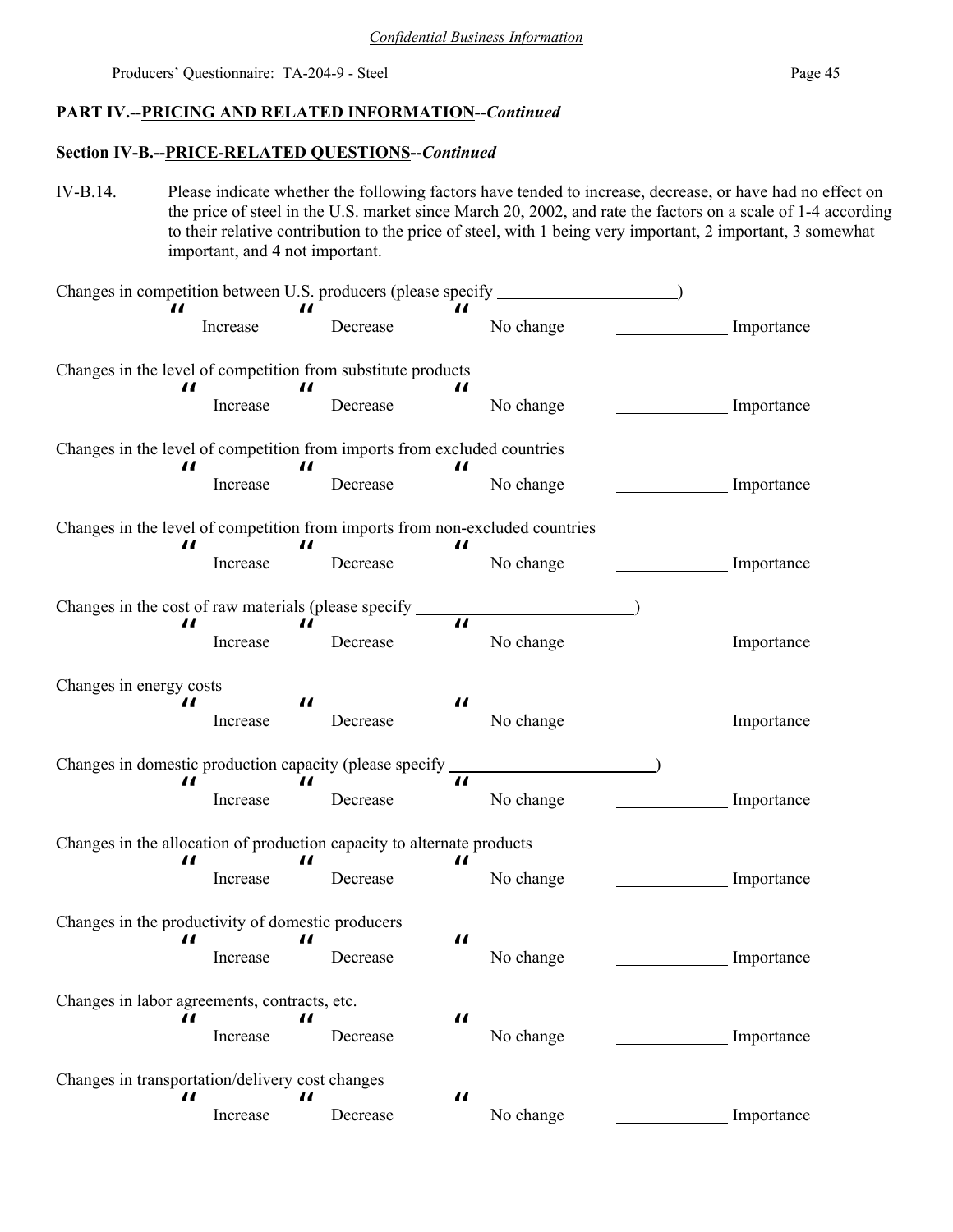*Confidential Business Information*

Producers' Questionnaire: TA-204-9 - Steel

## PART IV.--PRICING AND RELATED INFORMATION--*Continued*

### Section IV-B.--PRICE-RELATED QUESTIONS--*Continued*

IV-B.14. Please indicate whether the following factors have tended to increase, decrease, or have had no effect on the price of steel in the U.S. market since March 20, 2002, and rate the factors on a scale of 1-4 according to their relative contribution to the price of steel, with 1 being very important, 2 important, 3 somewhat important, and 4 not important.

Changes in competition between U.S. producers (please specify ____________________)

" Increase " Decrease " No change ____________ Importance

Changes in the level of competition from substitute products

" Increase " Decrease " No change ____________ Importance

Changes in the level of competition from imports from excluded countries

" Increase " Decrease " No change ____________ Importance

Changes in the level of competition from imports from non-excluded countries

" Increase " Decrease " No change ____________ Importance

Changes in the cost of raw materials (please specify ________________________)

" Increase " Decrease " No change ____________ Importance

Changes in energy costs

" Increase " Decrease " No change ____________ Importance

Changes in domestic production capacity (please specify ________________________)

" Increase " Decrease " No change ____________ Importance

Changes in the allocation of production capacity to alternate products

" Increase " Decrease " No change ____________ Importance

Changes in the productivity of domestic producers

" Increase " Decrease " No change ____________ Importance

Changes in labor agreements, contracts, etc.

" Increase " Decrease " No change ____________ Importance

Changes in transportation/delivery cost changes

" Increase " Decrease " No change ____________ Importance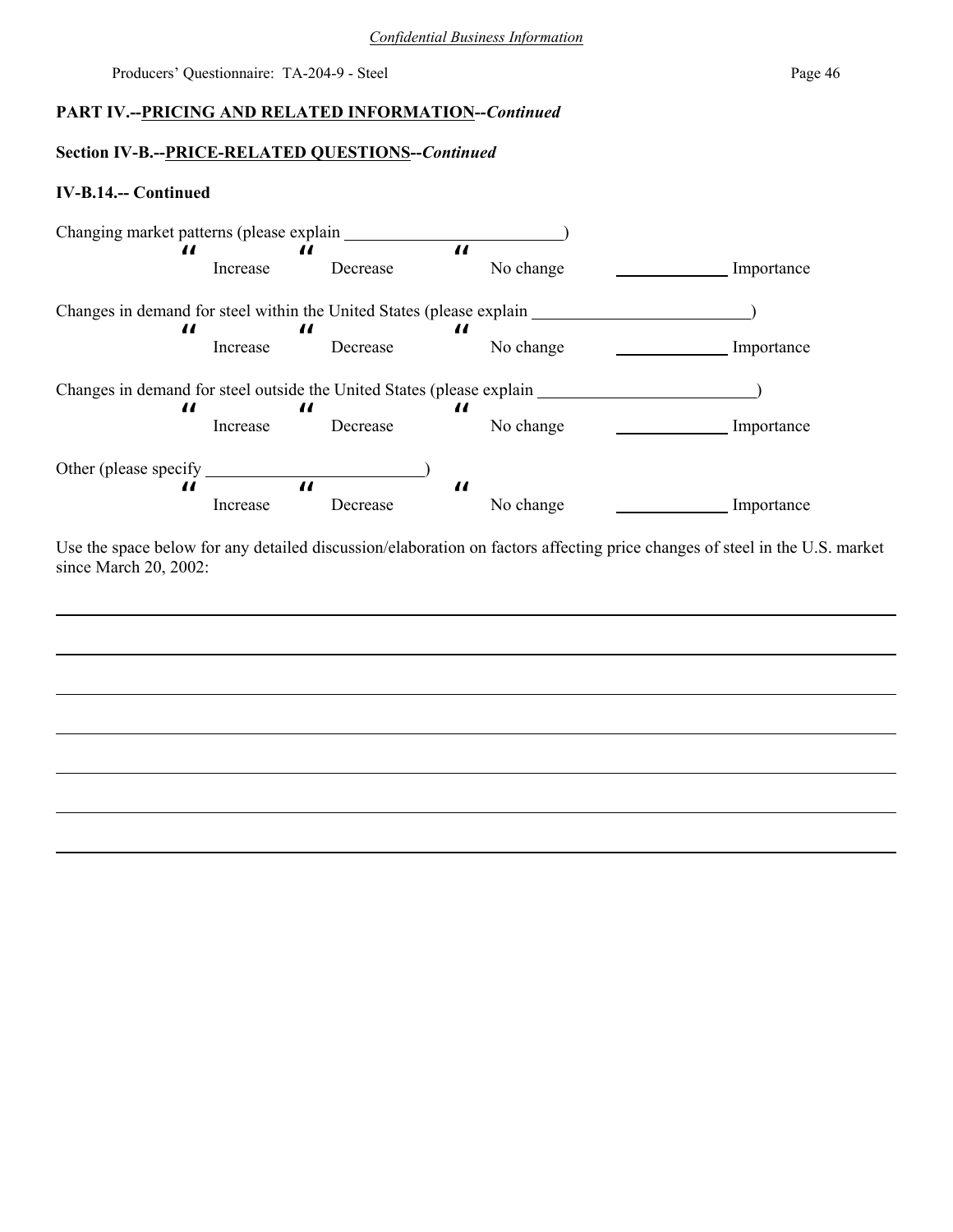PART IV.--PRICING AND RELATED INFORMATION--*Continued*

**Section IV-B.--PRICE-RELATED QUESTIONS--*Continued***

**IV-B.14.-- Continued**

Changing market patterns (please explain ________________________)

" Increase " Decrease " No change ____________ Importance

Changes in demand for steel within the United States (please explain ________________________)

" Increase " Decrease " No change ____________ Importance

Changes in demand for steel outside the United States (please explain ________________________)

" Increase " Decrease " No change ____________ Importance

Other (please specify ________________________)

" Increase " Decrease " No change ____________ Importance

Use the space below for any detailed discussion/elaboration on factors affecting price changes of steel in the U.S. market since March 20, 2002:

_______________________________________________________________________________

_______________________________________________________________________________

_______________________________________________________________________________

_______________________________________________________________________________

_______________________________________________________________________________

_______________________________________________________________________________

_______________________________________________________________________________